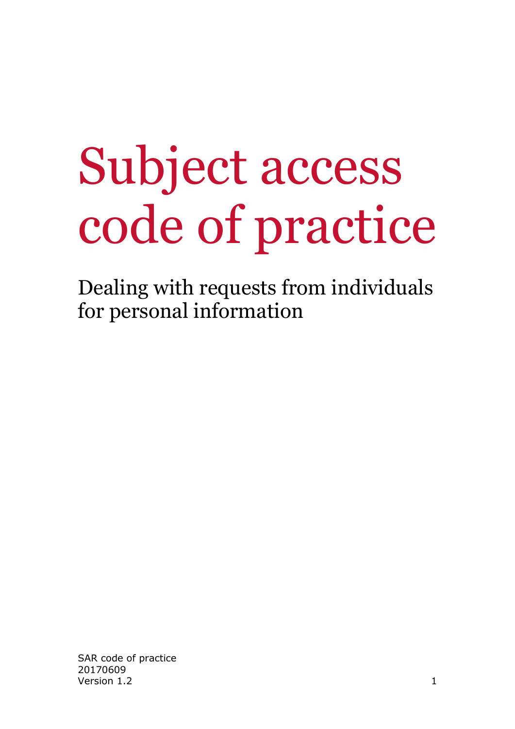# Subject access code of practice

## Dealing with requests from individuals for personal information

SAR code of practice
20170609
Version 1.2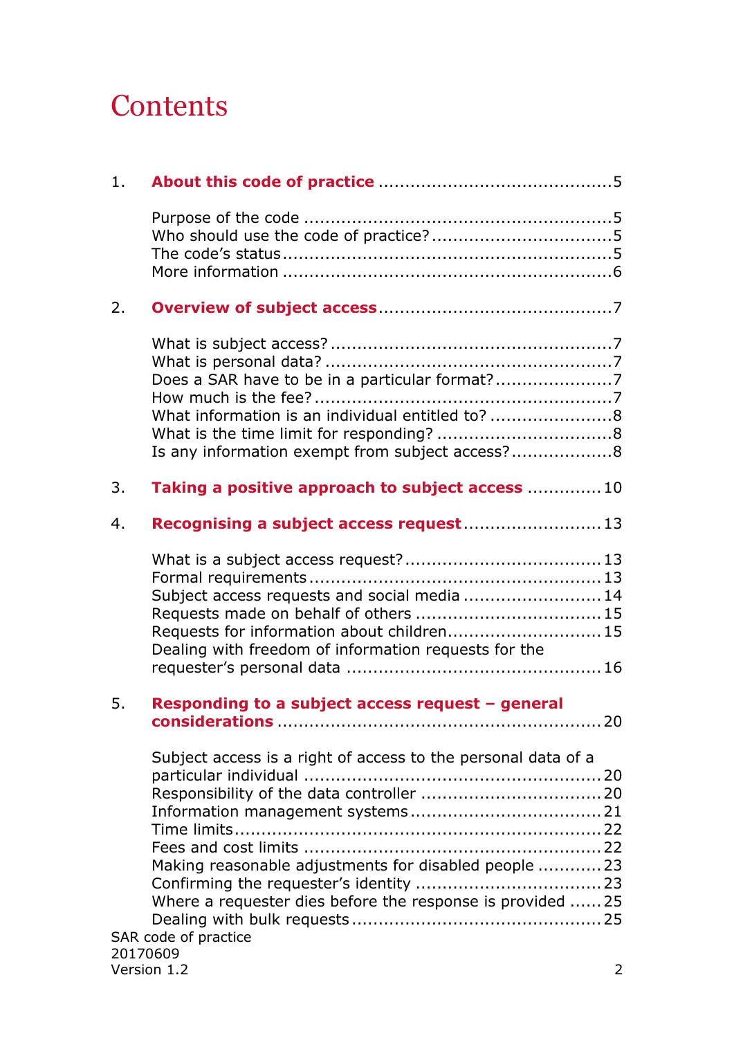# Contents

1. **About this code of practice** ........................................5

   Purpose of the code ........................................5
   Who should use the code of practice? ........................................5
   The code's status ........................................5
   More information ........................................6

2. **Overview of subject access** ........................................7

   What is subject access? ........................................7
   What is personal data? ........................................7
   Does a SAR have to be in a particular format? ........................................7
   How much is the fee? ........................................7
   What information is an individual entitled to? ........................................8
   What is the time limit for responding? ........................................8
   Is any information exempt from subject access? ........................................8

3. **Taking a positive approach to subject access** ........................................10

4. **Recognising a subject access request** ........................................13

   What is a subject access request? ........................................13
   Formal requirements ........................................13
   Subject access requests and social media ........................................14
   Requests made on behalf of others ........................................15
   Requests for information about children ........................................15
   Dealing with freedom of information requests for the requester's personal data ........................................16

5. **Responding to a subject access request – general considerations** ........................................20

   Subject access is a right of access to the personal data of a particular individual ........................................20
   Responsibility of the data controller ........................................20
   Information management systems ........................................21
   Time limits ........................................22
   Fees and cost limits ........................................22
   Making reasonable adjustments for disabled people ........................................23
   Confirming the requester's identity ........................................23
   Where a requester dies before the response is provided ........................................25
   Dealing with bulk requests ........................................25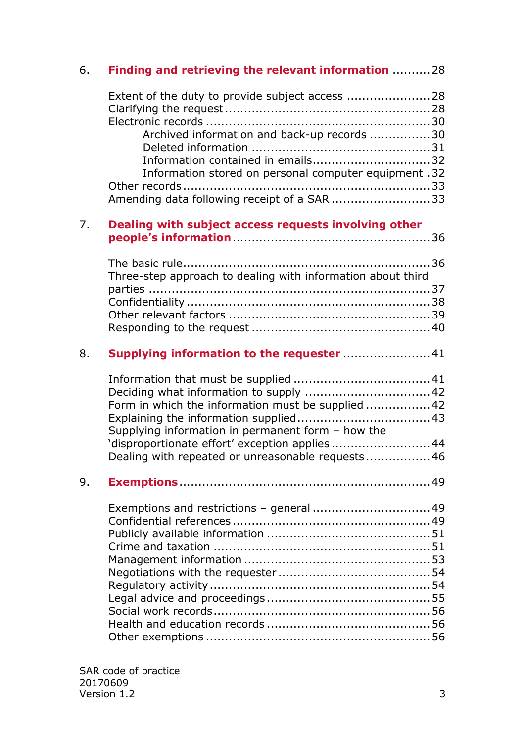6. **Finding and retrieving the relevant information** .......... 28

Extent of the duty to provide subject access ...................... 28
Clarifying the request ...................................................... 28
Electronic records ........................................................... 30
    Archived information and back-up records ................ 30
    Deleted information .............................................. 31
    Information contained in emails ............................... 32
    Information stored on personal computer equipment . 32
Other records ................................................................. 33
Amending data following receipt of a SAR .......................... 33

7. **Dealing with subject access requests involving other people's information** .................................................... 36

The basic rule ................................................................. 36
Three-step approach to dealing with information about third parties ........................................................................ 37
Confidentiality ................................................................ 38
Other relevant factors ..................................................... 39
Responding to the request ............................................... 40

8. **Supplying information to the requester** ....................... 41

Information that must be supplied .................................... 41
Deciding what information to supply ................................. 42
Form in which the information must be supplied ................. 42
Explaining the information supplied .................................. 43
Supplying information in permanent form – how the 'disproportionate effort' exception applies .......................... 44
Dealing with repeated or unreasonable requests ................. 46

9. **Exemptions** ................................................................. 49

Exemptions and restrictions – general ............................... 49
Confidential references .................................................... 49
Publicly available information ........................................... 51
Crime and taxation ......................................................... 51
Management information ................................................. 53
Negotiations with the requester ....................................... 54
Regulatory activity .......................................................... 54
Legal advice and proceedings ........................................... 55
Social work records ......................................................... 56
Health and education records ........................................... 56
Other exemptions ........................................................... 56

SAR code of practice
20170609
Version 1.2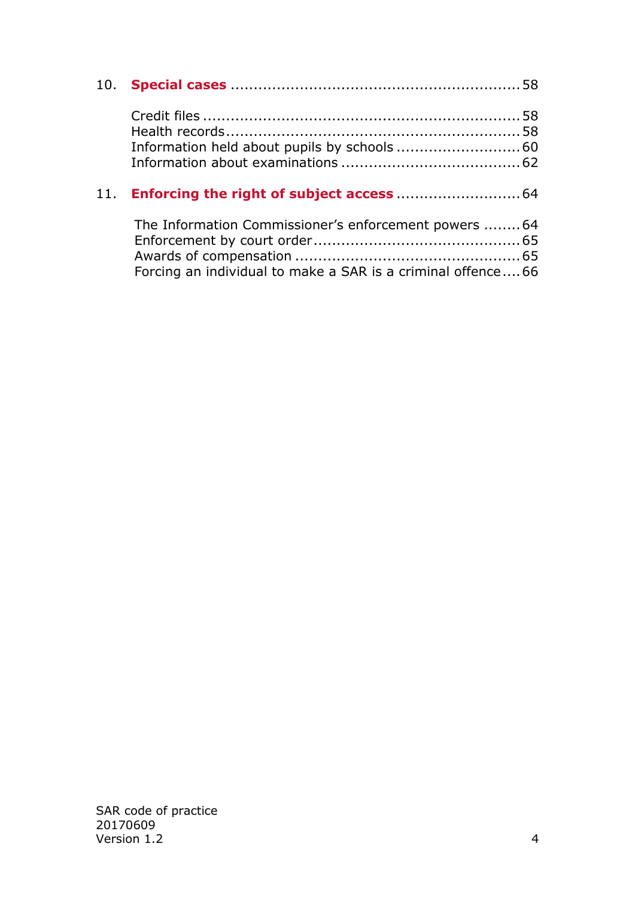10. **Special cases** .............................................................. 58

Credit files ..................................................................... 58
Health records ................................................................ 58
Information held about pupils by schools ........................... 60
Information about examinations ....................................... 62

11. **Enforcing the right of subject access** ........................... 64

The Information Commissioner's enforcement powers ........ 64
Enforcement by court order ............................................ 65
Awards of compensation ................................................ 65
Forcing an individual to make a SAR is a criminal offence .... 66

SAR code of practice
20170609
Version 1.2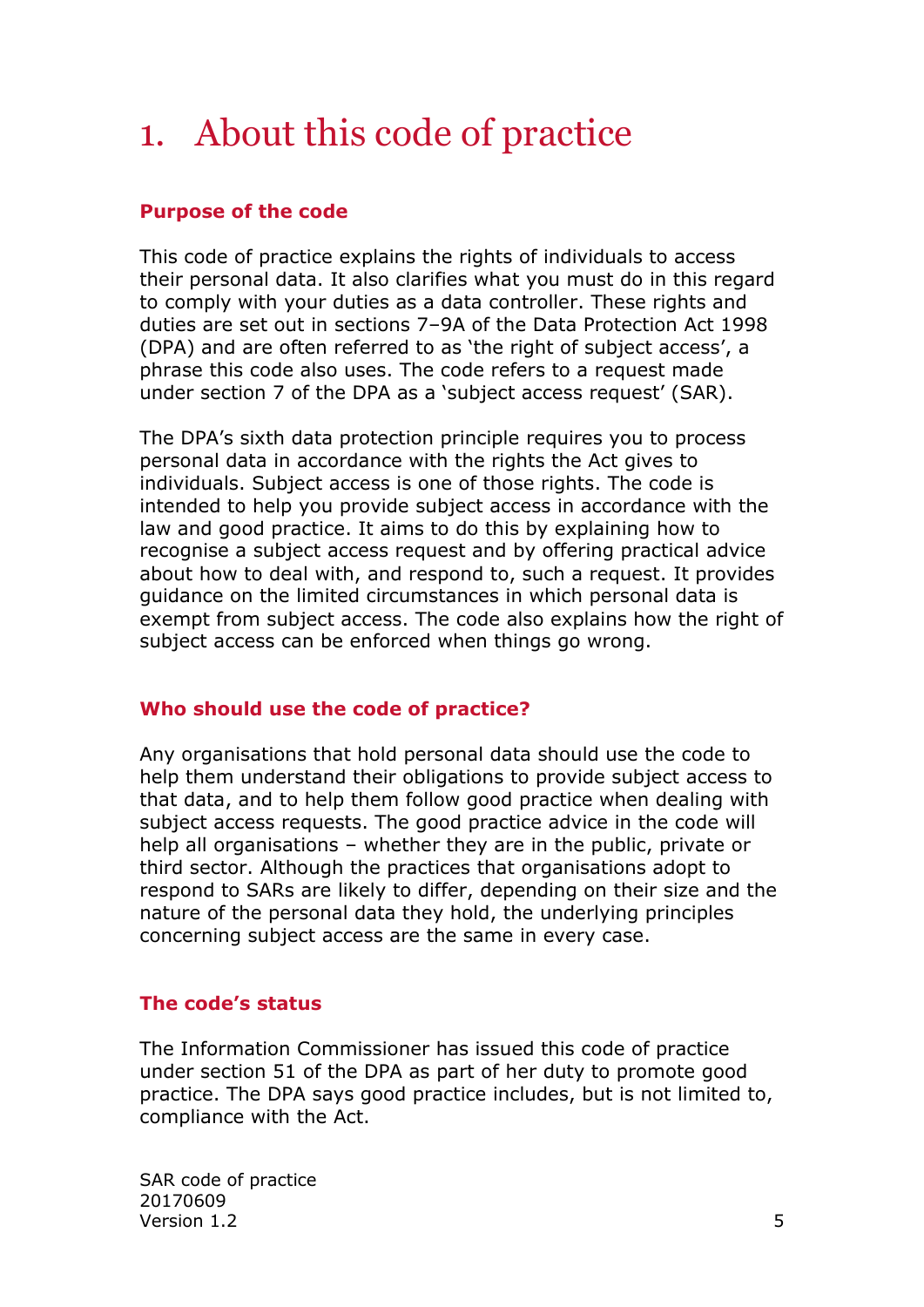# 1. About this code of practice

### Purpose of the code

This code of practice explains the rights of individuals to access their personal data. It also clarifies what you must do in this regard to comply with your duties as a data controller. These rights and duties are set out in sections 7–9A of the Data Protection Act 1998 (DPA) and are often referred to as 'the right of subject access', a phrase this code also uses. The code refers to a request made under section 7 of the DPA as a 'subject access request' (SAR).

The DPA's sixth data protection principle requires you to process personal data in accordance with the rights the Act gives to individuals. Subject access is one of those rights. The code is intended to help you provide subject access in accordance with the law and good practice. It aims to do this by explaining how to recognise a subject access request and by offering practical advice about how to deal with, and respond to, such a request. It provides guidance on the limited circumstances in which personal data is exempt from subject access. The code also explains how the right of subject access can be enforced when things go wrong.

### Who should use the code of practice?

Any organisations that hold personal data should use the code to help them understand their obligations to provide subject access to that data, and to help them follow good practice when dealing with subject access requests. The good practice advice in the code will help all organisations – whether they are in the public, private or third sector. Although the practices that organisations adopt to respond to SARs are likely to differ, depending on their size and the nature of the personal data they hold, the underlying principles concerning subject access are the same in every case.

### The code's status

The Information Commissioner has issued this code of practice under section 51 of the DPA as part of her duty to promote good practice. The DPA says good practice includes, but is not limited to, compliance with the Act.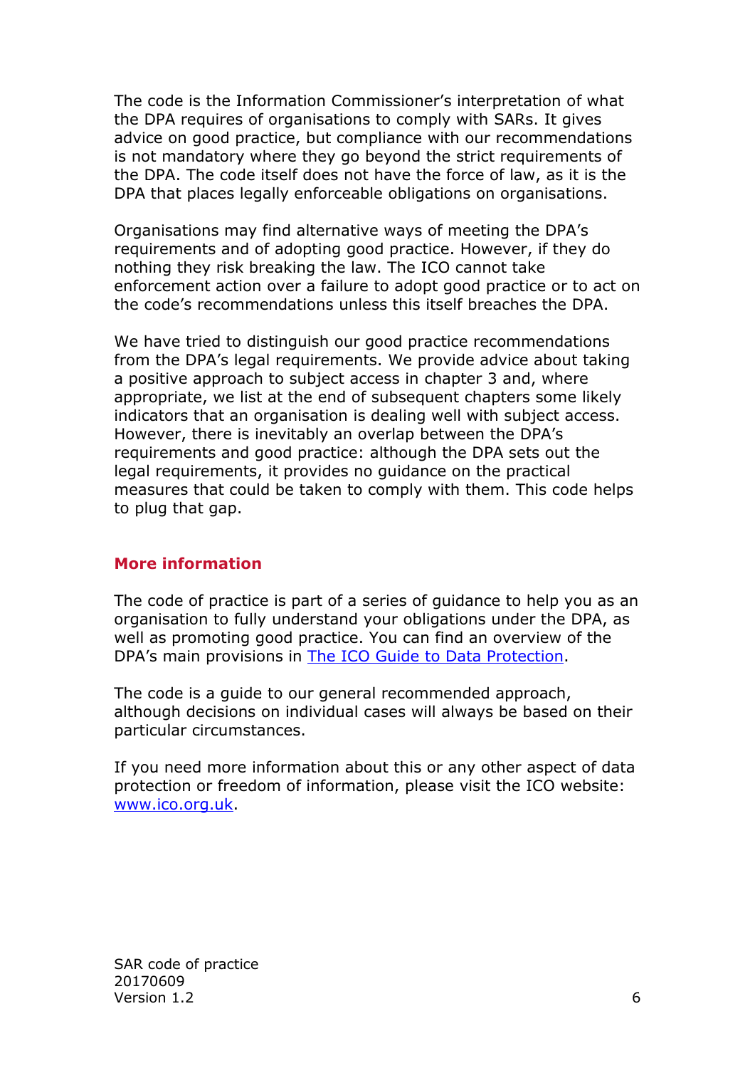The code is the Information Commissioner's interpretation of what the DPA requires of organisations to comply with SARs. It gives advice on good practice, but compliance with our recommendations is not mandatory where they go beyond the strict requirements of the DPA. The code itself does not have the force of law, as it is the DPA that places legally enforceable obligations on organisations.

Organisations may find alternative ways of meeting the DPA's requirements and of adopting good practice. However, if they do nothing they risk breaking the law. The ICO cannot take enforcement action over a failure to adopt good practice or to act on the code's recommendations unless this itself breaches the DPA.

We have tried to distinguish our good practice recommendations from the DPA's legal requirements. We provide advice about taking a positive approach to subject access in chapter 3 and, where appropriate, we list at the end of subsequent chapters some likely indicators that an organisation is dealing well with subject access. However, there is inevitably an overlap between the DPA's requirements and good practice: although the DPA sets out the legal requirements, it provides no guidance on the practical measures that could be taken to comply with them. This code helps to plug that gap.

## More information

The code of practice is part of a series of guidance to help you as an organisation to fully understand your obligations under the DPA, as well as promoting good practice. You can find an overview of the DPA's main provisions in [The ICO Guide to Data Protection](#).

The code is a guide to our general recommended approach, although decisions on individual cases will always be based on their particular circumstances.

If you need more information about this or any other aspect of data protection or freedom of information, please visit the ICO website: [www.ico.org.uk](http://www.ico.org.uk).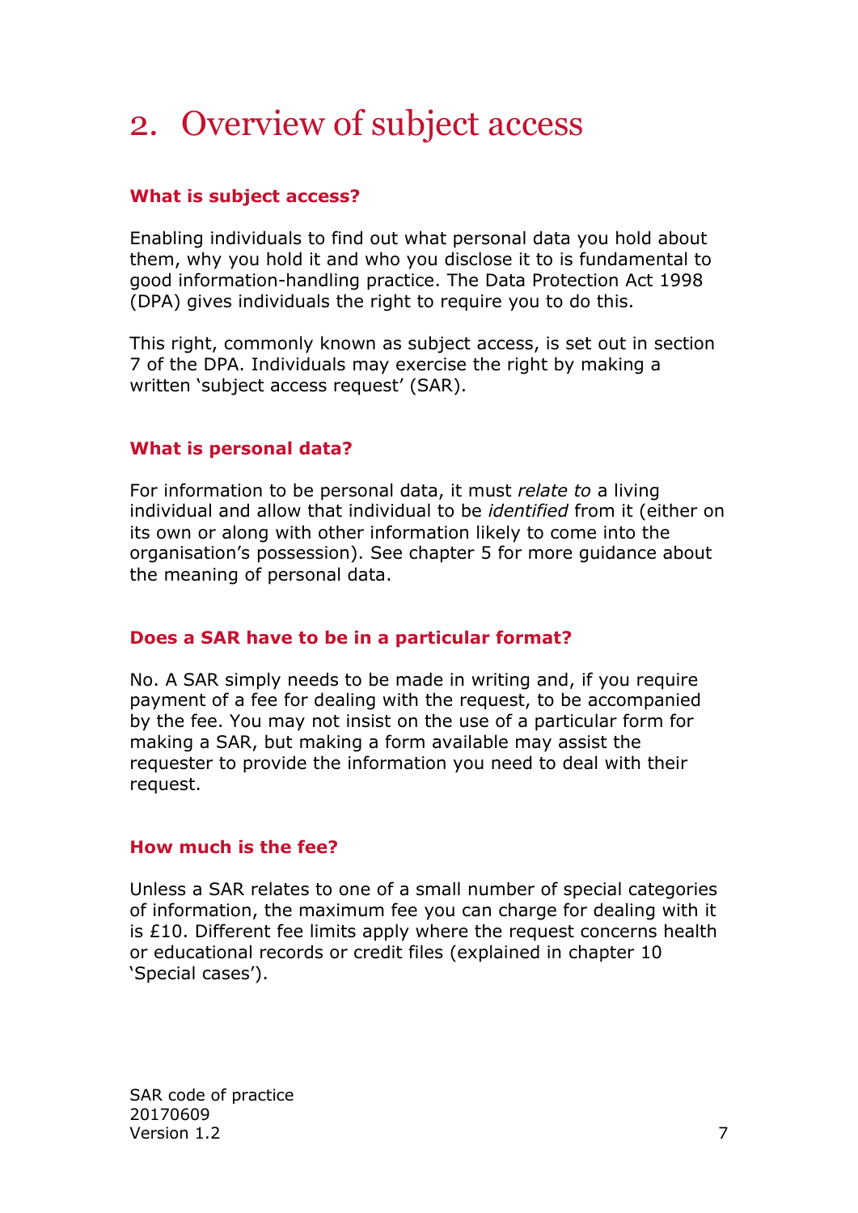# 2. Overview of subject access

### What is subject access?

Enabling individuals to find out what personal data you hold about them, why you hold it and who you disclose it to is fundamental to good information-handling practice. The Data Protection Act 1998 (DPA) gives individuals the right to require you to do this.

This right, commonly known as subject access, is set out in section 7 of the DPA. Individuals may exercise the right by making a written 'subject access request' (SAR).

### What is personal data?

For information to be personal data, it must *relate to* a living individual and allow that individual to be *identified* from it (either on its own or along with other information likely to come into the organisation's possession). See chapter 5 for more guidance about the meaning of personal data.

### Does a SAR have to be in a particular format?

No. A SAR simply needs to be made in writing and, if you require payment of a fee for dealing with the request, to be accompanied by the fee. You may not insist on the use of a particular form for making a SAR, but making a form available may assist the requester to provide the information you need to deal with their request.

### How much is the fee?

Unless a SAR relates to one of a small number of special categories of information, the maximum fee you can charge for dealing with it is £10. Different fee limits apply where the request concerns health or educational records or credit files (explained in chapter 10 'Special cases').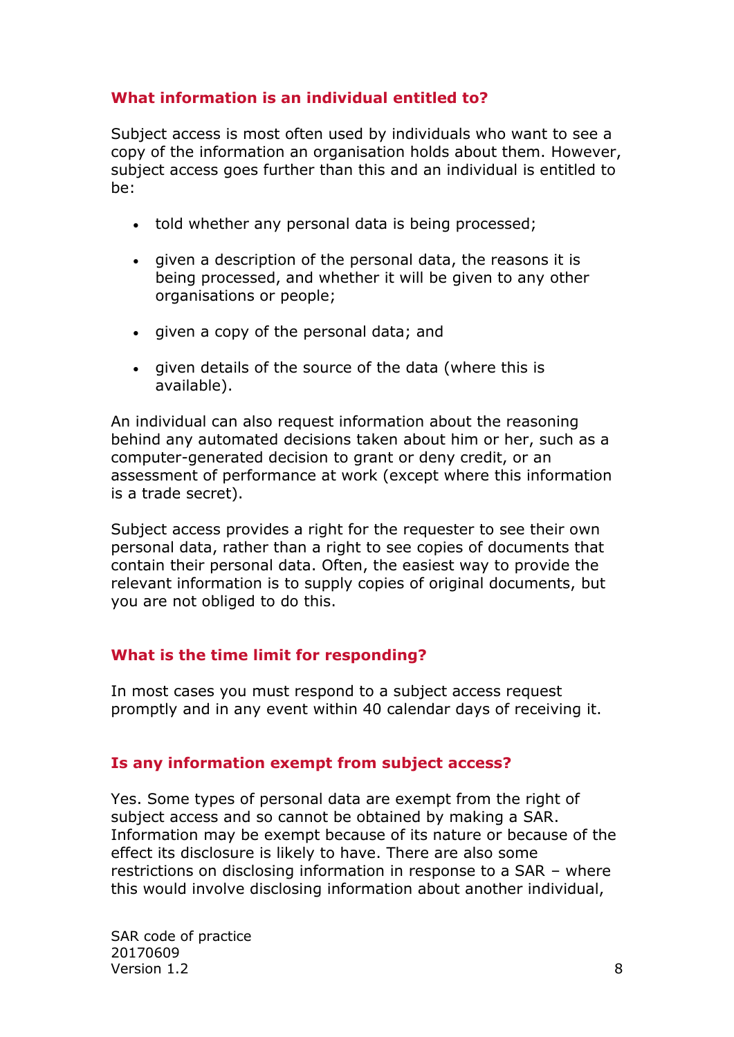### What information is an individual entitled to?

Subject access is most often used by individuals who want to see a copy of the information an organisation holds about them. However, subject access goes further than this and an individual is entitled to be:

- told whether any personal data is being processed;
- given a description of the personal data, the reasons it is being processed, and whether it will be given to any other organisations or people;
- given a copy of the personal data; and
- given details of the source of the data (where this is available).

An individual can also request information about the reasoning behind any automated decisions taken about him or her, such as a computer-generated decision to grant or deny credit, or an assessment of performance at work (except where this information is a trade secret).

Subject access provides a right for the requester to see their own personal data, rather than a right to see copies of documents that contain their personal data. Often, the easiest way to provide the relevant information is to supply copies of original documents, but you are not obliged to do this.

### What is the time limit for responding?

In most cases you must respond to a subject access request promptly and in any event within 40 calendar days of receiving it.

### Is any information exempt from subject access?

Yes. Some types of personal data are exempt from the right of subject access and so cannot be obtained by making a SAR. Information may be exempt because of its nature or because of the effect its disclosure is likely to have. There are also some restrictions on disclosing information in response to a SAR – where this would involve disclosing information about another individual,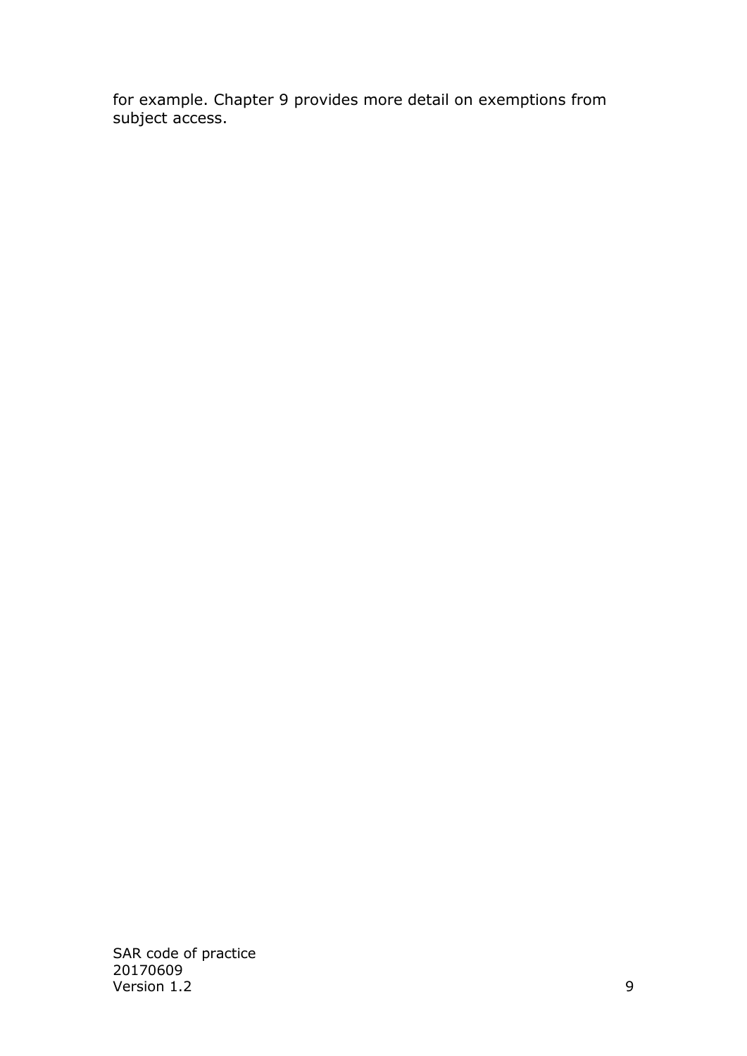for example. Chapter 9 provides more detail on exemptions from subject access.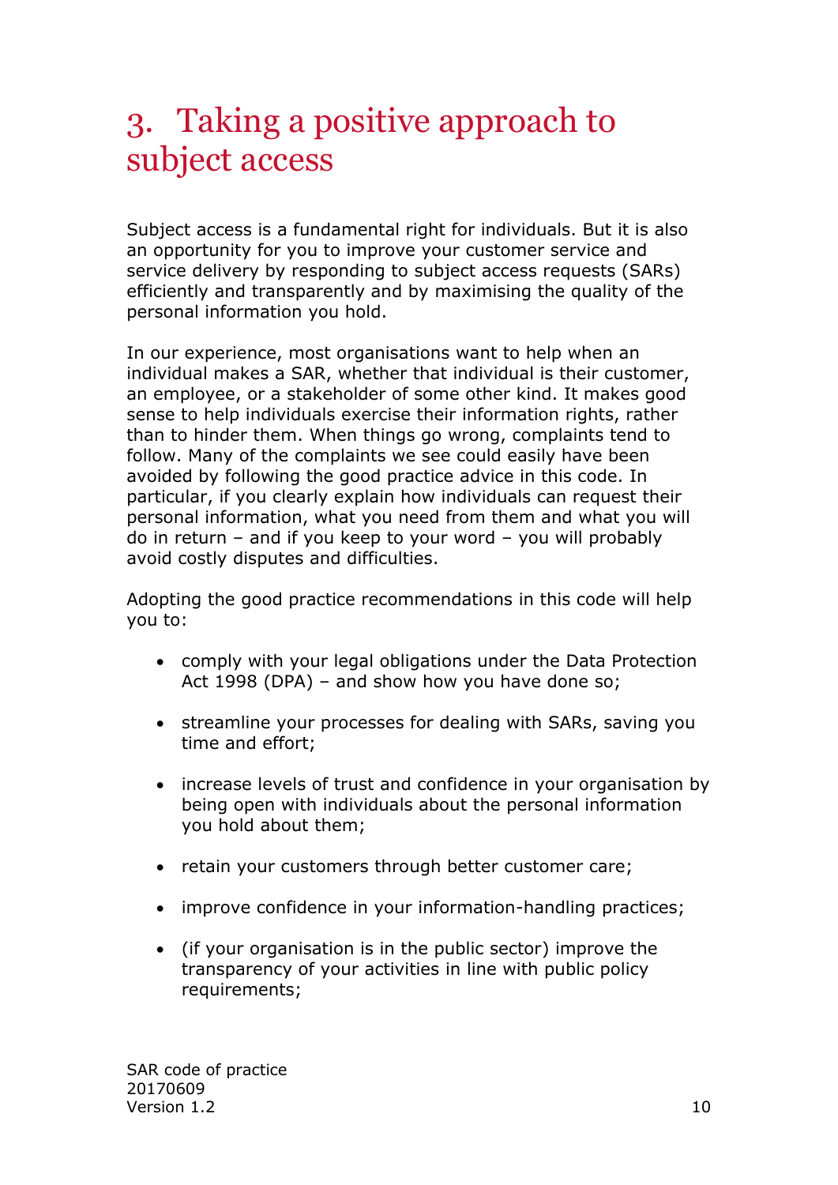# 3. Taking a positive approach to subject access

Subject access is a fundamental right for individuals. But it is also an opportunity for you to improve your customer service and service delivery by responding to subject access requests (SARs) efficiently and transparently and by maximising the quality of the personal information you hold.

In our experience, most organisations want to help when an individual makes a SAR, whether that individual is their customer, an employee, or a stakeholder of some other kind. It makes good sense to help individuals exercise their information rights, rather than to hinder them. When things go wrong, complaints tend to follow. Many of the complaints we see could easily have been avoided by following the good practice advice in this code. In particular, if you clearly explain how individuals can request their personal information, what you need from them and what you will do in return – and if you keep to your word – you will probably avoid costly disputes and difficulties.

Adopting the good practice recommendations in this code will help you to:

- comply with your legal obligations under the Data Protection Act 1998 (DPA) – and show how you have done so;
- streamline your processes for dealing with SARs, saving you time and effort;
- increase levels of trust and confidence in your organisation by being open with individuals about the personal information you hold about them;
- retain your customers through better customer care;
- improve confidence in your information-handling practices;
- (if your organisation is in the public sector) improve the transparency of your activities in line with public policy requirements;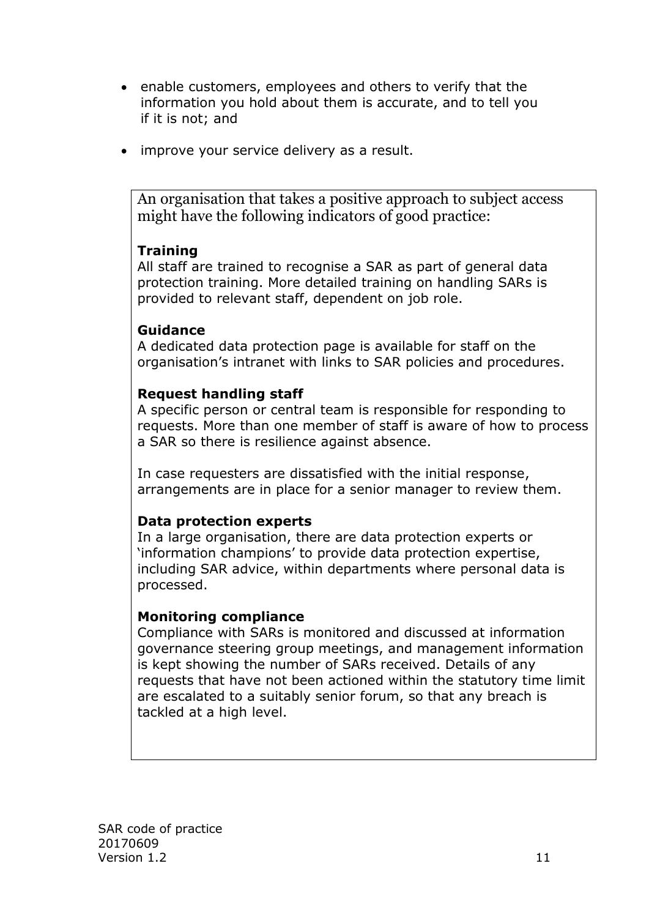- enable customers, employees and others to verify that the information you hold about them is accurate, and to tell you if it is not; and
- improve your service delivery as a result.

An organisation that takes a positive approach to subject access might have the following indicators of good practice:

**Training**
All staff are trained to recognise a SAR as part of general data protection training. More detailed training on handling SARs is provided to relevant staff, dependent on job role.

**Guidance**
A dedicated data protection page is available for staff on the organisation's intranet with links to SAR policies and procedures.

**Request handling staff**
A specific person or central team is responsible for responding to requests. More than one member of staff is aware of how to process a SAR so there is resilience against absence.

In case requesters are dissatisfied with the initial response, arrangements are in place for a senior manager to review them.

**Data protection experts**
In a large organisation, there are data protection experts or 'information champions' to provide data protection expertise, including SAR advice, within departments where personal data is processed.

**Monitoring compliance**
Compliance with SARs is monitored and discussed at information governance steering group meetings, and management information is kept showing the number of SARs received. Details of any requests that have not been actioned within the statutory time limit are escalated to a suitably senior forum, so that any breach is tackled at a high level.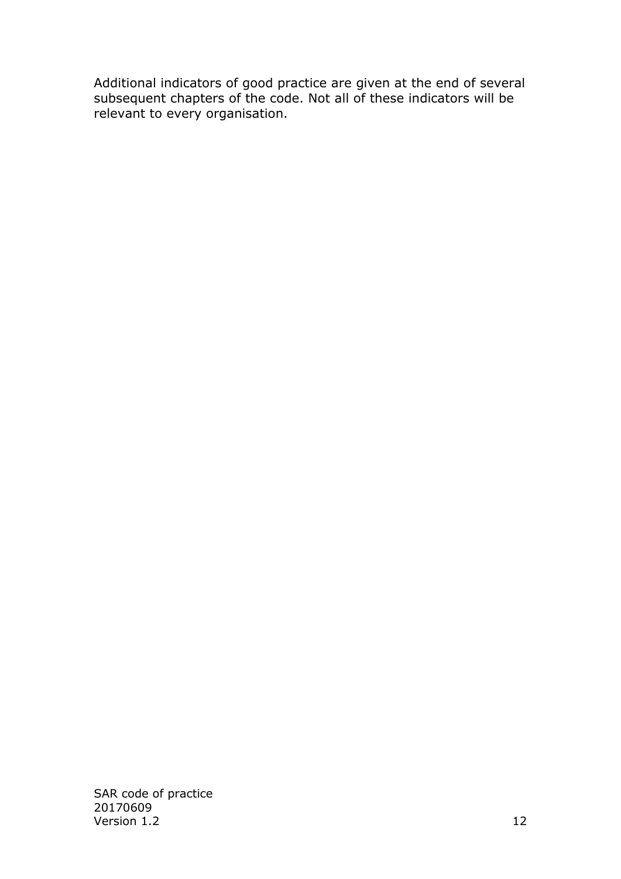Additional indicators of good practice are given at the end of several subsequent chapters of the code. Not all of these indicators will be relevant to every organisation.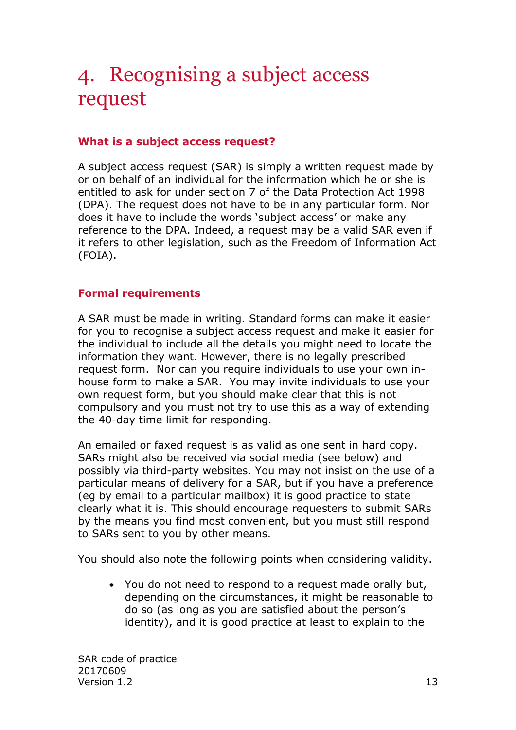# 4. Recognising a subject access request

### What is a subject access request?

A subject access request (SAR) is simply a written request made by or on behalf of an individual for the information which he or she is entitled to ask for under section 7 of the Data Protection Act 1998 (DPA). The request does not have to be in any particular form. Nor does it have to include the words 'subject access' or make any reference to the DPA. Indeed, a request may be a valid SAR even if it refers to other legislation, such as the Freedom of Information Act (FOIA).

### Formal requirements

A SAR must be made in writing. Standard forms can make it easier for you to recognise a subject access request and make it easier for the individual to include all the details you might need to locate the information they want. However, there is no legally prescribed request form. Nor can you require individuals to use your own in-house form to make a SAR. You may invite individuals to use your own request form, but you should make clear that this is not compulsory and you must not try to use this as a way of extending the 40-day time limit for responding.

An emailed or faxed request is as valid as one sent in hard copy. SARs might also be received via social media (see below) and possibly via third-party websites. You may not insist on the use of a particular means of delivery for a SAR, but if you have a preference (eg by email to a particular mailbox) it is good practice to state clearly what it is. This should encourage requesters to submit SARs by the means you find most convenient, but you must still respond to SARs sent to you by other means.

You should also note the following points when considering validity.

- You do not need to respond to a request made orally but, depending on the circumstances, it might be reasonable to do so (as long as you are satisfied about the person's identity), and it is good practice at least to explain to the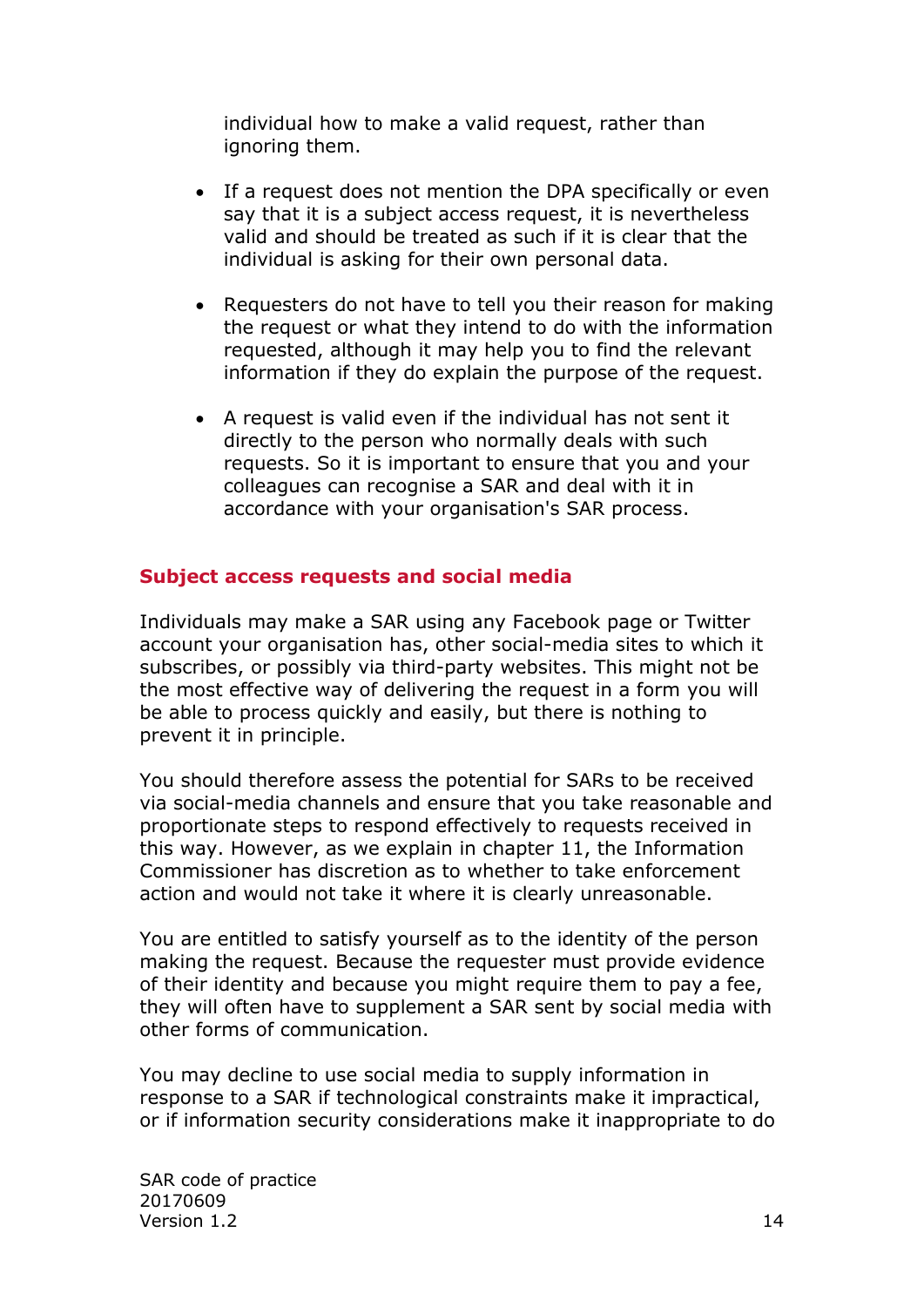individual how to make a valid request, rather than ignoring them.

- If a request does not mention the DPA specifically or even say that it is a subject access request, it is nevertheless valid and should be treated as such if it is clear that the individual is asking for their own personal data.

- Requesters do not have to tell you their reason for making the request or what they intend to do with the information requested, although it may help you to find the relevant information if they do explain the purpose of the request.

- A request is valid even if the individual has not sent it directly to the person who normally deals with such requests. So it is important to ensure that you and your colleagues can recognise a SAR and deal with it in accordance with your organisation's SAR process.

### Subject access requests and social media

Individuals may make a SAR using any Facebook page or Twitter account your organisation has, other social-media sites to which it subscribes, or possibly via third-party websites. This might not be the most effective way of delivering the request in a form you will be able to process quickly and easily, but there is nothing to prevent it in principle.

You should therefore assess the potential for SARs to be received via social-media channels and ensure that you take reasonable and proportionate steps to respond effectively to requests received in this way. However, as we explain in chapter 11, the Information Commissioner has discretion as to whether to take enforcement action and would not take it where it is clearly unreasonable.

You are entitled to satisfy yourself as to the identity of the person making the request. Because the requester must provide evidence of their identity and because you might require them to pay a fee, they will often have to supplement a SAR sent by social media with other forms of communication.

You may decline to use social media to supply information in response to a SAR if technological constraints make it impractical, or if information security considerations make it inappropriate to do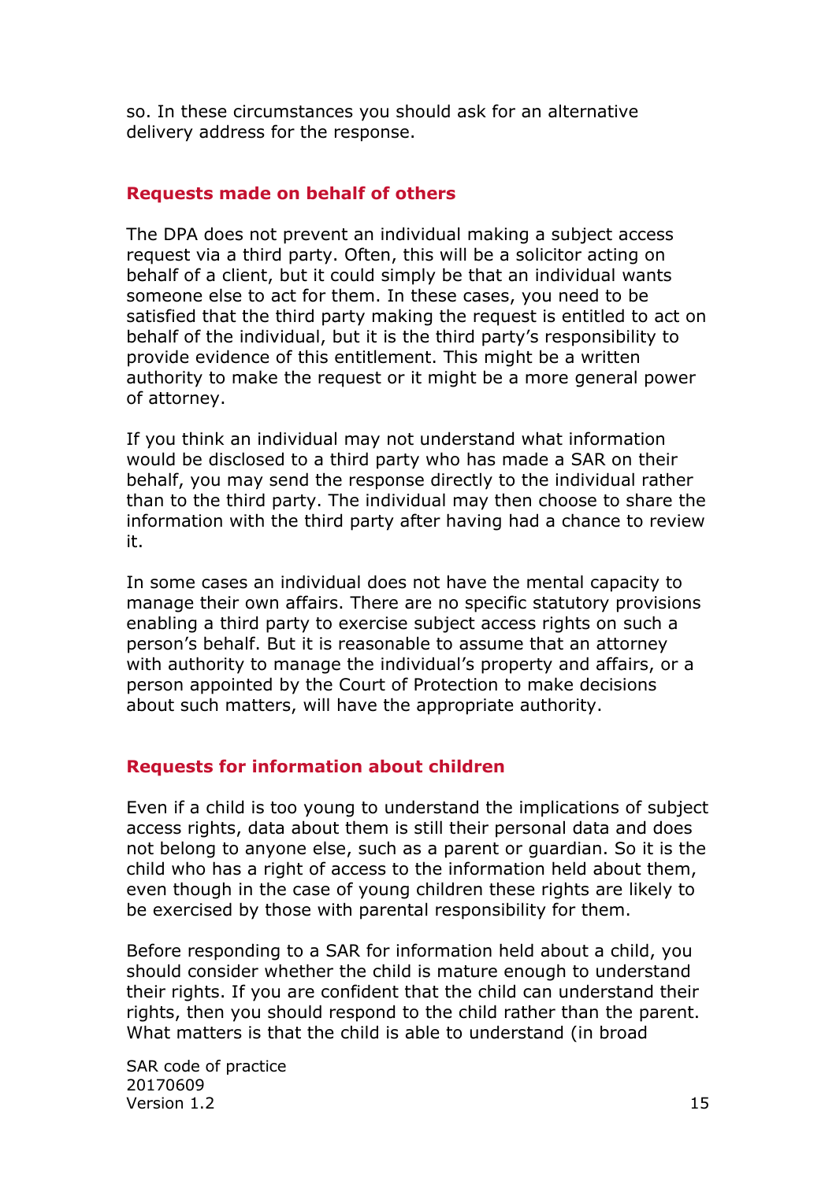so. In these circumstances you should ask for an alternative delivery address for the response.

## Requests made on behalf of others

The DPA does not prevent an individual making a subject access request via a third party. Often, this will be a solicitor acting on behalf of a client, but it could simply be that an individual wants someone else to act for them. In these cases, you need to be satisfied that the third party making the request is entitled to act on behalf of the individual, but it is the third party's responsibility to provide evidence of this entitlement. This might be a written authority to make the request or it might be a more general power of attorney.

If you think an individual may not understand what information would be disclosed to a third party who has made a SAR on their behalf, you may send the response directly to the individual rather than to the third party. The individual may then choose to share the information with the third party after having had a chance to review it.

In some cases an individual does not have the mental capacity to manage their own affairs. There are no specific statutory provisions enabling a third party to exercise subject access rights on such a person's behalf. But it is reasonable to assume that an attorney with authority to manage the individual's property and affairs, or a person appointed by the Court of Protection to make decisions about such matters, will have the appropriate authority.

## Requests for information about children

Even if a child is too young to understand the implications of subject access rights, data about them is still their personal data and does not belong to anyone else, such as a parent or guardian. So it is the child who has a right of access to the information held about them, even though in the case of young children these rights are likely to be exercised by those with parental responsibility for them.

Before responding to a SAR for information held about a child, you should consider whether the child is mature enough to understand their rights. If you are confident that the child can understand their rights, then you should respond to the child rather than the parent. What matters is that the child is able to understand (in broad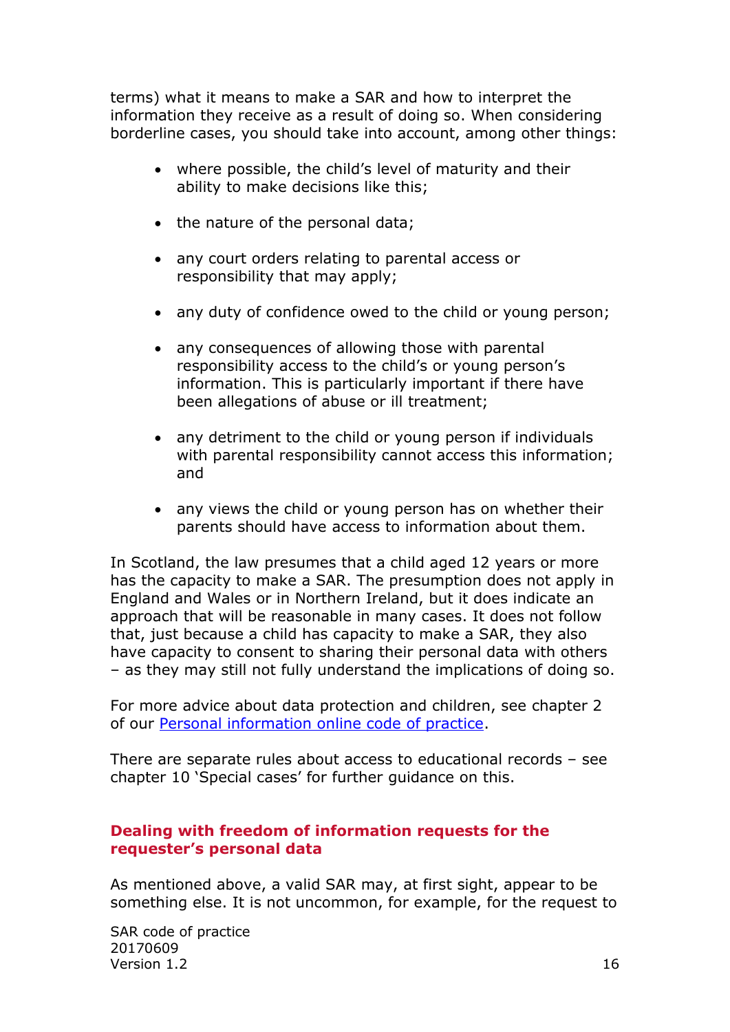terms) what it means to make a SAR and how to interpret the information they receive as a result of doing so. When considering borderline cases, you should take into account, among other things:

- where possible, the child's level of maturity and their ability to make decisions like this;
- the nature of the personal data;
- any court orders relating to parental access or responsibility that may apply;
- any duty of confidence owed to the child or young person;
- any consequences of allowing those with parental responsibility access to the child's or young person's information. This is particularly important if there have been allegations of abuse or ill treatment;
- any detriment to the child or young person if individuals with parental responsibility cannot access this information; and
- any views the child or young person has on whether their parents should have access to information about them.

In Scotland, the law presumes that a child aged 12 years or more has the capacity to make a SAR. The presumption does not apply in England and Wales or in Northern Ireland, but it does indicate an approach that will be reasonable in many cases. It does not follow that, just because a child has capacity to make a SAR, they also have capacity to consent to sharing their personal data with others – as they may still not fully understand the implications of doing so.

For more advice about data protection and children, see chapter 2 of our Personal information online code of practice.

There are separate rules about access to educational records – see chapter 10 'Special cases' for further guidance on this.

### Dealing with freedom of information requests for the requester's personal data

As mentioned above, a valid SAR may, at first sight, appear to be something else. It is not uncommon, for example, for the request to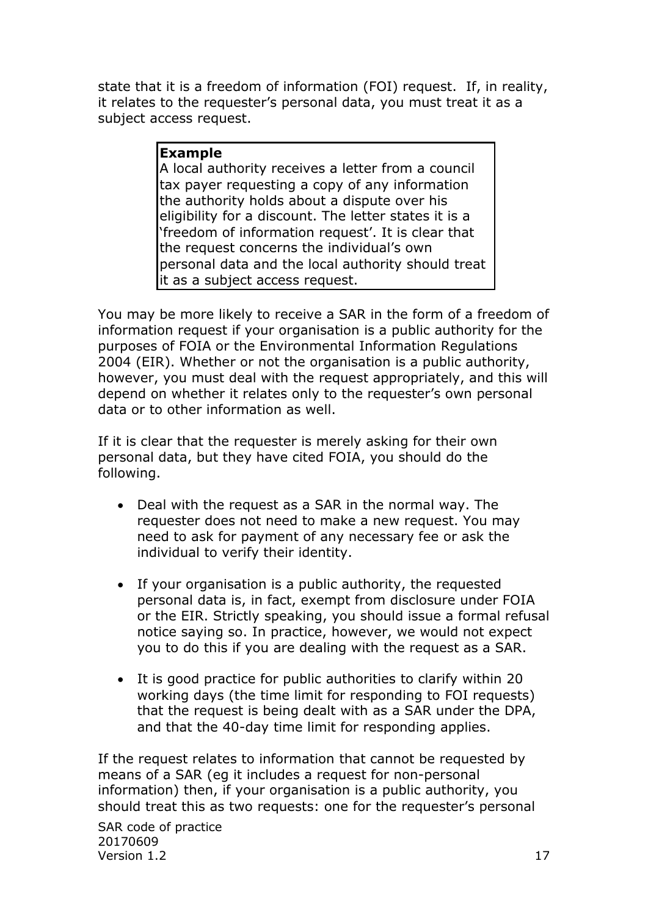state that it is a freedom of information (FOI) request. If, in reality, it relates to the requester's personal data, you must treat it as a subject access request.

> **Example**
> A local authority receives a letter from a council tax payer requesting a copy of any information the authority holds about a dispute over his eligibility for a discount. The letter states it is a 'freedom of information request'. It is clear that the request concerns the individual's own personal data and the local authority should treat it as a subject access request.

You may be more likely to receive a SAR in the form of a freedom of information request if your organisation is a public authority for the purposes of FOIA or the Environmental Information Regulations 2004 (EIR). Whether or not the organisation is a public authority, however, you must deal with the request appropriately, and this will depend on whether it relates only to the requester's own personal data or to other information as well.

If it is clear that the requester is merely asking for their own personal data, but they have cited FOIA, you should do the following.

- Deal with the request as a SAR in the normal way. The requester does not need to make a new request. You may need to ask for payment of any necessary fee or ask the individual to verify their identity.
- If your organisation is a public authority, the requested personal data is, in fact, exempt from disclosure under FOIA or the EIR. Strictly speaking, you should issue a formal refusal notice saying so. In practice, however, we would not expect you to do this if you are dealing with the request as a SAR.
- It is good practice for public authorities to clarify within 20 working days (the time limit for responding to FOI requests) that the request is being dealt with as a SAR under the DPA, and that the 40-day time limit for responding applies.

If the request relates to information that cannot be requested by means of a SAR (eg it includes a request for non-personal information) then, if your organisation is a public authority, you should treat this as two requests: one for the requester's personal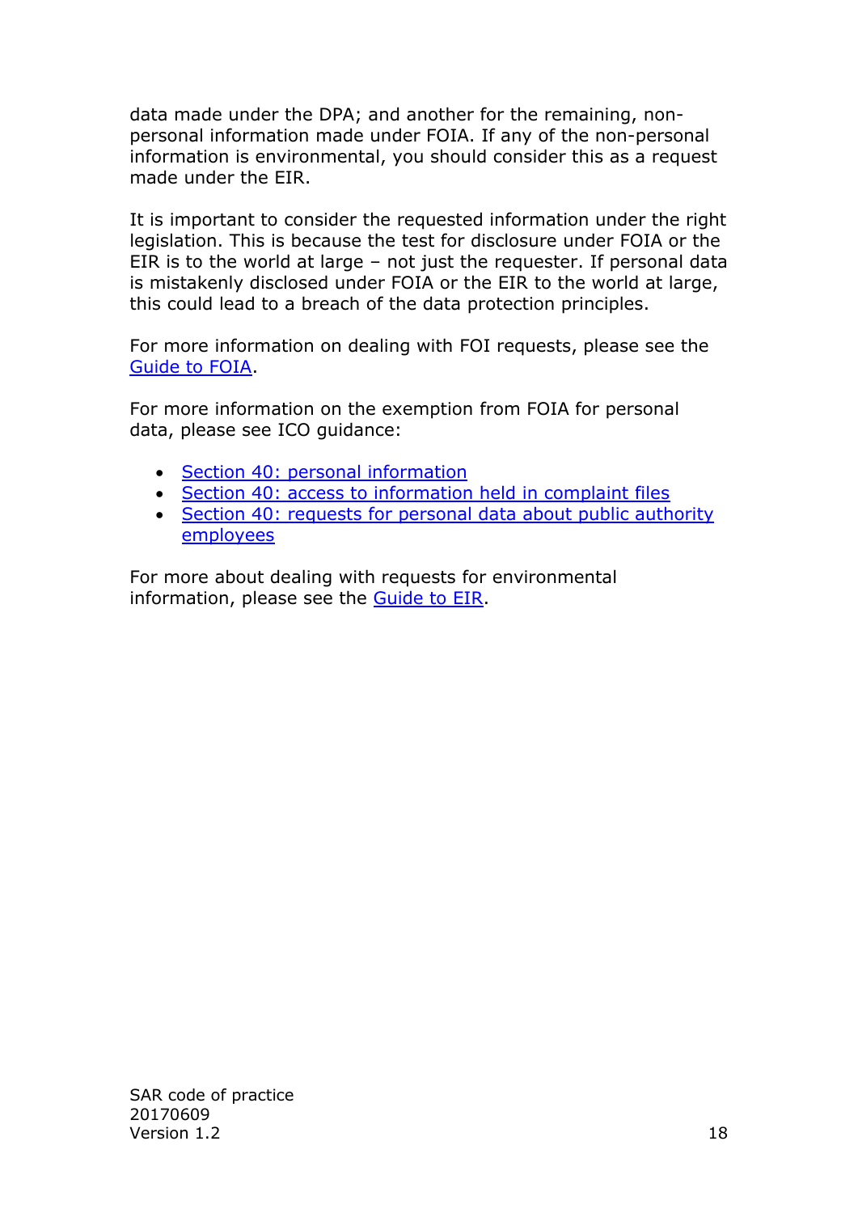data made under the DPA; and another for the remaining, non-personal information made under FOIA. If any of the non-personal information is environmental, you should consider this as a request made under the EIR.

It is important to consider the requested information under the right legislation. This is because the test for disclosure under FOIA or the EIR is to the world at large – not just the requester. If personal data is mistakenly disclosed under FOIA or the EIR to the world at large, this could lead to a breach of the data protection principles.

For more information on dealing with FOI requests, please see the Guide to FOIA.

For more information on the exemption from FOIA for personal data, please see ICO guidance:

- Section 40: personal information
- Section 40: access to information held in complaint files
- Section 40: requests for personal data about public authority employees

For more about dealing with requests for environmental information, please see the Guide to EIR.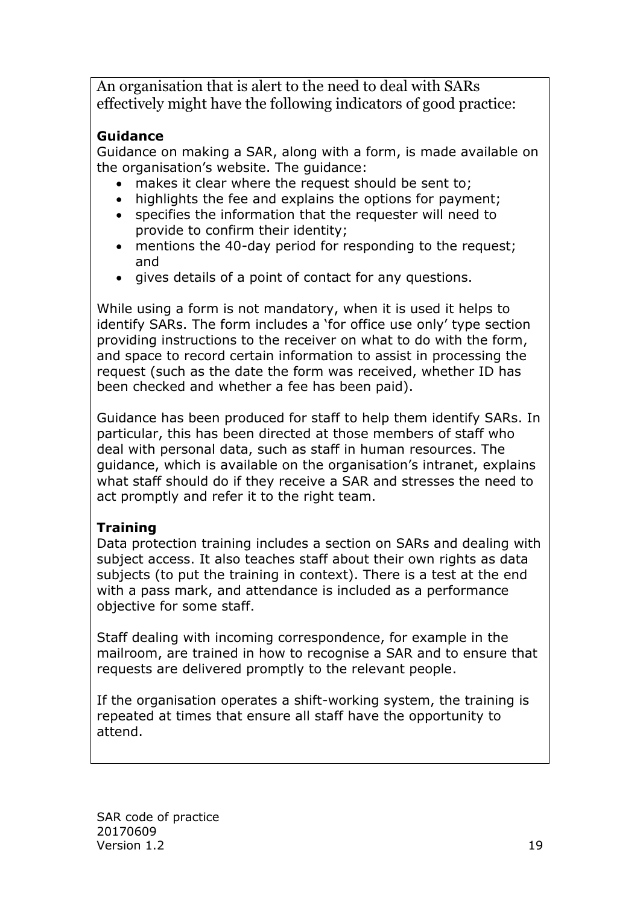An organisation that is alert to the need to deal with SARs effectively might have the following indicators of good practice:

**Guidance**

Guidance on making a SAR, along with a form, is made available on the organisation's website. The guidance:

- makes it clear where the request should be sent to;
- highlights the fee and explains the options for payment;
- specifies the information that the requester will need to provide to confirm their identity;
- mentions the 40-day period for responding to the request; and
- gives details of a point of contact for any questions.

While using a form is not mandatory, when it is used it helps to identify SARs. The form includes a 'for office use only' type section providing instructions to the receiver on what to do with the form, and space to record certain information to assist in processing the request (such as the date the form was received, whether ID has been checked and whether a fee has been paid).

Guidance has been produced for staff to help them identify SARs. In particular, this has been directed at those members of staff who deal with personal data, such as staff in human resources. The guidance, which is available on the organisation's intranet, explains what staff should do if they receive a SAR and stresses the need to act promptly and refer it to the right team.

**Training**

Data protection training includes a section on SARs and dealing with subject access. It also teaches staff about their own rights as data subjects (to put the training in context). There is a test at the end with a pass mark, and attendance is included as a performance objective for some staff.

Staff dealing with incoming correspondence, for example in the mailroom, are trained in how to recognise a SAR and to ensure that requests are delivered promptly to the relevant people.

If the organisation operates a shift-working system, the training is repeated at times that ensure all staff have the opportunity to attend.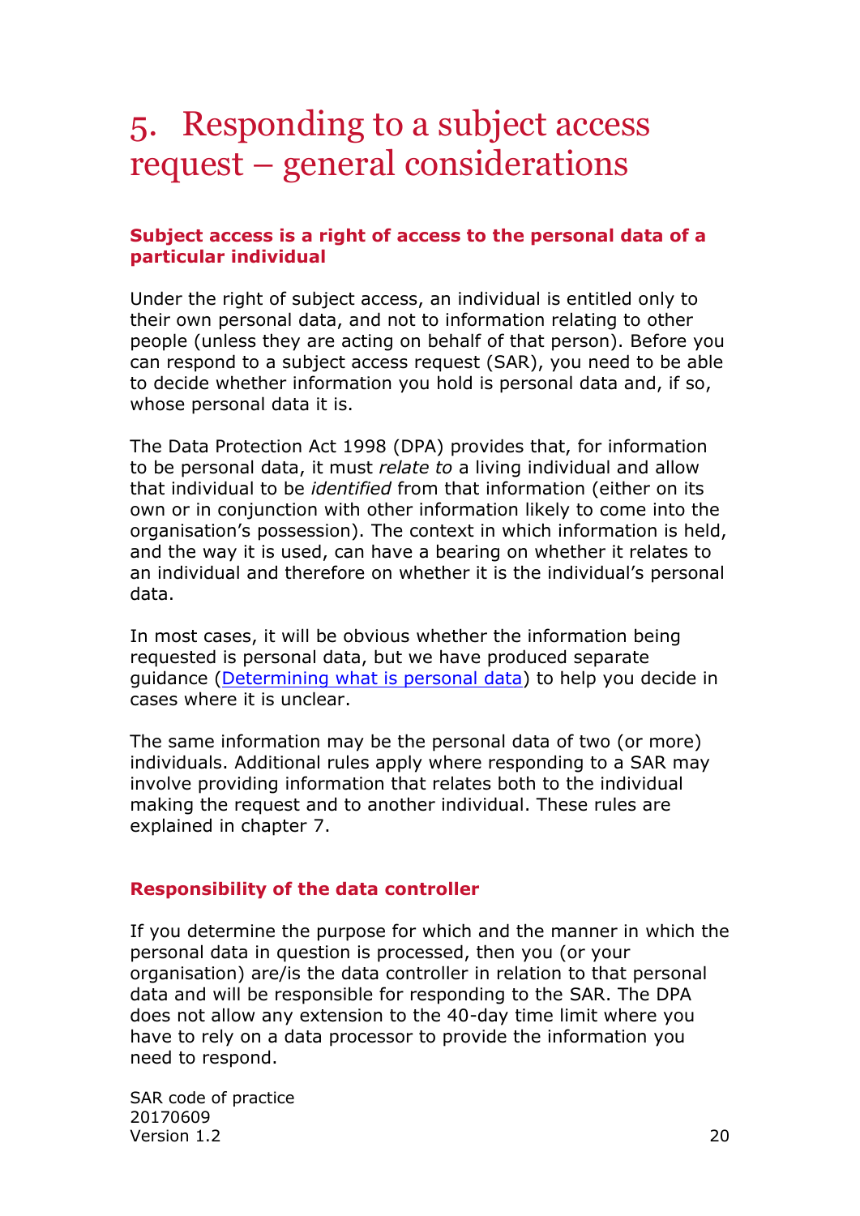# 5. Responding to a subject access request – general considerations

### Subject access is a right of access to the personal data of a particular individual

Under the right of subject access, an individual is entitled only to their own personal data, and not to information relating to other people (unless they are acting on behalf of that person). Before you can respond to a subject access request (SAR), you need to be able to decide whether information you hold is personal data and, if so, whose personal data it is.

The Data Protection Act 1998 (DPA) provides that, for information to be personal data, it must *relate to* a living individual and allow that individual to be *identified* from that information (either on its own or in conjunction with other information likely to come into the organisation's possession). The context in which information is held, and the way it is used, can have a bearing on whether it relates to an individual and therefore on whether it is the individual's personal data.

In most cases, it will be obvious whether the information being requested is personal data, but we have produced separate guidance (Determining what is personal data) to help you decide in cases where it is unclear.

The same information may be the personal data of two (or more) individuals. Additional rules apply where responding to a SAR may involve providing information that relates both to the individual making the request and to another individual. These rules are explained in chapter 7.

### Responsibility of the data controller

If you determine the purpose for which and the manner in which the personal data in question is processed, then you (or your organisation) are/is the data controller in relation to that personal data and will be responsible for responding to the SAR. The DPA does not allow any extension to the 40-day time limit where you have to rely on a data processor to provide the information you need to respond.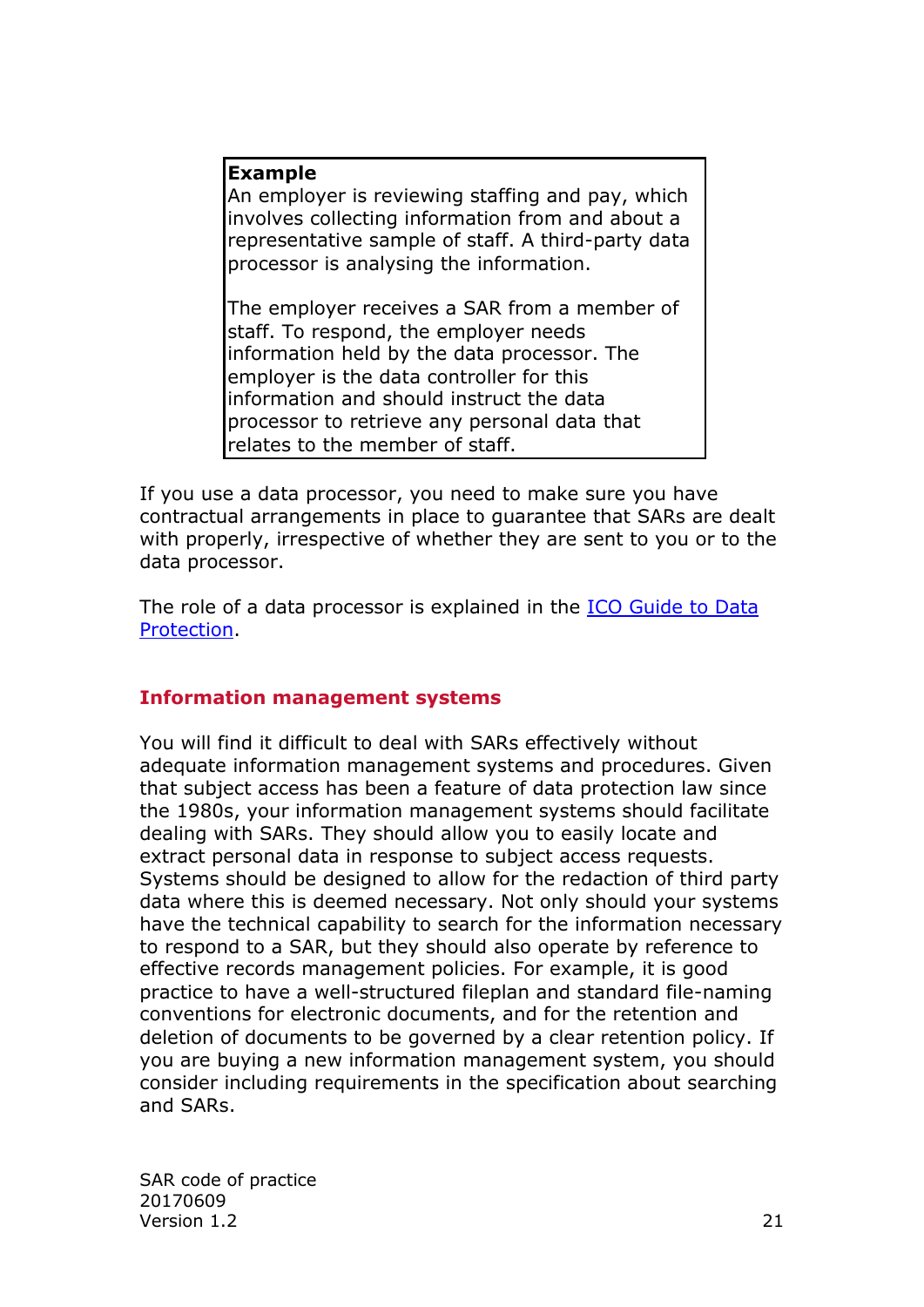> **Example**
> An employer is reviewing staffing and pay, which involves collecting information from and about a representative sample of staff. A third-party data processor is analysing the information.
>
> The employer receives a SAR from a member of staff. To respond, the employer needs information held by the data processor. The employer is the data controller for this information and should instruct the data processor to retrieve any personal data that relates to the member of staff.

If you use a data processor, you need to make sure you have contractual arrangements in place to guarantee that SARs are dealt with properly, irrespective of whether they are sent to you or to the data processor.

The role of a data processor is explained in the ICO Guide to Data Protection.

## Information management systems

You will find it difficult to deal with SARs effectively without adequate information management systems and procedures. Given that subject access has been a feature of data protection law since the 1980s, your information management systems should facilitate dealing with SARs. They should allow you to easily locate and extract personal data in response to subject access requests. Systems should be designed to allow for the redaction of third party data where this is deemed necessary. Not only should your systems have the technical capability to search for the information necessary to respond to a SAR, but they should also operate by reference to effective records management policies. For example, it is good practice to have a well-structured fileplan and standard file-naming conventions for electronic documents, and for the retention and deletion of documents to be governed by a clear retention policy. If you are buying a new information management system, you should consider including requirements in the specification about searching and SARs.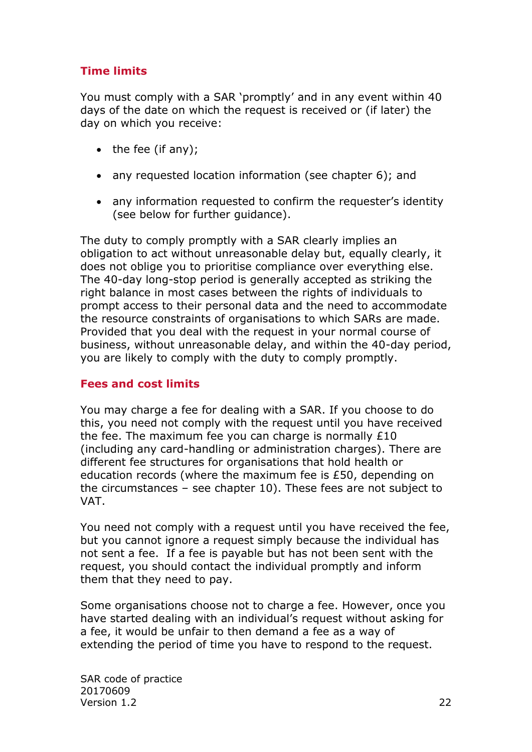### Time limits

You must comply with a SAR 'promptly' and in any event within 40 days of the date on which the request is received or (if later) the day on which you receive:

- the fee (if any);
- any requested location information (see chapter 6); and
- any information requested to confirm the requester's identity (see below for further guidance).

The duty to comply promptly with a SAR clearly implies an obligation to act without unreasonable delay but, equally clearly, it does not oblige you to prioritise compliance over everything else. The 40-day long-stop period is generally accepted as striking the right balance in most cases between the rights of individuals to prompt access to their personal data and the need to accommodate the resource constraints of organisations to which SARs are made. Provided that you deal with the request in your normal course of business, without unreasonable delay, and within the 40-day period, you are likely to comply with the duty to comply promptly.

### Fees and cost limits

You may charge a fee for dealing with a SAR. If you choose to do this, you need not comply with the request until you have received the fee. The maximum fee you can charge is normally £10 (including any card-handling or administration charges). There are different fee structures for organisations that hold health or education records (where the maximum fee is £50, depending on the circumstances – see chapter 10). These fees are not subject to VAT.

You need not comply with a request until you have received the fee, but you cannot ignore a request simply because the individual has not sent a fee. If a fee is payable but has not been sent with the request, you should contact the individual promptly and inform them that they need to pay.

Some organisations choose not to charge a fee. However, once you have started dealing with an individual's request without asking for a fee, it would be unfair to then demand a fee as a way of extending the period of time you have to respond to the request.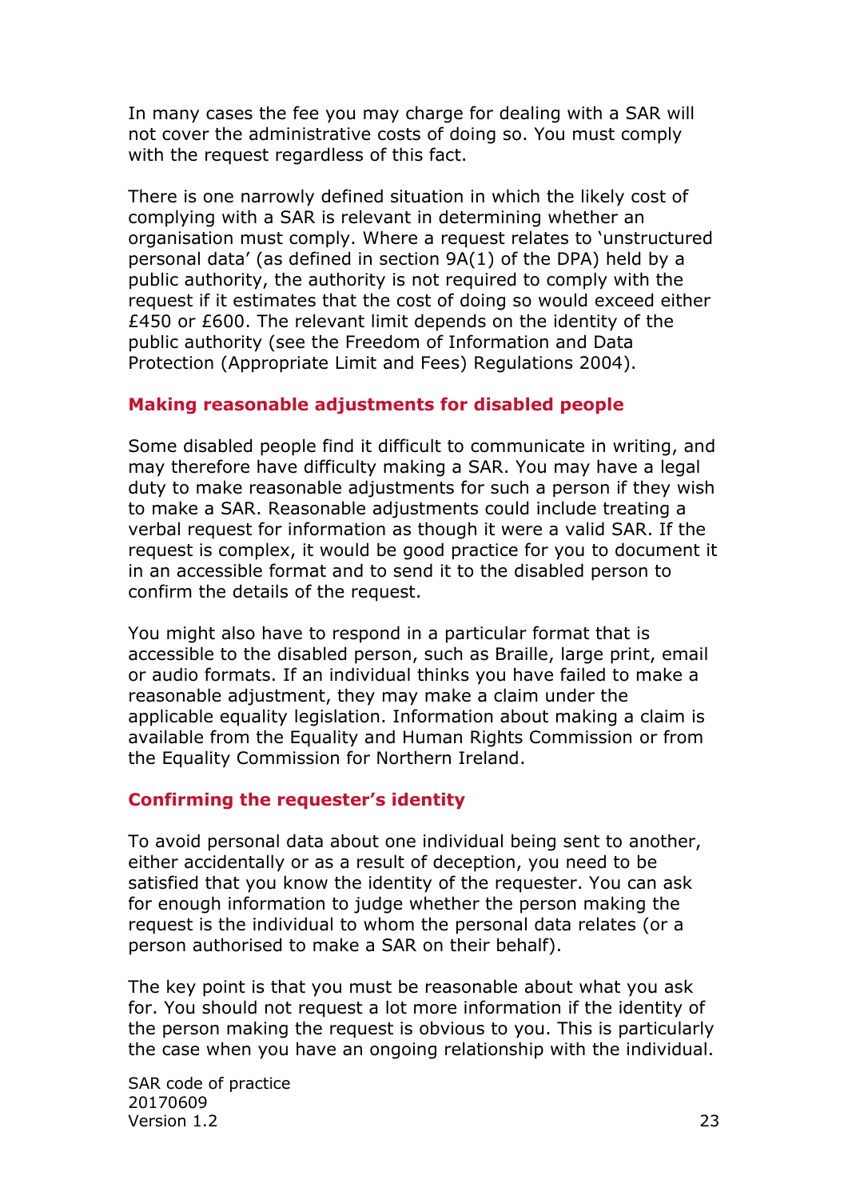In many cases the fee you may charge for dealing with a SAR will not cover the administrative costs of doing so. You must comply with the request regardless of this fact.

There is one narrowly defined situation in which the likely cost of complying with a SAR is relevant in determining whether an organisation must comply. Where a request relates to 'unstructured personal data' (as defined in section 9A(1) of the DPA) held by a public authority, the authority is not required to comply with the request if it estimates that the cost of doing so would exceed either £450 or £600. The relevant limit depends on the identity of the public authority (see the Freedom of Information and Data Protection (Appropriate Limit and Fees) Regulations 2004).

### Making reasonable adjustments for disabled people

Some disabled people find it difficult to communicate in writing, and may therefore have difficulty making a SAR. You may have a legal duty to make reasonable adjustments for such a person if they wish to make a SAR. Reasonable adjustments could include treating a verbal request for information as though it were a valid SAR. If the request is complex, it would be good practice for you to document it in an accessible format and to send it to the disabled person to confirm the details of the request.

You might also have to respond in a particular format that is accessible to the disabled person, such as Braille, large print, email or audio formats. If an individual thinks you have failed to make a reasonable adjustment, they may make a claim under the applicable equality legislation. Information about making a claim is available from the Equality and Human Rights Commission or from the Equality Commission for Northern Ireland.

### Confirming the requester's identity

To avoid personal data about one individual being sent to another, either accidentally or as a result of deception, you need to be satisfied that you know the identity of the requester. You can ask for enough information to judge whether the person making the request is the individual to whom the personal data relates (or a person authorised to make a SAR on their behalf).

The key point is that you must be reasonable about what you ask for. You should not request a lot more information if the identity of the person making the request is obvious to you. This is particularly the case when you have an ongoing relationship with the individual.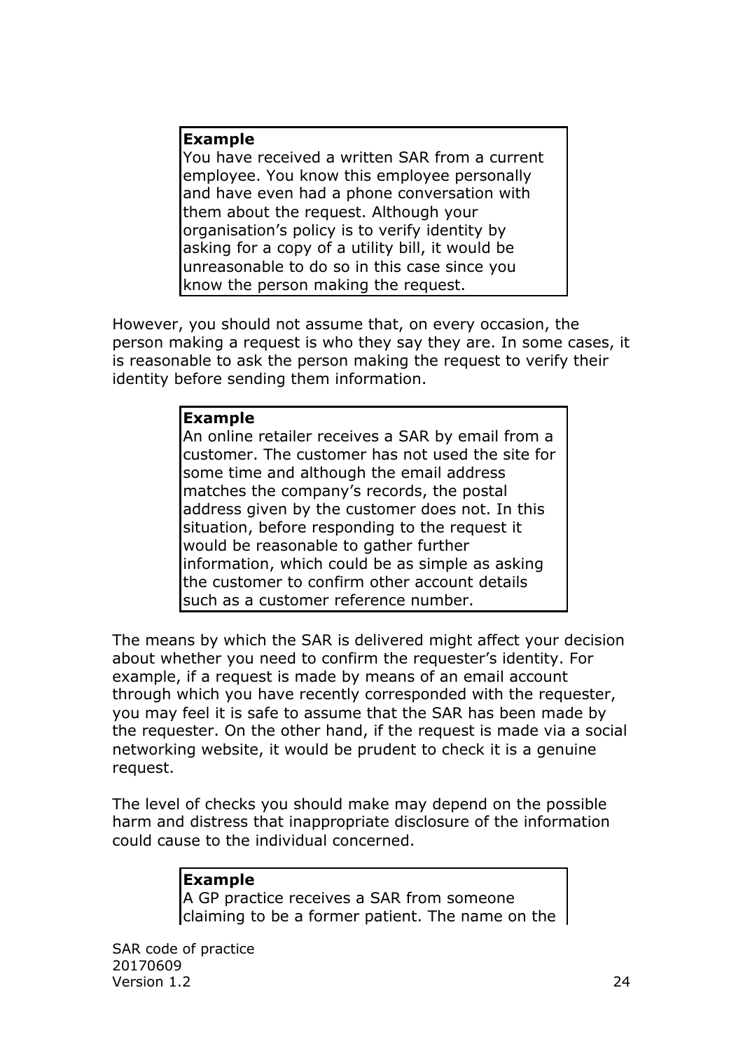> **Example**
> You have received a written SAR from a current employee. You know this employee personally and have even had a phone conversation with them about the request. Although your organisation's policy is to verify identity by asking for a copy of a utility bill, it would be unreasonable to do so in this case since you know the person making the request.

However, you should not assume that, on every occasion, the person making a request is who they say they are. In some cases, it is reasonable to ask the person making the request to verify their identity before sending them information.

> **Example**
> An online retailer receives a SAR by email from a customer. The customer has not used the site for some time and although the email address matches the company's records, the postal address given by the customer does not. In this situation, before responding to the request it would be reasonable to gather further information, which could be as simple as asking the customer to confirm other account details such as a customer reference number.

The means by which the SAR is delivered might affect your decision about whether you need to confirm the requester's identity. For example, if a request is made by means of an email account through which you have recently corresponded with the requester, you may feel it is safe to assume that the SAR has been made by the requester. On the other hand, if the request is made via a social networking website, it would be prudent to check it is a genuine request.

The level of checks you should make may depend on the possible harm and distress that inappropriate disclosure of the information could cause to the individual concerned.

> **Example**
> A GP practice receives a SAR from someone claiming to be a former patient. The name on the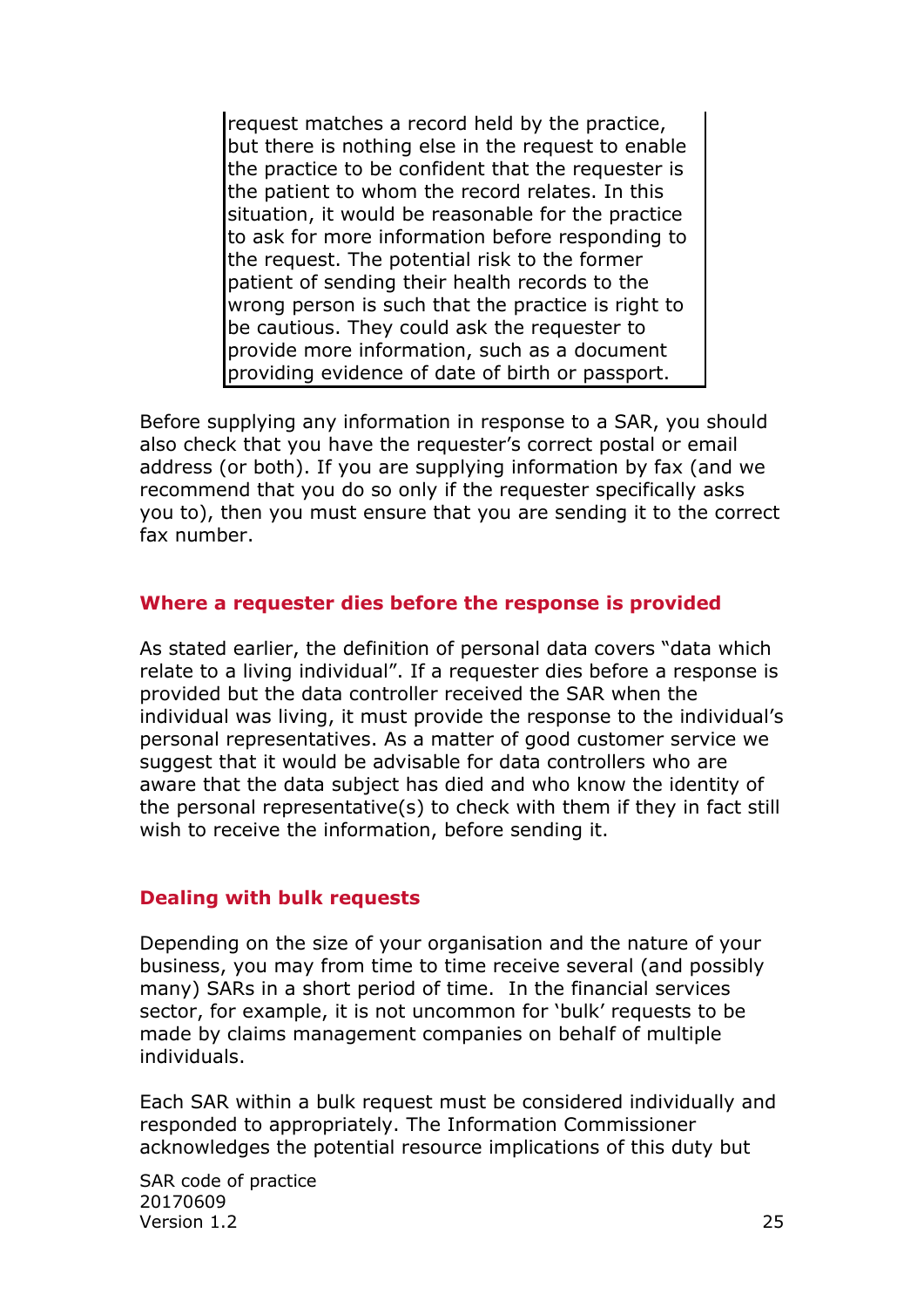> request matches a record held by the practice, but there is nothing else in the request to enable the practice to be confident that the requester is the patient to whom the record relates. In this situation, it would be reasonable for the practice to ask for more information before responding to the request. The potential risk to the former patient of sending their health records to the wrong person is such that the practice is right to be cautious. They could ask the requester to provide more information, such as a document providing evidence of date of birth or passport.

Before supplying any information in response to a SAR, you should also check that you have the requester's correct postal or email address (or both). If you are supplying information by fax (and we recommend that you do so only if the requester specifically asks you to), then you must ensure that you are sending it to the correct fax number.

### Where a requester dies before the response is provided

As stated earlier, the definition of personal data covers "data which relate to a living individual". If a requester dies before a response is provided but the data controller received the SAR when the individual was living, it must provide the response to the individual's personal representatives. As a matter of good customer service we suggest that it would be advisable for data controllers who are aware that the data subject has died and who know the identity of the personal representative(s) to check with them if they in fact still wish to receive the information, before sending it.

### Dealing with bulk requests

Depending on the size of your organisation and the nature of your business, you may from time to time receive several (and possibly many) SARs in a short period of time. In the financial services sector, for example, it is not uncommon for 'bulk' requests to be made by claims management companies on behalf of multiple individuals.

Each SAR within a bulk request must be considered individually and responded to appropriately. The Information Commissioner acknowledges the potential resource implications of this duty but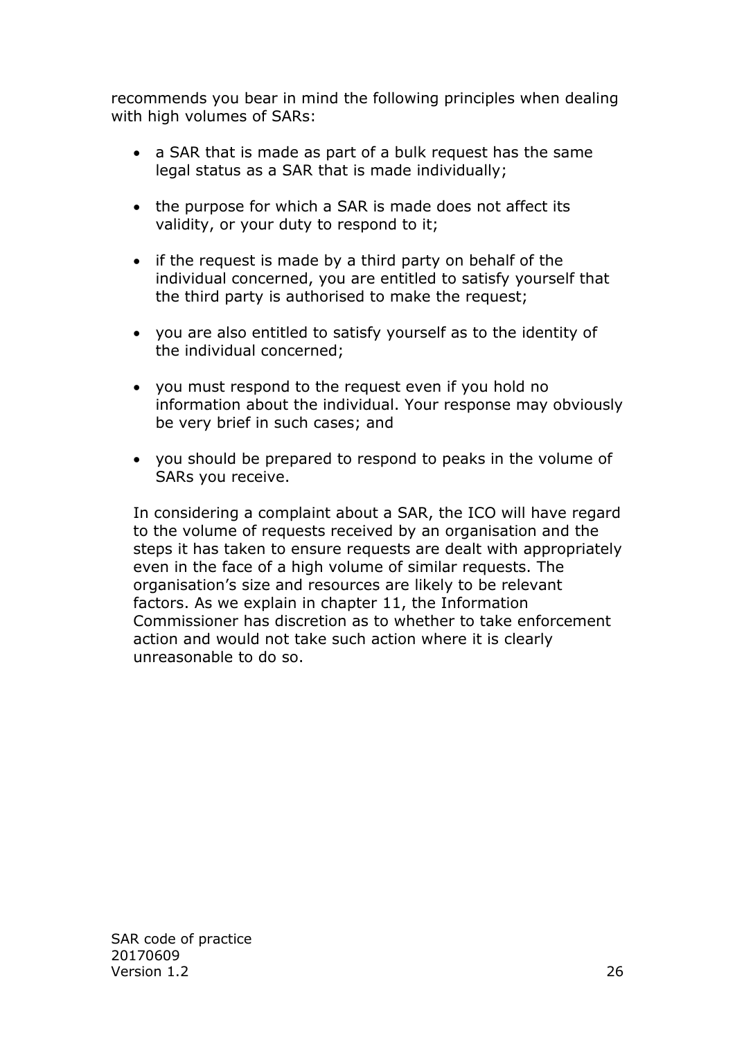recommends you bear in mind the following principles when dealing with high volumes of SARs:

- a SAR that is made as part of a bulk request has the same legal status as a SAR that is made individually;
- the purpose for which a SAR is made does not affect its validity, or your duty to respond to it;
- if the request is made by a third party on behalf of the individual concerned, you are entitled to satisfy yourself that the third party is authorised to make the request;
- you are also entitled to satisfy yourself as to the identity of the individual concerned;
- you must respond to the request even if you hold no information about the individual. Your response may obviously be very brief in such cases; and
- you should be prepared to respond to peaks in the volume of SARs you receive.

In considering a complaint about a SAR, the ICO will have regard to the volume of requests received by an organisation and the steps it has taken to ensure requests are dealt with appropriately even in the face of a high volume of similar requests. The organisation's size and resources are likely to be relevant factors. As we explain in chapter 11, the Information Commissioner has discretion as to whether to take enforcement action and would not take such action where it is clearly unreasonable to do so.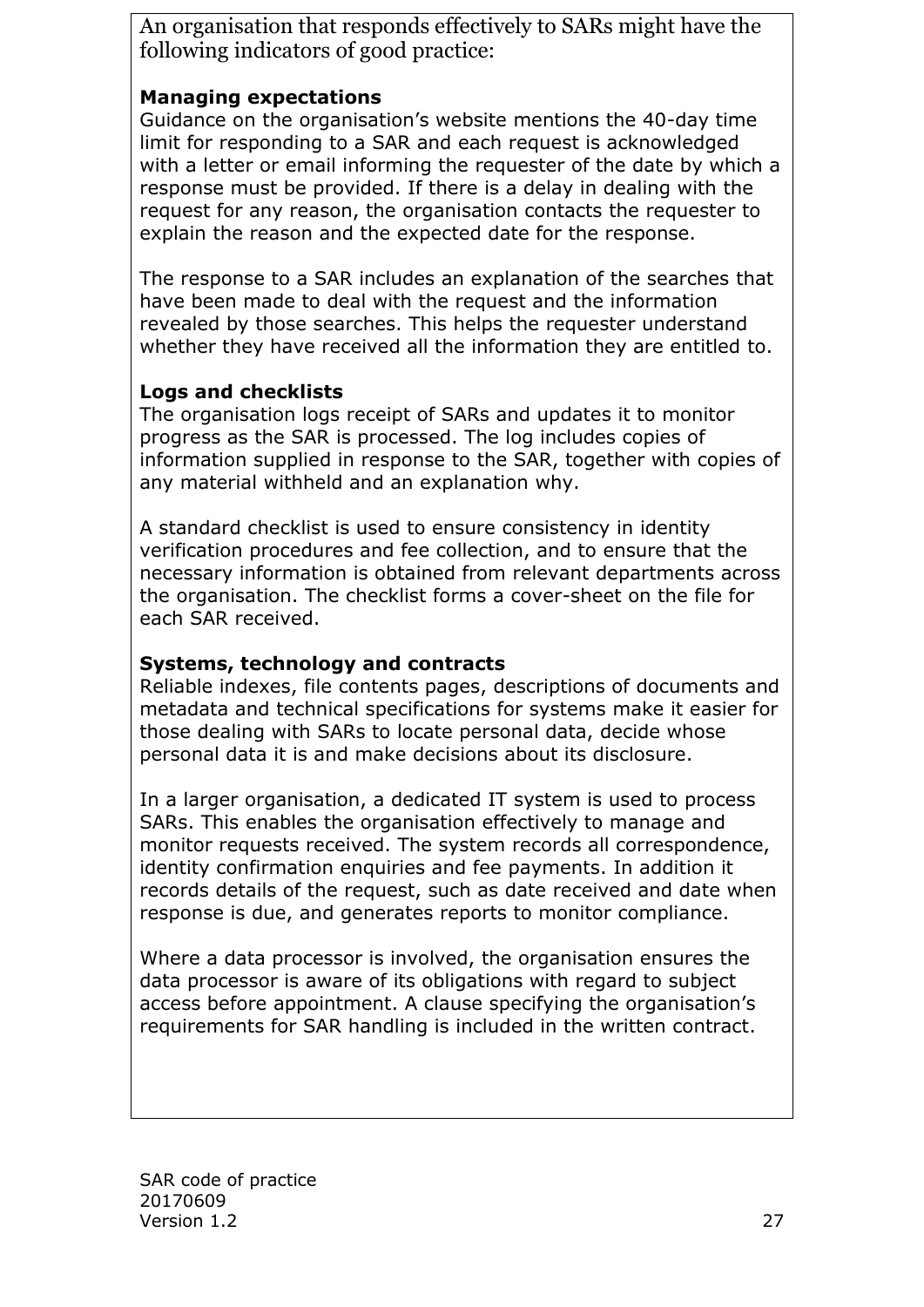An organisation that responds effectively to SARs might have the following indicators of good practice:

**Managing expectations**

Guidance on the organisation's website mentions the 40-day time limit for responding to a SAR and each request is acknowledged with a letter or email informing the requester of the date by which a response must be provided. If there is a delay in dealing with the request for any reason, the organisation contacts the requester to explain the reason and the expected date for the response.

The response to a SAR includes an explanation of the searches that have been made to deal with the request and the information revealed by those searches. This helps the requester understand whether they have received all the information they are entitled to.

**Logs and checklists**

The organisation logs receipt of SARs and updates it to monitor progress as the SAR is processed. The log includes copies of information supplied in response to the SAR, together with copies of any material withheld and an explanation why.

A standard checklist is used to ensure consistency in identity verification procedures and fee collection, and to ensure that the necessary information is obtained from relevant departments across the organisation. The checklist forms a cover-sheet on the file for each SAR received.

**Systems, technology and contracts**

Reliable indexes, file contents pages, descriptions of documents and metadata and technical specifications for systems make it easier for those dealing with SARs to locate personal data, decide whose personal data it is and make decisions about its disclosure.

In a larger organisation, a dedicated IT system is used to process SARs. This enables the organisation effectively to manage and monitor requests received. The system records all correspondence, identity confirmation enquiries and fee payments. In addition it records details of the request, such as date received and date when response is due, and generates reports to monitor compliance.

Where a data processor is involved, the organisation ensures the data processor is aware of its obligations with regard to subject access before appointment. A clause specifying the organisation's requirements for SAR handling is included in the written contract.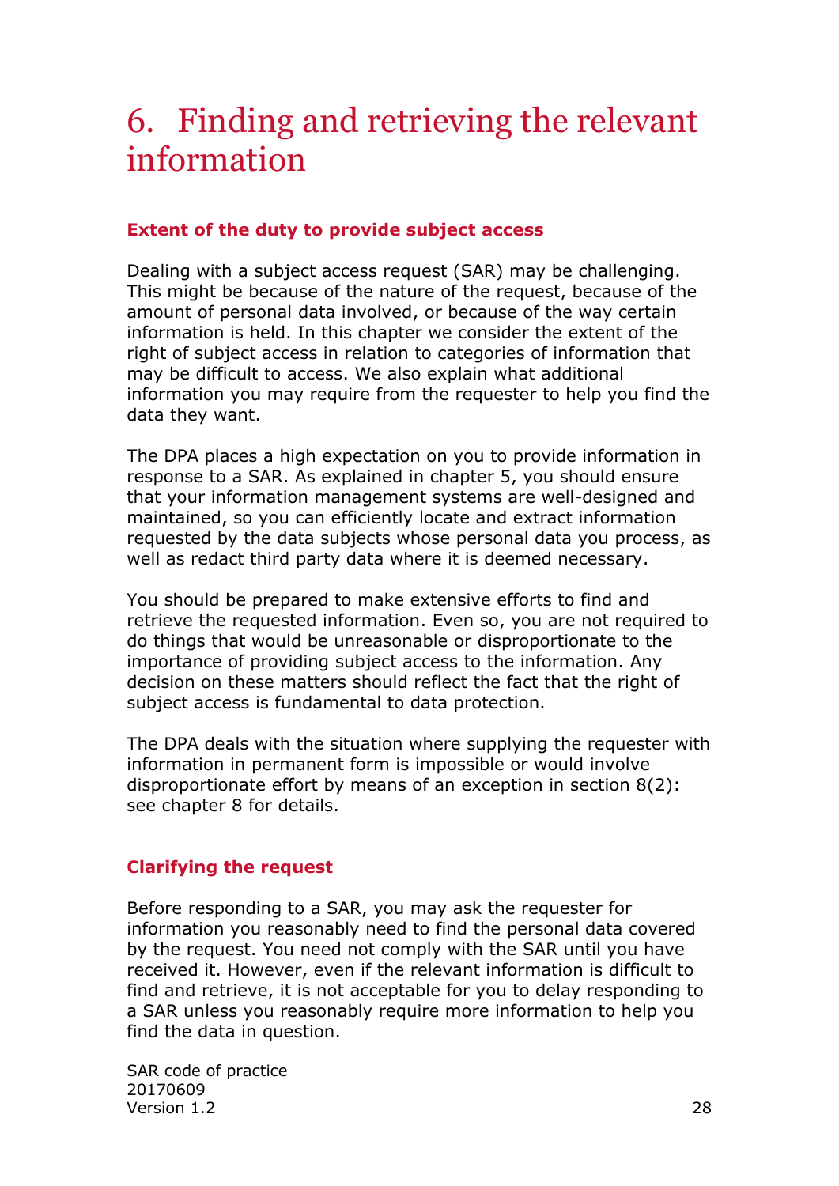# 6. Finding and retrieving the relevant information

## Extent of the duty to provide subject access

Dealing with a subject access request (SAR) may be challenging. This might be because of the nature of the request, because of the amount of personal data involved, or because of the way certain information is held. In this chapter we consider the extent of the right of subject access in relation to categories of information that may be difficult to access. We also explain what additional information you may require from the requester to help you find the data they want.

The DPA places a high expectation on you to provide information in response to a SAR. As explained in chapter 5, you should ensure that your information management systems are well-designed and maintained, so you can efficiently locate and extract information requested by the data subjects whose personal data you process, as well as redact third party data where it is deemed necessary.

You should be prepared to make extensive efforts to find and retrieve the requested information. Even so, you are not required to do things that would be unreasonable or disproportionate to the importance of providing subject access to the information. Any decision on these matters should reflect the fact that the right of subject access is fundamental to data protection.

The DPA deals with the situation where supplying the requester with information in permanent form is impossible or would involve disproportionate effort by means of an exception in section 8(2): see chapter 8 for details.

## Clarifying the request

Before responding to a SAR, you may ask the requester for information you reasonably need to find the personal data covered by the request. You need not comply with the SAR until you have received it. However, even if the relevant information is difficult to find and retrieve, it is not acceptable for you to delay responding to a SAR unless you reasonably require more information to help you find the data in question.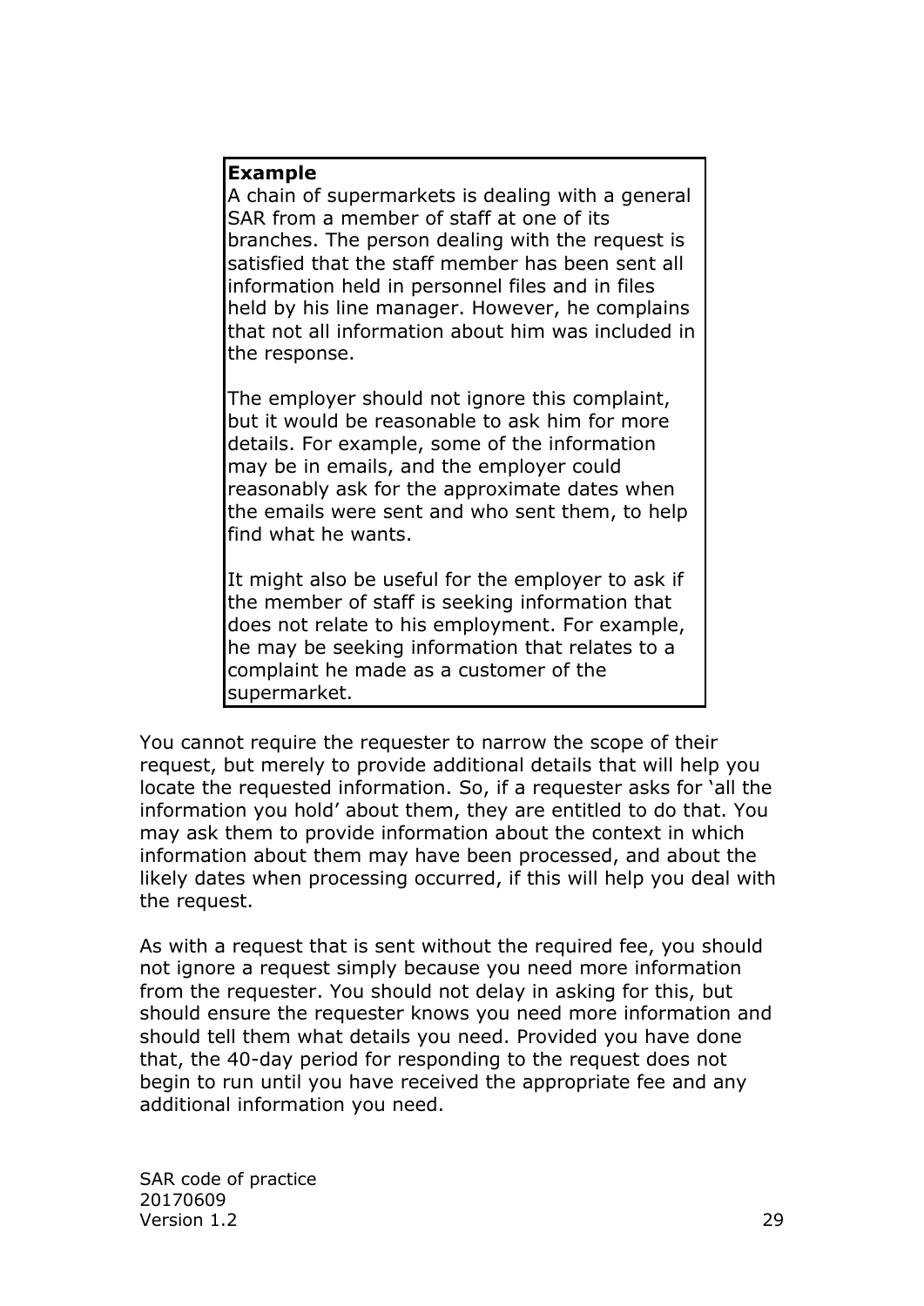> **Example**
> A chain of supermarkets is dealing with a general SAR from a member of staff at one of its branches. The person dealing with the request is satisfied that the staff member has been sent all information held in personnel files and in files held by his line manager. However, he complains that not all information about him was included in the response.
>
> The employer should not ignore this complaint, but it would be reasonable to ask him for more details. For example, some of the information may be in emails, and the employer could reasonably ask for the approximate dates when the emails were sent and who sent them, to help find what he wants.
>
> It might also be useful for the employer to ask if the member of staff is seeking information that does not relate to his employment. For example, he may be seeking information that relates to a complaint he made as a customer of the supermarket.

You cannot require the requester to narrow the scope of their request, but merely to provide additional details that will help you locate the requested information. So, if a requester asks for 'all the information you hold' about them, they are entitled to do that. You may ask them to provide information about the context in which information about them may have been processed, and about the likely dates when processing occurred, if this will help you deal with the request.

As with a request that is sent without the required fee, you should not ignore a request simply because you need more information from the requester. You should not delay in asking for this, but should ensure the requester knows you need more information and should tell them what details you need. Provided you have done that, the 40-day period for responding to the request does not begin to run until you have received the appropriate fee and any additional information you need.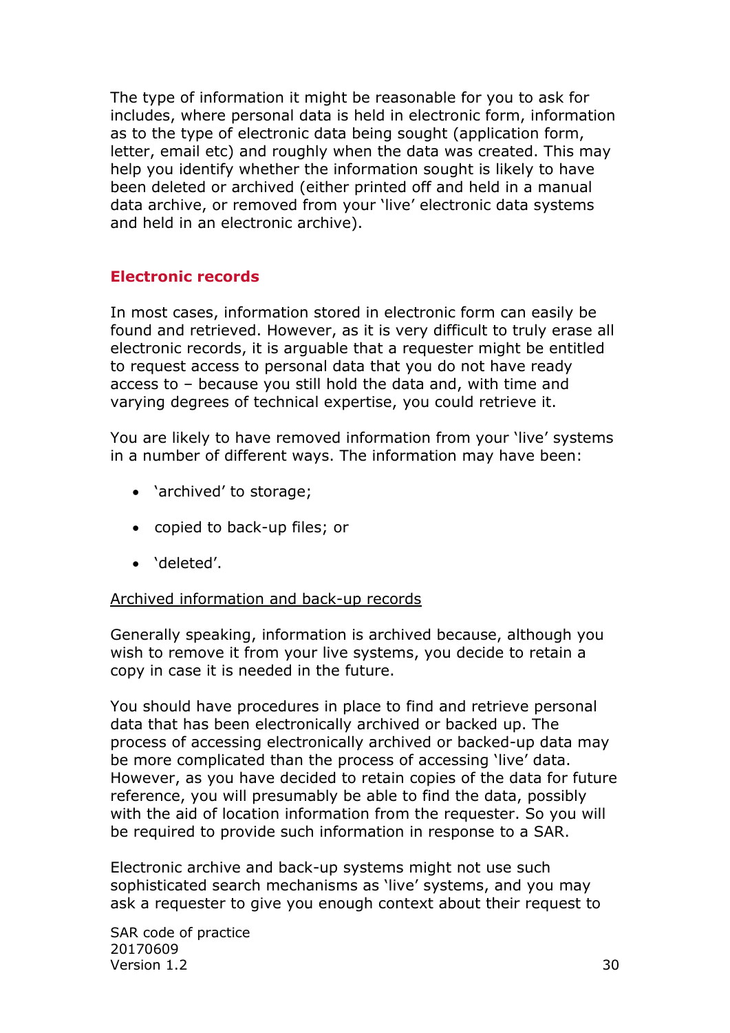The type of information it might be reasonable for you to ask for includes, where personal data is held in electronic form, information as to the type of electronic data being sought (application form, letter, email etc) and roughly when the data was created. This may help you identify whether the information sought is likely to have been deleted or archived (either printed off and held in a manual data archive, or removed from your 'live' electronic data systems and held in an electronic archive).

## Electronic records

In most cases, information stored in electronic form can easily be found and retrieved. However, as it is very difficult to truly erase all electronic records, it is arguable that a requester might be entitled to request access to personal data that you do not have ready access to – because you still hold the data and, with time and varying degrees of technical expertise, you could retrieve it.

You are likely to have removed information from your 'live' systems in a number of different ways. The information may have been:

- 'archived' to storage;
- copied to back-up files; or
- 'deleted'.

<u>Archived information and back-up records</u>

Generally speaking, information is archived because, although you wish to remove it from your live systems, you decide to retain a copy in case it is needed in the future.

You should have procedures in place to find and retrieve personal data that has been electronically archived or backed up. The process of accessing electronically archived or backed-up data may be more complicated than the process of accessing 'live' data. However, as you have decided to retain copies of the data for future reference, you will presumably be able to find the data, possibly with the aid of location information from the requester. So you will be required to provide such information in response to a SAR.

Electronic archive and back-up systems might not use such sophisticated search mechanisms as 'live' systems, and you may ask a requester to give you enough context about their request to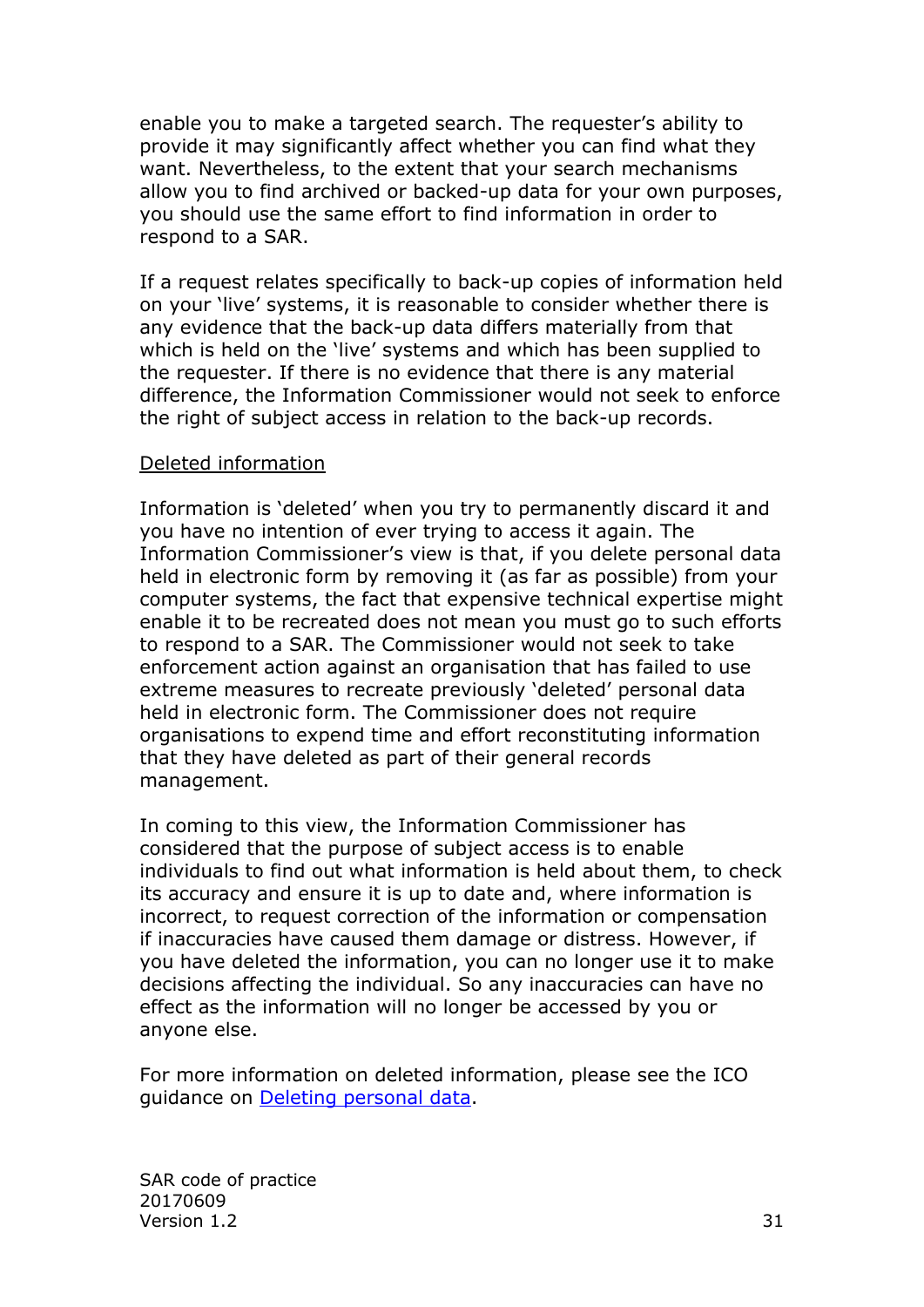enable you to make a targeted search. The requester's ability to provide it may significantly affect whether you can find what they want. Nevertheless, to the extent that your search mechanisms allow you to find archived or backed-up data for your own purposes, you should use the same effort to find information in order to respond to a SAR.

If a request relates specifically to back-up copies of information held on your 'live' systems, it is reasonable to consider whether there is any evidence that the back-up data differs materially from that which is held on the 'live' systems and which has been supplied to the requester. If there is no evidence that there is any material difference, the Information Commissioner would not seek to enforce the right of subject access in relation to the back-up records.

<u>Deleted information</u>

Information is 'deleted' when you try to permanently discard it and you have no intention of ever trying to access it again. The Information Commissioner's view is that, if you delete personal data held in electronic form by removing it (as far as possible) from your computer systems, the fact that expensive technical expertise might enable it to be recreated does not mean you must go to such efforts to respond to a SAR. The Commissioner would not seek to take enforcement action against an organisation that has failed to use extreme measures to recreate previously 'deleted' personal data held in electronic form. The Commissioner does not require organisations to expend time and effort reconstituting information that they have deleted as part of their general records management.

In coming to this view, the Information Commissioner has considered that the purpose of subject access is to enable individuals to find out what information is held about them, to check its accuracy and ensure it is up to date and, where information is incorrect, to request correction of the information or compensation if inaccuracies have caused them damage or distress. However, if you have deleted the information, you can no longer use it to make decisions affecting the individual. So any inaccuracies can have no effect as the information will no longer be accessed by you or anyone else.

For more information on deleted information, please see the ICO guidance on [Deleting personal data](Deleting personal data).

SAR code of practice
20170609
Version 1.2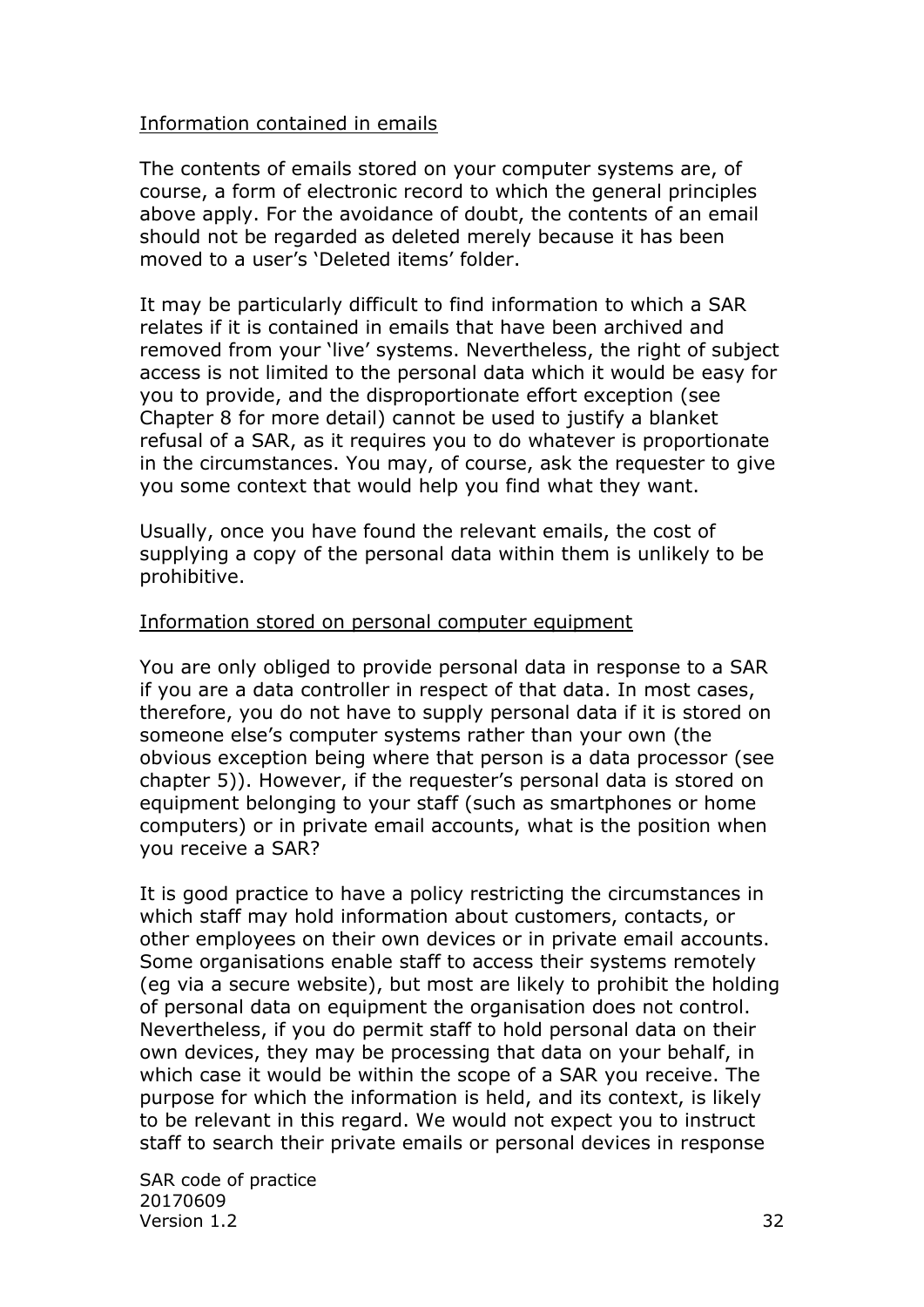Information contained in emails

The contents of emails stored on your computer systems are, of course, a form of electronic record to which the general principles above apply. For the avoidance of doubt, the contents of an email should not be regarded as deleted merely because it has been moved to a user's 'Deleted items' folder.

It may be particularly difficult to find information to which a SAR relates if it is contained in emails that have been archived and removed from your 'live' systems. Nevertheless, the right of subject access is not limited to the personal data which it would be easy for you to provide, and the disproportionate effort exception (see Chapter 8 for more detail) cannot be used to justify a blanket refusal of a SAR, as it requires you to do whatever is proportionate in the circumstances. You may, of course, ask the requester to give you some context that would help you find what they want.

Usually, once you have found the relevant emails, the cost of supplying a copy of the personal data within them is unlikely to be prohibitive.

Information stored on personal computer equipment

You are only obliged to provide personal data in response to a SAR if you are a data controller in respect of that data. In most cases, therefore, you do not have to supply personal data if it is stored on someone else's computer systems rather than your own (the obvious exception being where that person is a data processor (see chapter 5)). However, if the requester's personal data is stored on equipment belonging to your staff (such as smartphones or home computers) or in private email accounts, what is the position when you receive a SAR?

It is good practice to have a policy restricting the circumstances in which staff may hold information about customers, contacts, or other employees on their own devices or in private email accounts. Some organisations enable staff to access their systems remotely (eg via a secure website), but most are likely to prohibit the holding of personal data on equipment the organisation does not control. Nevertheless, if you do permit staff to hold personal data on their own devices, they may be processing that data on your behalf, in which case it would be within the scope of a SAR you receive. The purpose for which the information is held, and its context, is likely to be relevant in this regard. We would not expect you to instruct staff to search their private emails or personal devices in response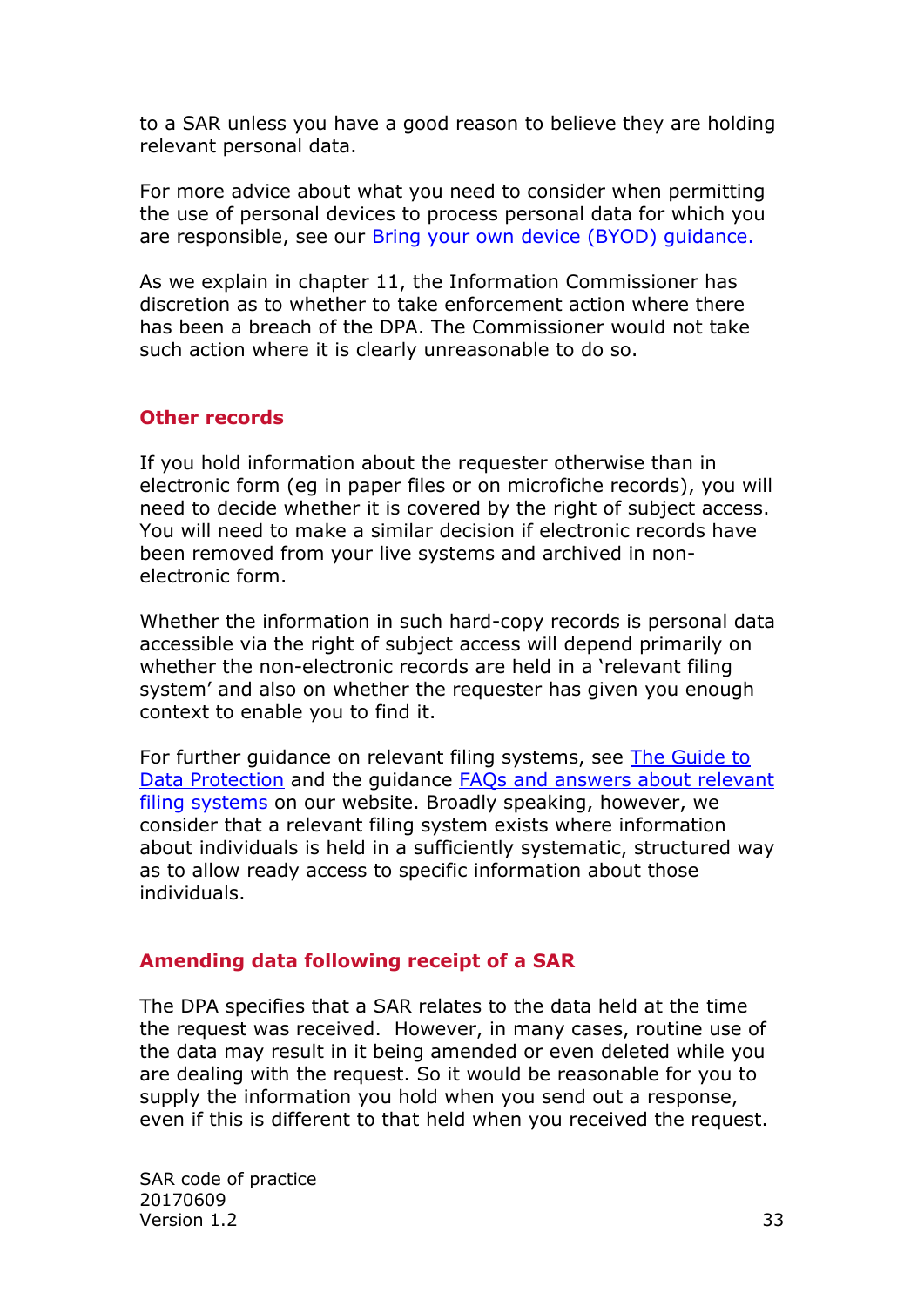to a SAR unless you have a good reason to believe they are holding relevant personal data.

For more advice about what you need to consider when permitting the use of personal devices to process personal data for which you are responsible, see our [Bring your own device (BYOD) guidance.]()

As we explain in chapter 11, the Information Commissioner has discretion as to whether to take enforcement action where there has been a breach of the DPA. The Commissioner would not take such action where it is clearly unreasonable to do so.

### Other records

If you hold information about the requester otherwise than in electronic form (eg in paper files or on microfiche records), you will need to decide whether it is covered by the right of subject access. You will need to make a similar decision if electronic records have been removed from your live systems and archived in non-electronic form.

Whether the information in such hard-copy records is personal data accessible via the right of subject access will depend primarily on whether the non-electronic records are held in a 'relevant filing system' and also on whether the requester has given you enough context to enable you to find it.

For further guidance on relevant filing systems, see [The Guide to Data Protection]() and the guidance [FAQs and answers about relevant filing systems]() on our website. Broadly speaking, however, we consider that a relevant filing system exists where information about individuals is held in a sufficiently systematic, structured way as to allow ready access to specific information about those individuals.

### Amending data following receipt of a SAR

The DPA specifies that a SAR relates to the data held at the time the request was received. However, in many cases, routine use of the data may result in it being amended or even deleted while you are dealing with the request. So it would be reasonable for you to supply the information you hold when you send out a response, even if this is different to that held when you received the request.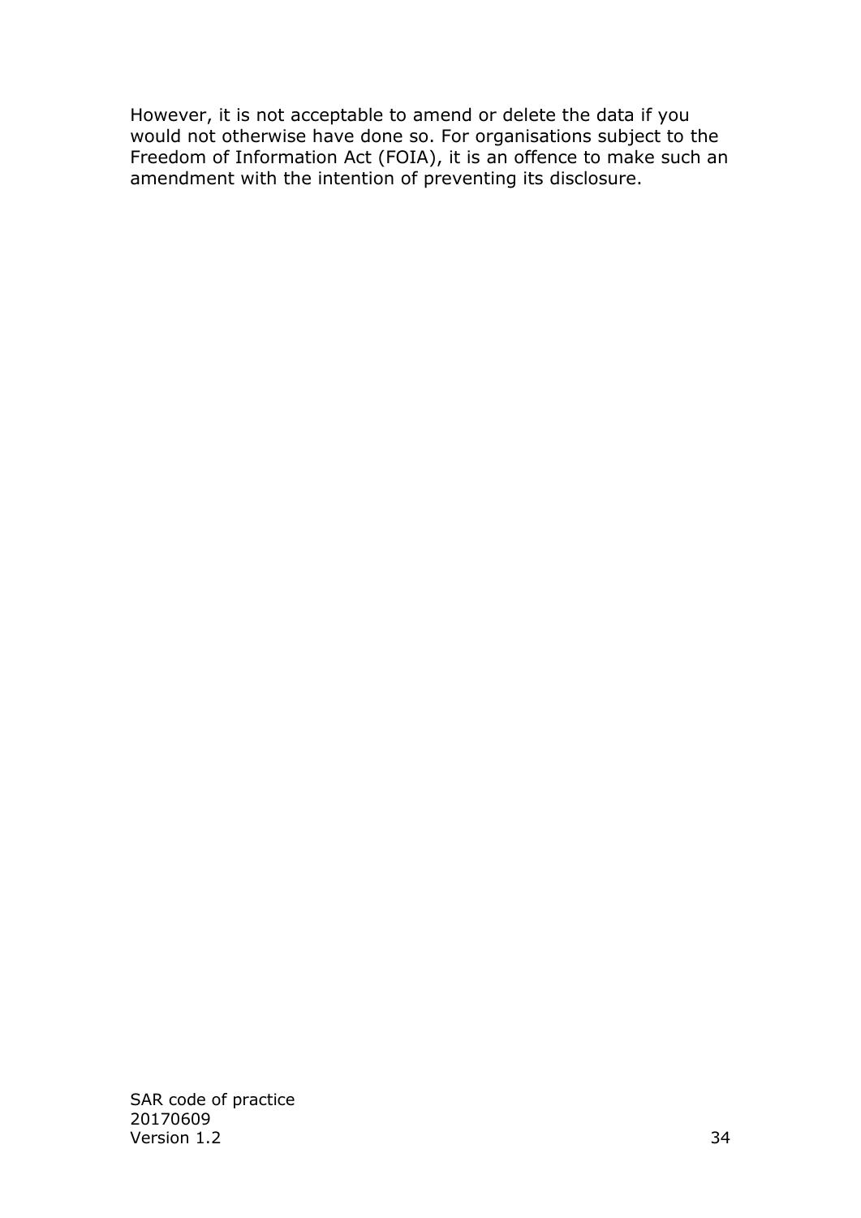However, it is not acceptable to amend or delete the data if you would not otherwise have done so. For organisations subject to the Freedom of Information Act (FOIA), it is an offence to make such an amendment with the intention of preventing its disclosure.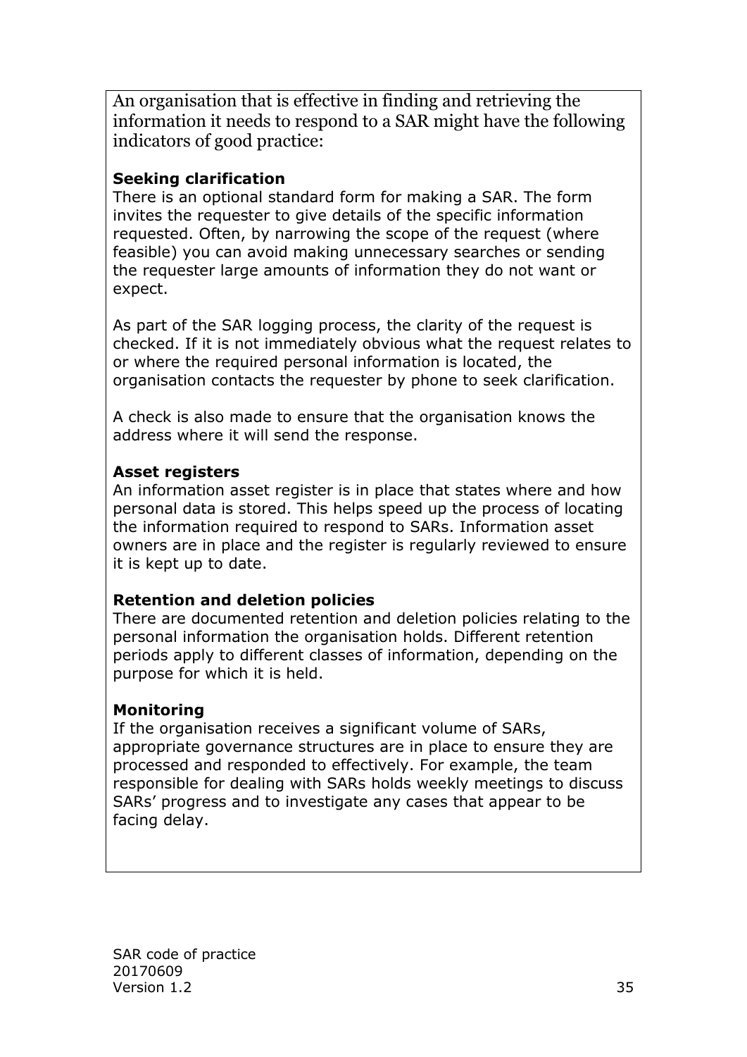An organisation that is effective in finding and retrieving the information it needs to respond to a SAR might have the following indicators of good practice:

**Seeking clarification**
There is an optional standard form for making a SAR. The form invites the requester to give details of the specific information requested. Often, by narrowing the scope of the request (where feasible) you can avoid making unnecessary searches or sending the requester large amounts of information they do not want or expect.

As part of the SAR logging process, the clarity of the request is checked. If it is not immediately obvious what the request relates to or where the required personal information is located, the organisation contacts the requester by phone to seek clarification.

A check is also made to ensure that the organisation knows the address where it will send the response.

**Asset registers**
An information asset register is in place that states where and how personal data is stored. This helps speed up the process of locating the information required to respond to SARs. Information asset owners are in place and the register is regularly reviewed to ensure it is kept up to date.

**Retention and deletion policies**
There are documented retention and deletion policies relating to the personal information the organisation holds. Different retention periods apply to different classes of information, depending on the purpose for which it is held.

**Monitoring**
If the organisation receives a significant volume of SARs, appropriate governance structures are in place to ensure they are processed and responded to effectively. For example, the team responsible for dealing with SARs holds weekly meetings to discuss SARs' progress and to investigate any cases that appear to be facing delay.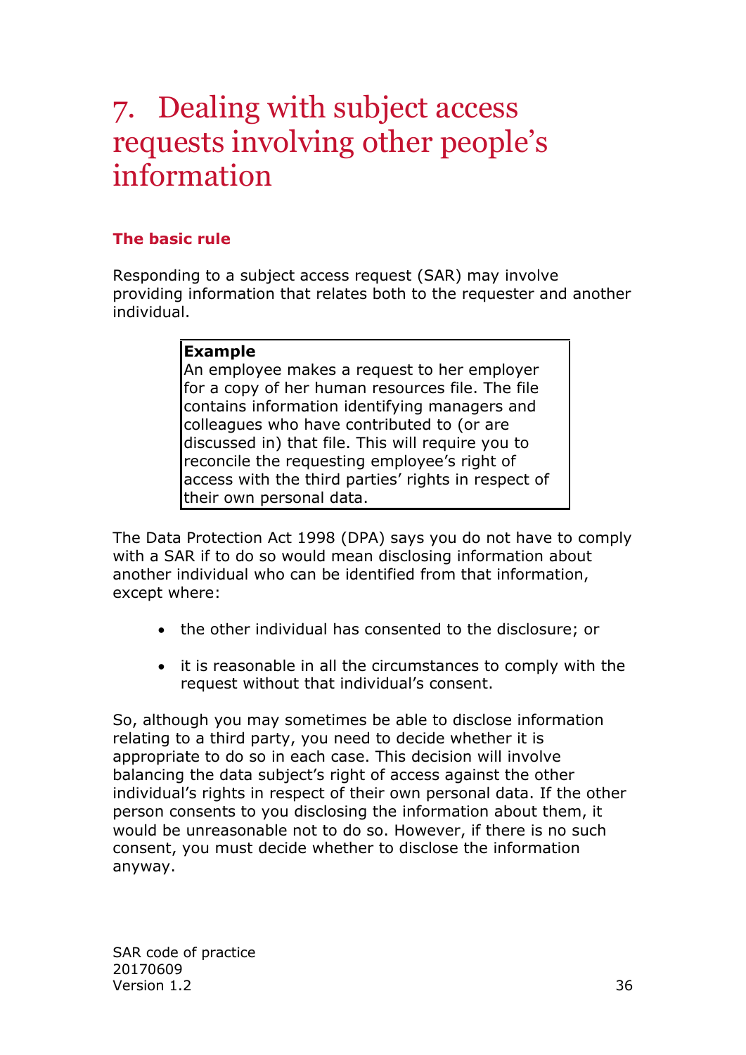# 7. Dealing with subject access requests involving other people's information

### The basic rule

Responding to a subject access request (SAR) may involve providing information that relates both to the requester and another individual.

> **Example**
> An employee makes a request to her employer for a copy of her human resources file. The file contains information identifying managers and colleagues who have contributed to (or are discussed in) that file. This will require you to reconcile the requesting employee's right of access with the third parties' rights in respect of their own personal data.

The Data Protection Act 1998 (DPA) says you do not have to comply with a SAR if to do so would mean disclosing information about another individual who can be identified from that information, except where:

- the other individual has consented to the disclosure; or
- it is reasonable in all the circumstances to comply with the request without that individual's consent.

So, although you may sometimes be able to disclose information relating to a third party, you need to decide whether it is appropriate to do so in each case. This decision will involve balancing the data subject's right of access against the other individual's rights in respect of their own personal data. If the other person consents to you disclosing the information about them, it would be unreasonable not to do so. However, if there is no such consent, you must decide whether to disclose the information anyway.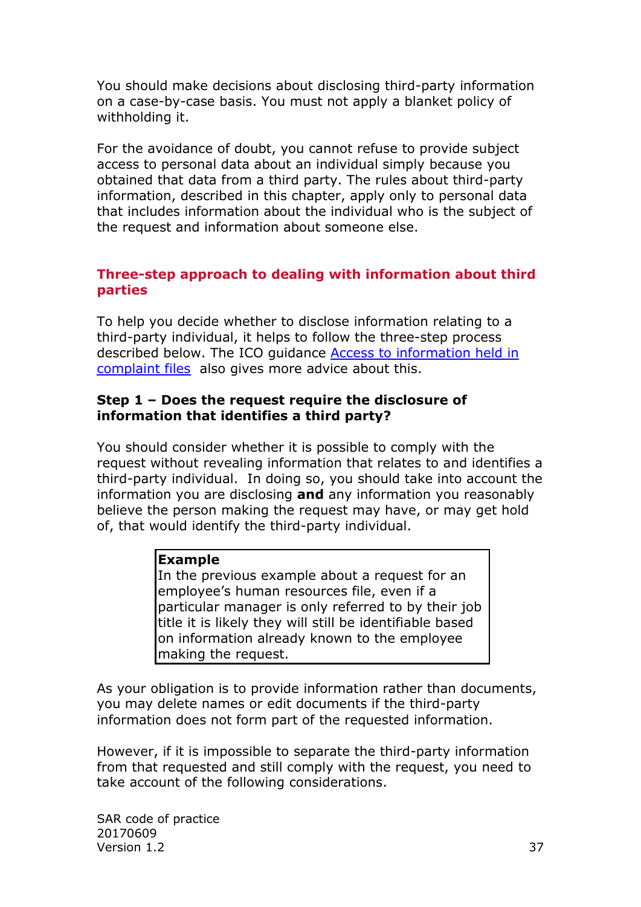You should make decisions about disclosing third-party information on a case-by-case basis. You must not apply a blanket policy of withholding it.

For the avoidance of doubt, you cannot refuse to provide subject access to personal data about an individual simply because you obtained that data from a third party. The rules about third-party information, described in this chapter, apply only to personal data that includes information about the individual who is the subject of the request and information about someone else.

## Three-step approach to dealing with information about third parties

To help you decide whether to disclose information relating to a third-party individual, it helps to follow the three-step process described below. The ICO guidance [Access to information held in complaint files] also gives more advice about this.

### Step 1 – Does the request require the disclosure of information that identifies a third party?

You should consider whether it is possible to comply with the request without revealing information that relates to and identifies a third-party individual. In doing so, you should take into account the information you are disclosing **and** any information you reasonably believe the person making the request may have, or may get hold of, that would identify the third-party individual.

> **Example**
> In the previous example about a request for an employee's human resources file, even if a particular manager is only referred to by their job title it is likely they will still be identifiable based on information already known to the employee making the request.

As your obligation is to provide information rather than documents, you may delete names or edit documents if the third-party information does not form part of the requested information.

However, if it is impossible to separate the third-party information from that requested and still comply with the request, you need to take account of the following considerations.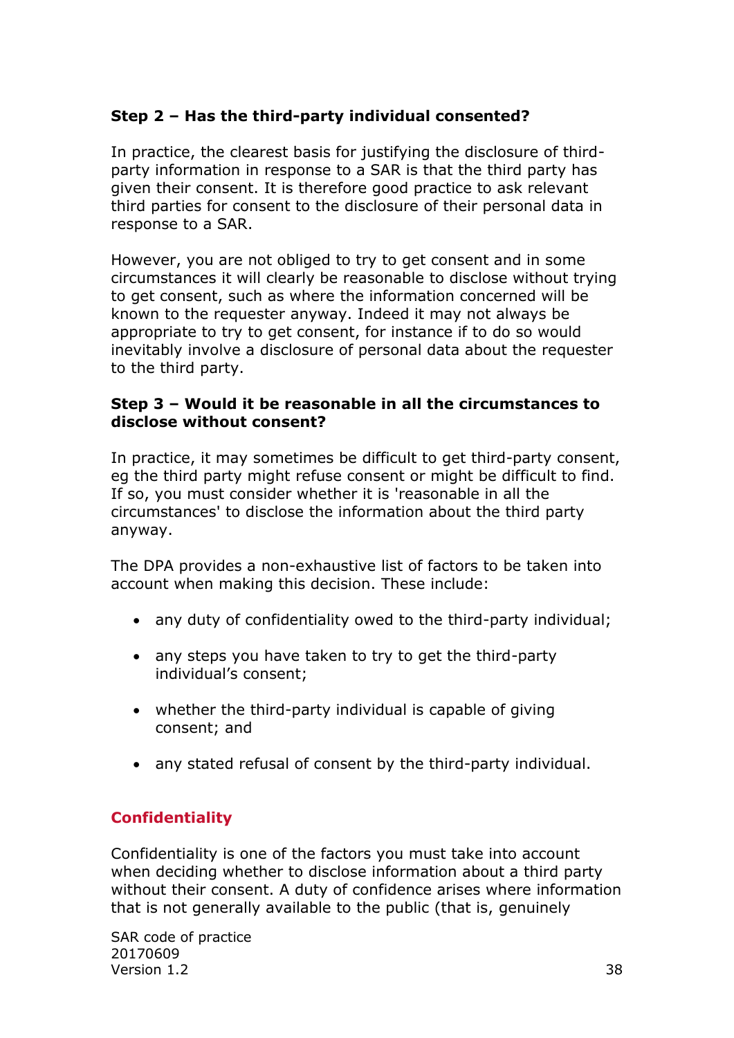**Step 2 – Has the third-party individual consented?**

In practice, the clearest basis for justifying the disclosure of third-party information in response to a SAR is that the third party has given their consent. It is therefore good practice to ask relevant third parties for consent to the disclosure of their personal data in response to a SAR.

However, you are not obliged to try to get consent and in some circumstances it will clearly be reasonable to disclose without trying to get consent, such as where the information concerned will be known to the requester anyway. Indeed it may not always be appropriate to try to get consent, for instance if to do so would inevitably involve a disclosure of personal data about the requester to the third party.

**Step 3 – Would it be reasonable in all the circumstances to disclose without consent?**

In practice, it may sometimes be difficult to get third-party consent, eg the third party might refuse consent or might be difficult to find. If so, you must consider whether it is 'reasonable in all the circumstances' to disclose the information about the third party anyway.

The DPA provides a non-exhaustive list of factors to be taken into account when making this decision. These include:

- any duty of confidentiality owed to the third-party individual;
- any steps you have taken to try to get the third-party individual's consent;
- whether the third-party individual is capable of giving consent; and
- any stated refusal of consent by the third-party individual.

## Confidentiality

Confidentiality is one of the factors you must take into account when deciding whether to disclose information about a third party without their consent. A duty of confidence arises where information that is not generally available to the public (that is, genuinely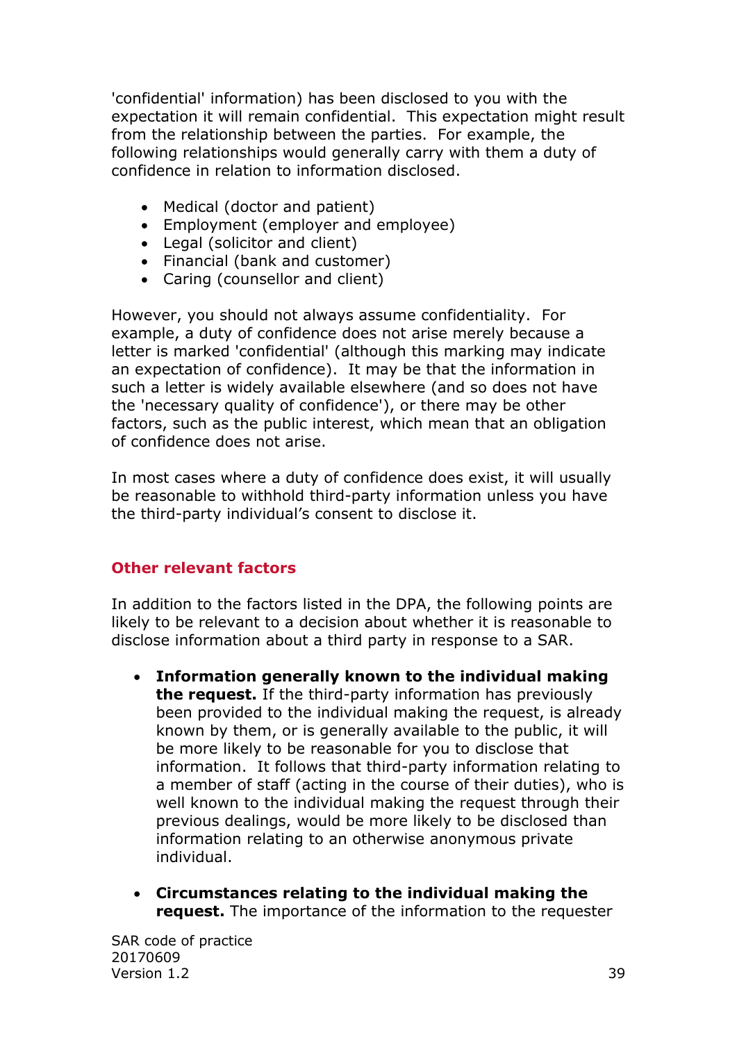'confidential' information) has been disclosed to you with the expectation it will remain confidential. This expectation might result from the relationship between the parties. For example, the following relationships would generally carry with them a duty of confidence in relation to information disclosed.

- Medical (doctor and patient)
- Employment (employer and employee)
- Legal (solicitor and client)
- Financial (bank and customer)
- Caring (counsellor and client)

However, you should not always assume confidentiality. For example, a duty of confidence does not arise merely because a letter is marked 'confidential' (although this marking may indicate an expectation of confidence). It may be that the information in such a letter is widely available elsewhere (and so does not have the 'necessary quality of confidence'), or there may be other factors, such as the public interest, which mean that an obligation of confidence does not arise.

In most cases where a duty of confidence does exist, it will usually be reasonable to withhold third-party information unless you have the third-party individual's consent to disclose it.

### Other relevant factors

In addition to the factors listed in the DPA, the following points are likely to be relevant to a decision about whether it is reasonable to disclose information about a third party in response to a SAR.

- **Information generally known to the individual making the request.** If the third-party information has previously been provided to the individual making the request, is already known by them, or is generally available to the public, it will be more likely to be reasonable for you to disclose that information. It follows that third-party information relating to a member of staff (acting in the course of their duties), who is well known to the individual making the request through their previous dealings, would be more likely to be disclosed than information relating to an otherwise anonymous private individual.

- **Circumstances relating to the individual making the request.** The importance of the information to the requester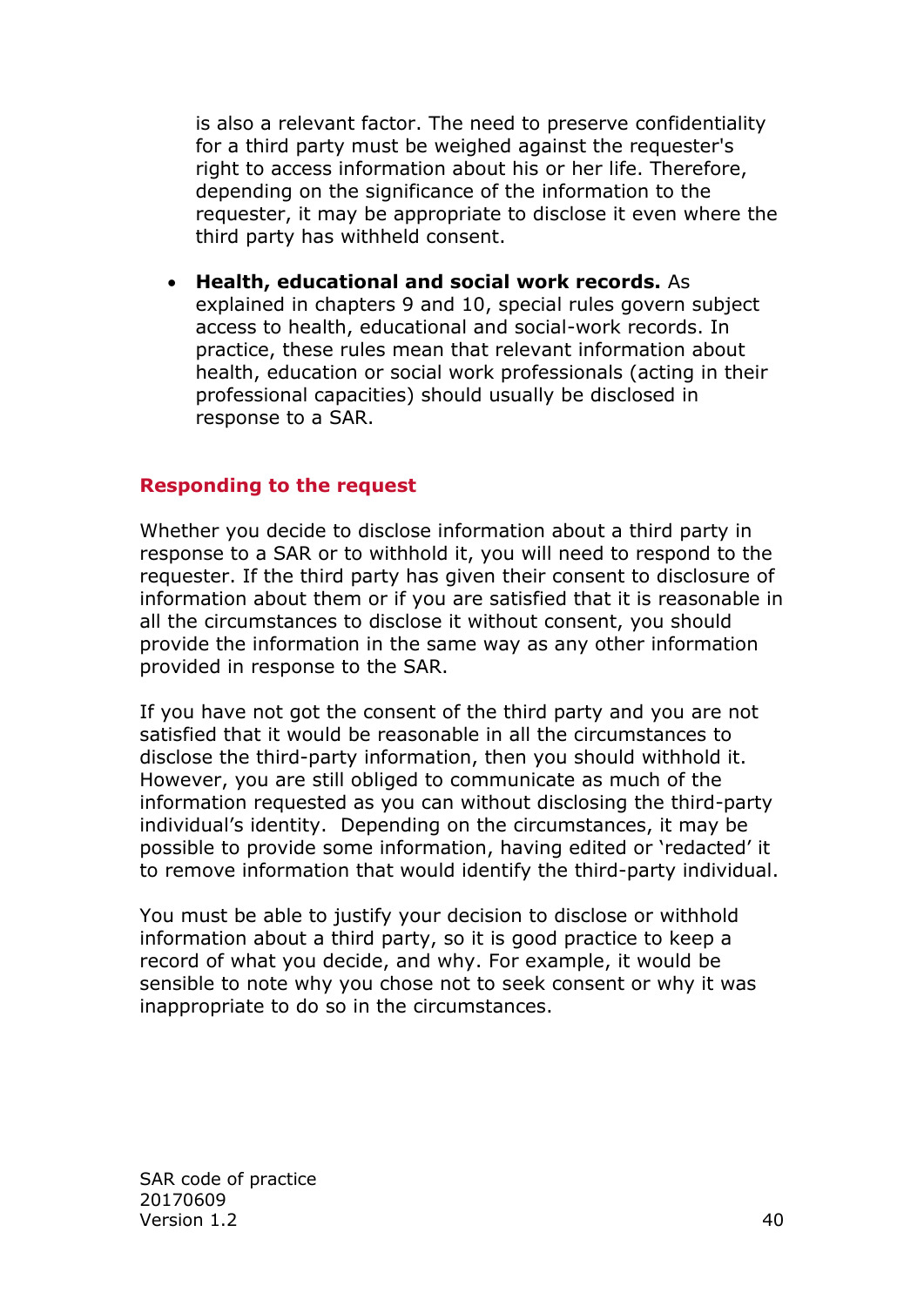is also a relevant factor. The need to preserve confidentiality for a third party must be weighed against the requester's right to access information about his or her life. Therefore, depending on the significance of the information to the requester, it may be appropriate to disclose it even where the third party has withheld consent.

- **Health, educational and social work records.** As explained in chapters 9 and 10, special rules govern subject access to health, educational and social-work records. In practice, these rules mean that relevant information about health, education or social work professionals (acting in their professional capacities) should usually be disclosed in response to a SAR.

## Responding to the request

Whether you decide to disclose information about a third party in response to a SAR or to withhold it, you will need to respond to the requester. If the third party has given their consent to disclosure of information about them or if you are satisfied that it is reasonable in all the circumstances to disclose it without consent, you should provide the information in the same way as any other information provided in response to the SAR.

If you have not got the consent of the third party and you are not satisfied that it would be reasonable in all the circumstances to disclose the third-party information, then you should withhold it. However, you are still obliged to communicate as much of the information requested as you can without disclosing the third-party individual's identity. Depending on the circumstances, it may be possible to provide some information, having edited or 'redacted' it to remove information that would identify the third-party individual.

You must be able to justify your decision to disclose or withhold information about a third party, so it is good practice to keep a record of what you decide, and why. For example, it would be sensible to note why you chose not to seek consent or why it was inappropriate to do so in the circumstances.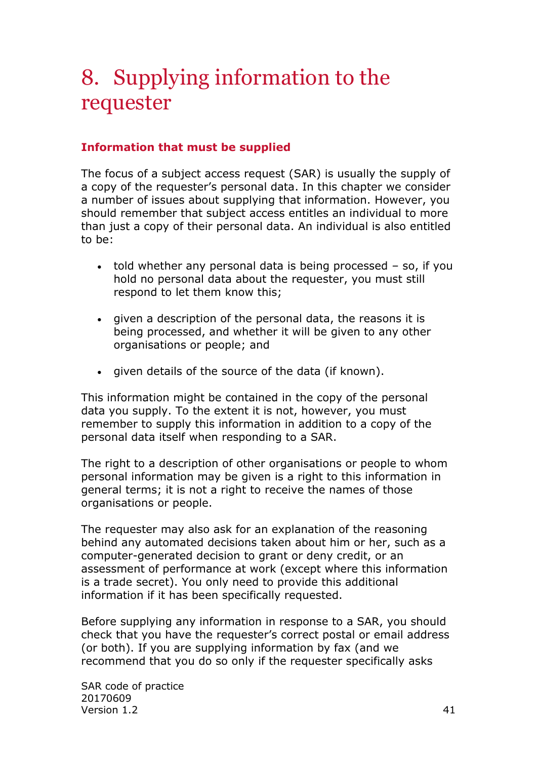# 8. Supplying information to the requester

### Information that must be supplied

The focus of a subject access request (SAR) is usually the supply of a copy of the requester's personal data. In this chapter we consider a number of issues about supplying that information. However, you should remember that subject access entitles an individual to more than just a copy of their personal data. An individual is also entitled to be:

- told whether any personal data is being processed – so, if you hold no personal data about the requester, you must still respond to let them know this;
- given a description of the personal data, the reasons it is being processed, and whether it will be given to any other organisations or people; and
- given details of the source of the data (if known).

This information might be contained in the copy of the personal data you supply. To the extent it is not, however, you must remember to supply this information in addition to a copy of the personal data itself when responding to a SAR.

The right to a description of other organisations or people to whom personal information may be given is a right to this information in general terms; it is not a right to receive the names of those organisations or people.

The requester may also ask for an explanation of the reasoning behind any automated decisions taken about him or her, such as a computer-generated decision to grant or deny credit, or an assessment of performance at work (except where this information is a trade secret). You only need to provide this additional information if it has been specifically requested.

Before supplying any information in response to a SAR, you should check that you have the requester's correct postal or email address (or both). If you are supplying information by fax (and we recommend that you do so only if the requester specifically asks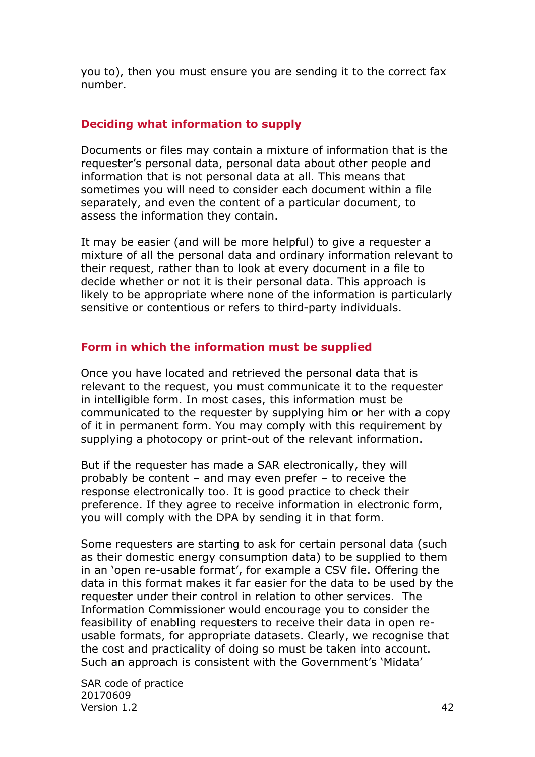you to), then you must ensure you are sending it to the correct fax number.

## Deciding what information to supply

Documents or files may contain a mixture of information that is the requester's personal data, personal data about other people and information that is not personal data at all. This means that sometimes you will need to consider each document within a file separately, and even the content of a particular document, to assess the information they contain.

It may be easier (and will be more helpful) to give a requester a mixture of all the personal data and ordinary information relevant to their request, rather than to look at every document in a file to decide whether or not it is their personal data. This approach is likely to be appropriate where none of the information is particularly sensitive or contentious or refers to third-party individuals.

## Form in which the information must be supplied

Once you have located and retrieved the personal data that is relevant to the request, you must communicate it to the requester in intelligible form. In most cases, this information must be communicated to the requester by supplying him or her with a copy of it in permanent form. You may comply with this requirement by supplying a photocopy or print-out of the relevant information.

But if the requester has made a SAR electronically, they will probably be content – and may even prefer – to receive the response electronically too. It is good practice to check their preference. If they agree to receive information in electronic form, you will comply with the DPA by sending it in that form.

Some requesters are starting to ask for certain personal data (such as their domestic energy consumption data) to be supplied to them in an 'open re-usable format', for example a CSV file. Offering the data in this format makes it far easier for the data to be used by the requester under their control in relation to other services. The Information Commissioner would encourage you to consider the feasibility of enabling requesters to receive their data in open re-usable formats, for appropriate datasets. Clearly, we recognise that the cost and practicality of doing so must be taken into account. Such an approach is consistent with the Government's 'Midata'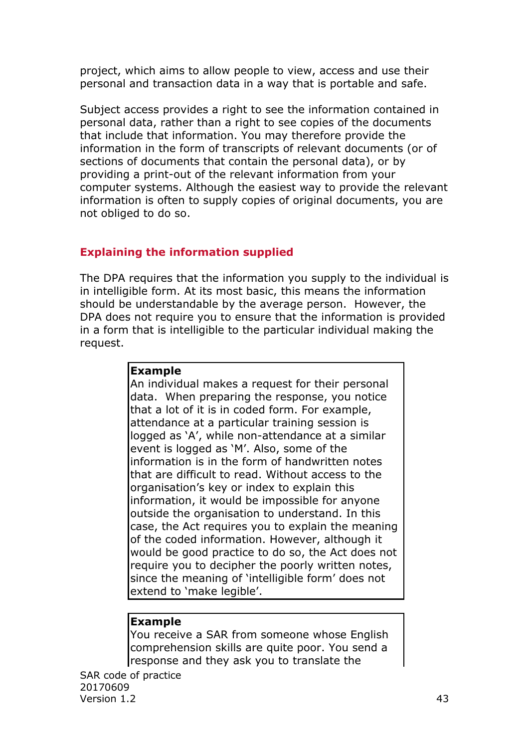project, which aims to allow people to view, access and use their personal and transaction data in a way that is portable and safe.

Subject access provides a right to see the information contained in personal data, rather than a right to see copies of the documents that include that information. You may therefore provide the information in the form of transcripts of relevant documents (or of sections of documents that contain the personal data), or by providing a print-out of the relevant information from your computer systems. Although the easiest way to provide the relevant information is often to supply copies of original documents, you are not obliged to do so.

## Explaining the information supplied

The DPA requires that the information you supply to the individual is in intelligible form. At its most basic, this means the information should be understandable by the average person. However, the DPA does not require you to ensure that the information is provided in a form that is intelligible to the particular individual making the request.

> **Example**
> An individual makes a request for their personal data. When preparing the response, you notice that a lot of it is in coded form. For example, attendance at a particular training session is logged as 'A', while non-attendance at a similar event is logged as 'M'. Also, some of the information is in the form of handwritten notes that are difficult to read. Without access to the organisation's key or index to explain this information, it would be impossible for anyone outside the organisation to understand. In this case, the Act requires you to explain the meaning of the coded information. However, although it would be good practice to do so, the Act does not require you to decipher the poorly written notes, since the meaning of 'intelligible form' does not extend to 'make legible'.

> **Example**
> You receive a SAR from someone whose English comprehension skills are quite poor. You send a response and they ask you to translate the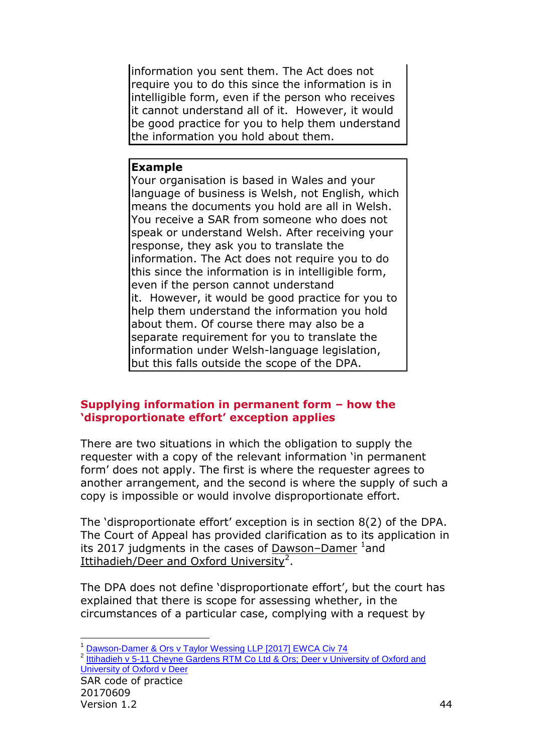information you sent them. The Act does not require you to do this since the information is in intelligible form, even if the person who receives it cannot understand all of it. However, it would be good practice for you to help them understand the information you hold about them.

**Example**

Your organisation is based in Wales and your language of business is Welsh, not English, which means the documents you hold are all in Welsh. You receive a SAR from someone who does not speak or understand Welsh. After receiving your response, they ask you to translate the information. The Act does not require you to do this since the information is in intelligible form, even if the person cannot understand it. However, it would be good practice for you to help them understand the information you hold about them. Of course there may also be a separate requirement for you to translate the information under Welsh-language legislation, but this falls outside the scope of the DPA.

## Supplying information in permanent form – how the 'disproportionate effort' exception applies

There are two situations in which the obligation to supply the requester with a copy of the relevant information 'in permanent form' does not apply. The first is where the requester agrees to another arrangement, and the second is where the supply of such a copy is impossible or would involve disproportionate effort.

The 'disproportionate effort' exception is in section 8(2) of the DPA. The Court of Appeal has provided clarification as to its application in its 2017 judgments in the cases of Dawson–Damer [1] and Ittihadieh/Deer and Oxford University[2].

The DPA does not define 'disproportionate effort', but the court has explained that there is scope for assessing whether, in the circumstances of a particular case, complying with a request by

[1] Dawson-Damer & Ors v Taylor Wessing LLP [2017] EWCA Civ 74

[2] Ittihadieh v 5-11 Cheyne Gardens RTM Co Ltd & Ors; Deer v University of Oxford and University of Oxford v Deer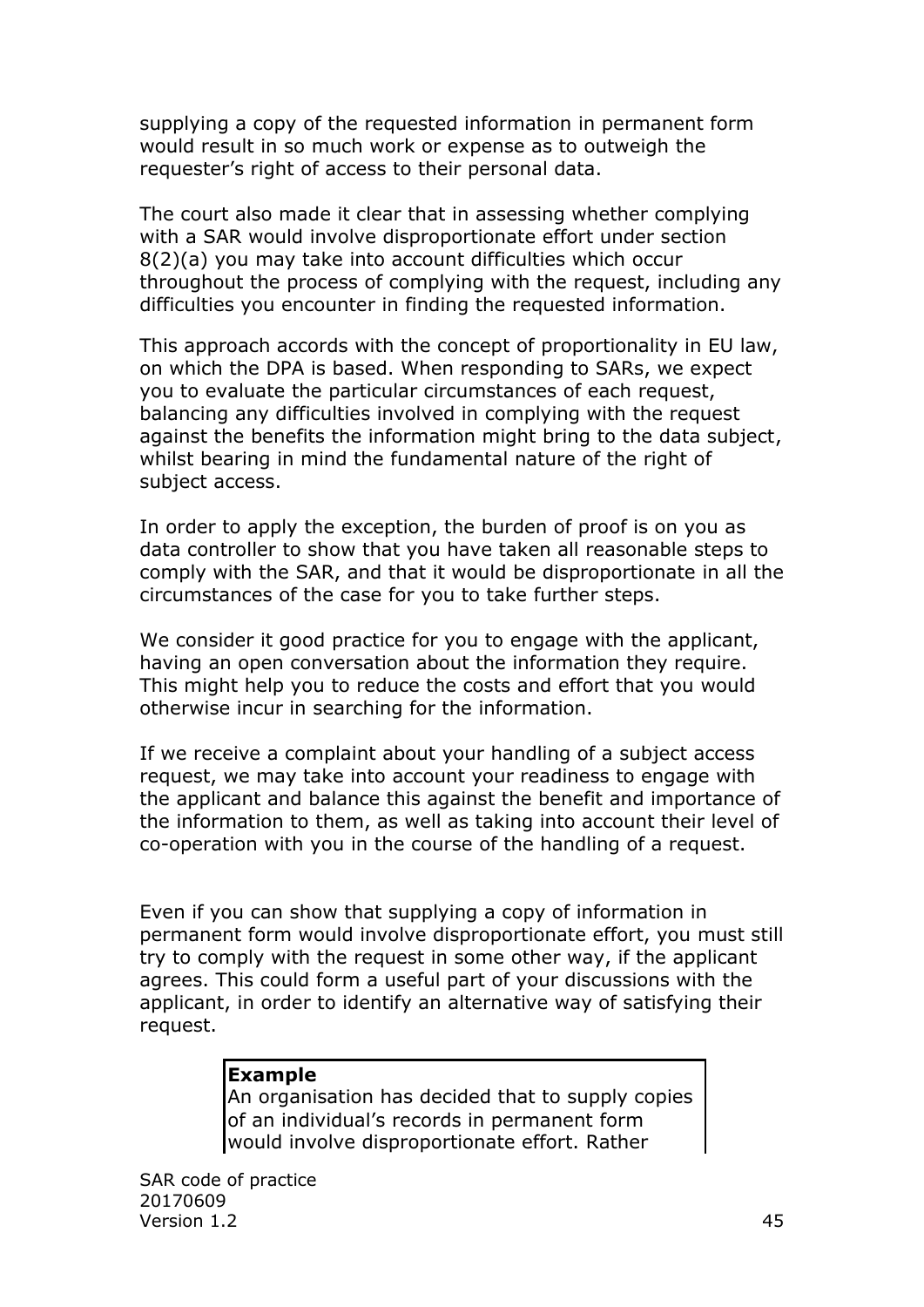supplying a copy of the requested information in permanent form would result in so much work or expense as to outweigh the requester's right of access to their personal data.

The court also made it clear that in assessing whether complying with a SAR would involve disproportionate effort under section 8(2)(a) you may take into account difficulties which occur throughout the process of complying with the request, including any difficulties you encounter in finding the requested information.

This approach accords with the concept of proportionality in EU law, on which the DPA is based. When responding to SARs, we expect you to evaluate the particular circumstances of each request, balancing any difficulties involved in complying with the request against the benefits the information might bring to the data subject, whilst bearing in mind the fundamental nature of the right of subject access.

In order to apply the exception, the burden of proof is on you as data controller to show that you have taken all reasonable steps to comply with the SAR, and that it would be disproportionate in all the circumstances of the case for you to take further steps.

We consider it good practice for you to engage with the applicant, having an open conversation about the information they require. This might help you to reduce the costs and effort that you would otherwise incur in searching for the information.

If we receive a complaint about your handling of a subject access request, we may take into account your readiness to engage with the applicant and balance this against the benefit and importance of the information to them, as well as taking into account their level of co-operation with you in the course of the handling of a request.

Even if you can show that supplying a copy of information in permanent form would involve disproportionate effort, you must still try to comply with the request in some other way, if the applicant agrees. This could form a useful part of your discussions with the applicant, in order to identify an alternative way of satisfying their request.

> **Example**
> An organisation has decided that to supply copies of an individual's records in permanent form would involve disproportionate effort. Rather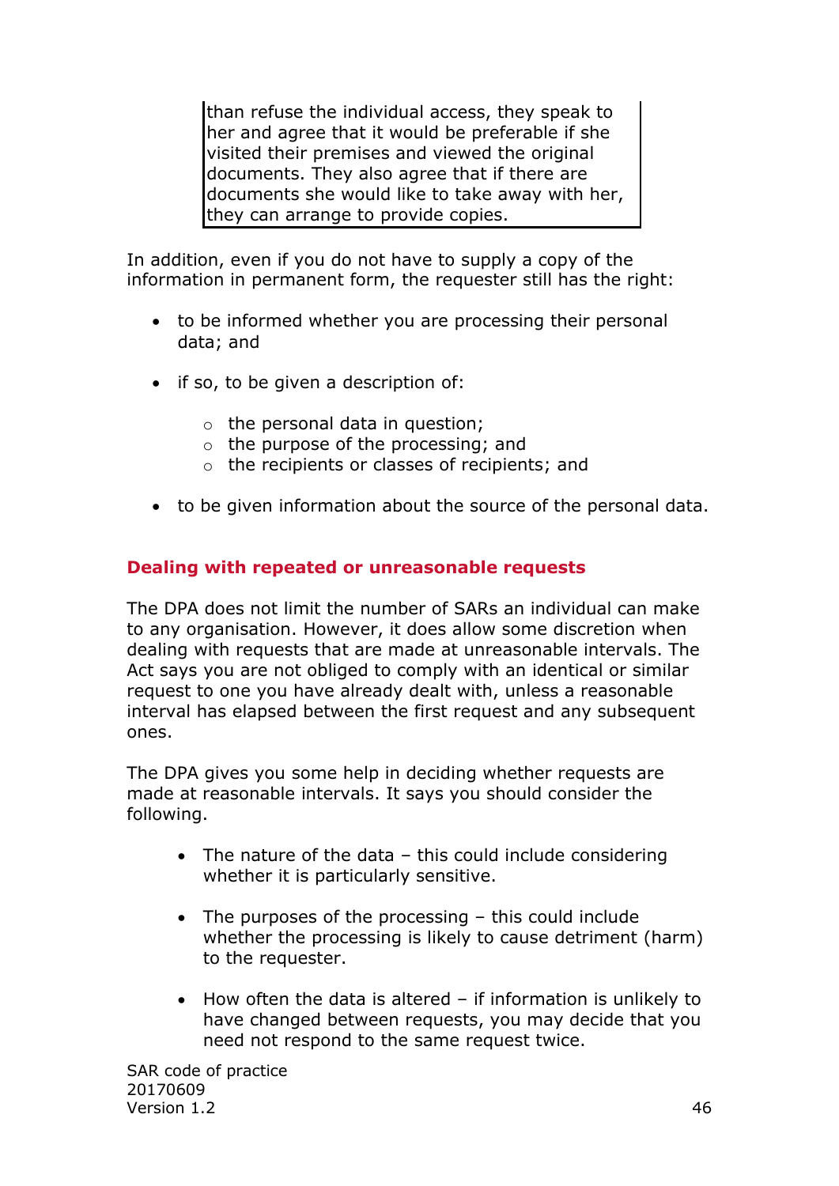> than refuse the individual access, they speak to her and agree that it would be preferable if she visited their premises and viewed the original documents. They also agree that if there are documents she would like to take away with her, they can arrange to provide copies.

In addition, even if you do not have to supply a copy of the information in permanent form, the requester still has the right:

- to be informed whether you are processing their personal data; and
- if so, to be given a description of:
  - the personal data in question;
  - the purpose of the processing; and
  - the recipients or classes of recipients; and
- to be given information about the source of the personal data.

## Dealing with repeated or unreasonable requests

The DPA does not limit the number of SARs an individual can make to any organisation. However, it does allow some discretion when dealing with requests that are made at unreasonable intervals. The Act says you are not obliged to comply with an identical or similar request to one you have already dealt with, unless a reasonable interval has elapsed between the first request and any subsequent ones.

The DPA gives you some help in deciding whether requests are made at reasonable intervals. It says you should consider the following.

- The nature of the data – this could include considering whether it is particularly sensitive.
- The purposes of the processing – this could include whether the processing is likely to cause detriment (harm) to the requester.
- How often the data is altered – if information is unlikely to have changed between requests, you may decide that you need not respond to the same request twice.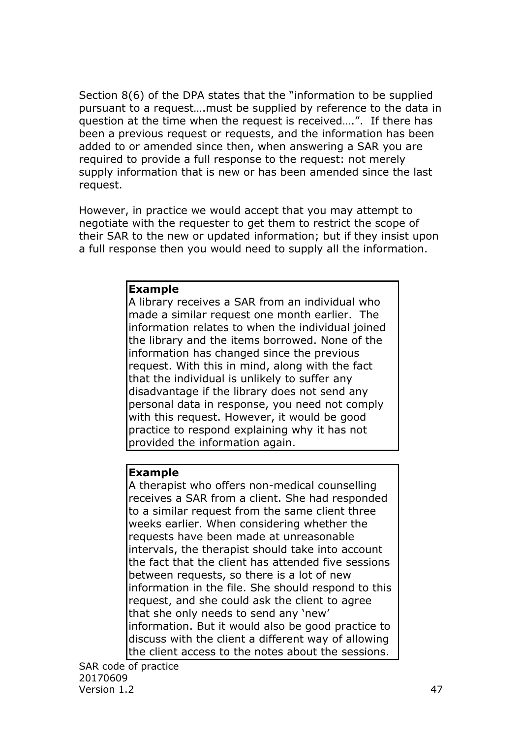Section 8(6) of the DPA states that the "information to be supplied pursuant to a request….must be supplied by reference to the data in question at the time when the request is received….". If there has been a previous request or requests, and the information has been added to or amended since then, when answering a SAR you are required to provide a full response to the request: not merely supply information that is new or has been amended since the last request.

However, in practice we would accept that you may attempt to negotiate with the requester to get them to restrict the scope of their SAR to the new or updated information; but if they insist upon a full response then you would need to supply all the information.

> **Example**
> A library receives a SAR from an individual who made a similar request one month earlier. The information relates to when the individual joined the library and the items borrowed. None of the information has changed since the previous request. With this in mind, along with the fact that the individual is unlikely to suffer any disadvantage if the library does not send any personal data in response, you need not comply with this request. However, it would be good practice to respond explaining why it has not provided the information again.

> **Example**
> A therapist who offers non-medical counselling receives a SAR from a client. She had responded to a similar request from the same client three weeks earlier. When considering whether the requests have been made at unreasonable intervals, the therapist should take into account the fact that the client has attended five sessions between requests, so there is a lot of new information in the file. She should respond to this request, and she could ask the client to agree that she only needs to send any 'new' information. But it would also be good practice to discuss with the client a different way of allowing the client access to the notes about the sessions.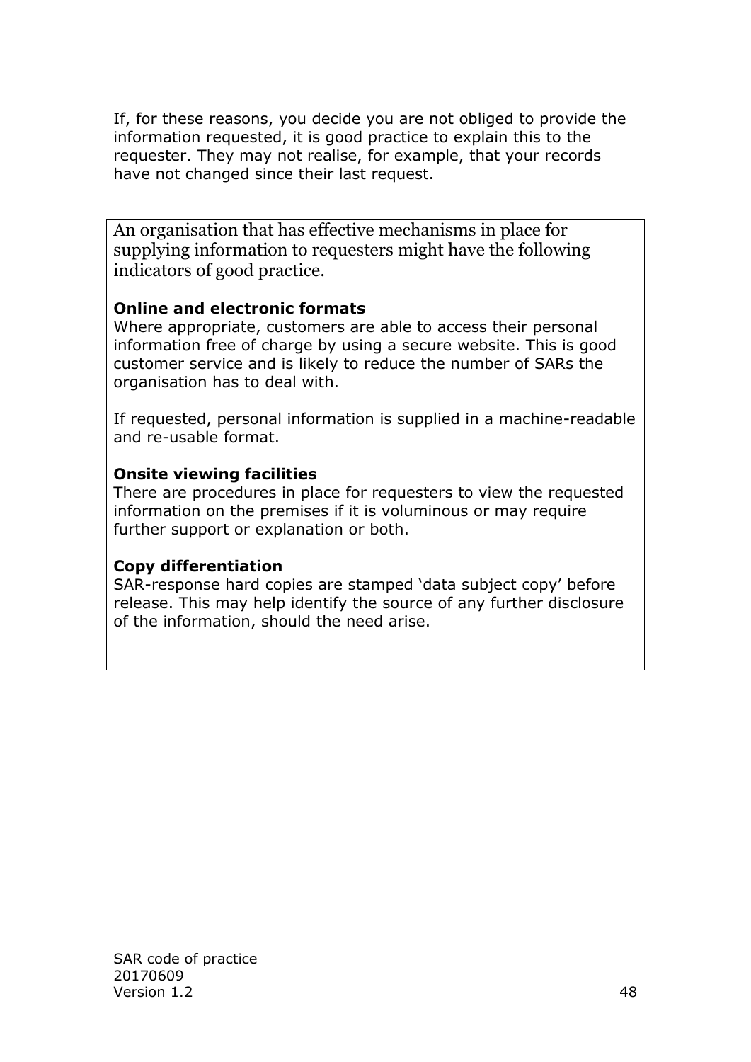If, for these reasons, you decide you are not obliged to provide the information requested, it is good practice to explain this to the requester. They may not realise, for example, that your records have not changed since their last request.

> An organisation that has effective mechanisms in place for supplying information to requesters might have the following indicators of good practice.
>
> **Online and electronic formats**
> Where appropriate, customers are able to access their personal information free of charge by using a secure website. This is good customer service and is likely to reduce the number of SARs the organisation has to deal with.
>
> If requested, personal information is supplied in a machine-readable and re-usable format.
>
> **Onsite viewing facilities**
> There are procedures in place for requesters to view the requested information on the premises if it is voluminous or may require further support or explanation or both.
>
> **Copy differentiation**
> SAR-response hard copies are stamped 'data subject copy' before release. This may help identify the source of any further disclosure of the information, should the need arise.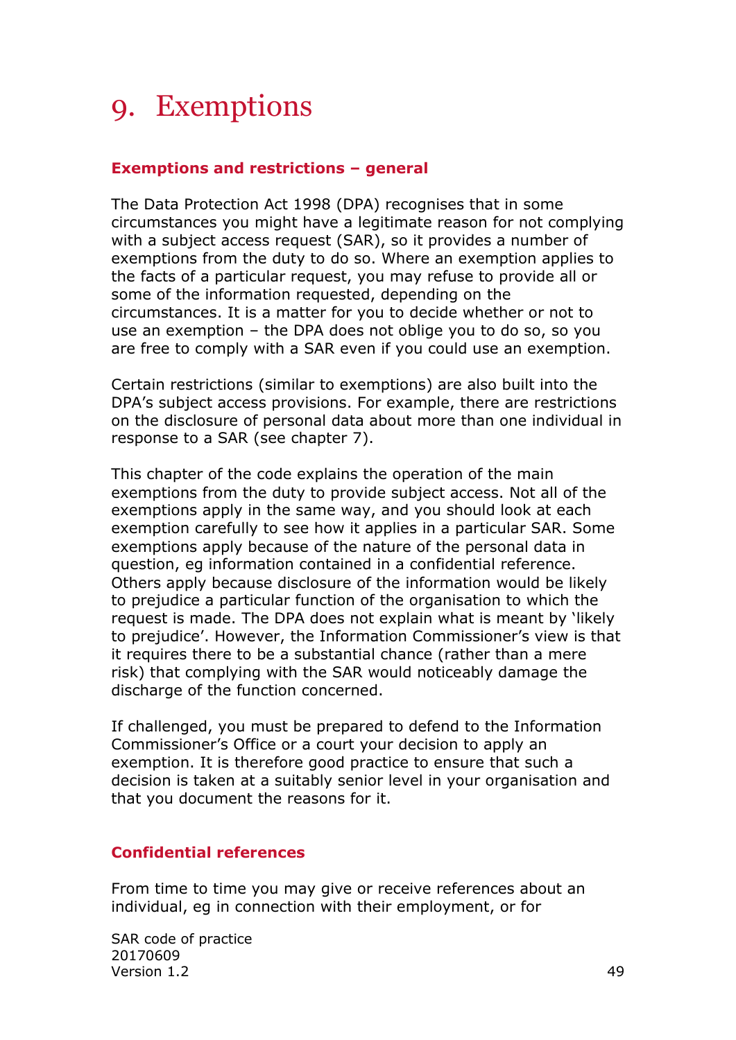# 9. Exemptions

## Exemptions and restrictions – general

The Data Protection Act 1998 (DPA) recognises that in some circumstances you might have a legitimate reason for not complying with a subject access request (SAR), so it provides a number of exemptions from the duty to do so. Where an exemption applies to the facts of a particular request, you may refuse to provide all or some of the information requested, depending on the circumstances. It is a matter for you to decide whether or not to use an exemption – the DPA does not oblige you to do so, so you are free to comply with a SAR even if you could use an exemption.

Certain restrictions (similar to exemptions) are also built into the DPA's subject access provisions. For example, there are restrictions on the disclosure of personal data about more than one individual in response to a SAR (see chapter 7).

This chapter of the code explains the operation of the main exemptions from the duty to provide subject access. Not all of the exemptions apply in the same way, and you should look at each exemption carefully to see how it applies in a particular SAR. Some exemptions apply because of the nature of the personal data in question, eg information contained in a confidential reference. Others apply because disclosure of the information would be likely to prejudice a particular function of the organisation to which the request is made. The DPA does not explain what is meant by 'likely to prejudice'. However, the Information Commissioner's view is that it requires there to be a substantial chance (rather than a mere risk) that complying with the SAR would noticeably damage the discharge of the function concerned.

If challenged, you must be prepared to defend to the Information Commissioner's Office or a court your decision to apply an exemption. It is therefore good practice to ensure that such a decision is taken at a suitably senior level in your organisation and that you document the reasons for it.

## Confidential references

From time to time you may give or receive references about an individual, eg in connection with their employment, or for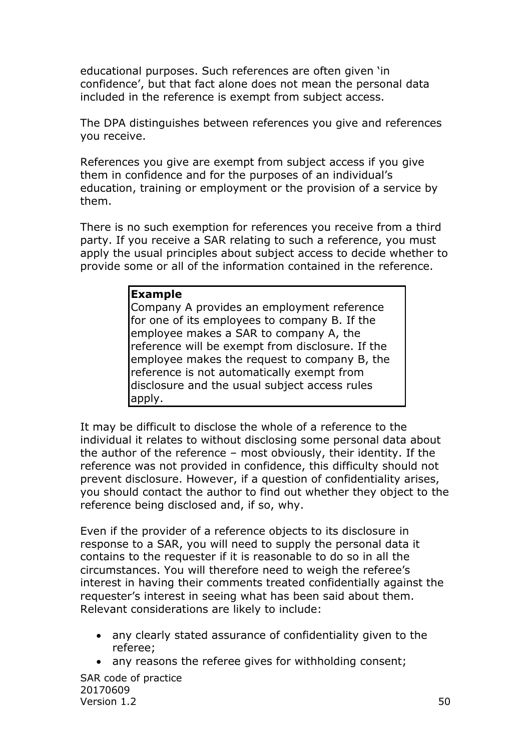educational purposes. Such references are often given 'in confidence', but that fact alone does not mean the personal data included in the reference is exempt from subject access.

The DPA distinguishes between references you give and references you receive.

References you give are exempt from subject access if you give them in confidence and for the purposes of an individual's education, training or employment or the provision of a service by them.

There is no such exemption for references you receive from a third party. If you receive a SAR relating to such a reference, you must apply the usual principles about subject access to decide whether to provide some or all of the information contained in the reference.

> **Example**
> Company A provides an employment reference for one of its employees to company B. If the employee makes a SAR to company A, the reference will be exempt from disclosure. If the employee makes the request to company B, the reference is not automatically exempt from disclosure and the usual subject access rules apply.

It may be difficult to disclose the whole of a reference to the individual it relates to without disclosing some personal data about the author of the reference – most obviously, their identity. If the reference was not provided in confidence, this difficulty should not prevent disclosure. However, if a question of confidentiality arises, you should contact the author to find out whether they object to the reference being disclosed and, if so, why.

Even if the provider of a reference objects to its disclosure in response to a SAR, you will need to supply the personal data it contains to the requester if it is reasonable to do so in all the circumstances. You will therefore need to weigh the referee's interest in having their comments treated confidentially against the requester's interest in seeing what has been said about them. Relevant considerations are likely to include:

- any clearly stated assurance of confidentiality given to the referee;
- any reasons the referee gives for withholding consent;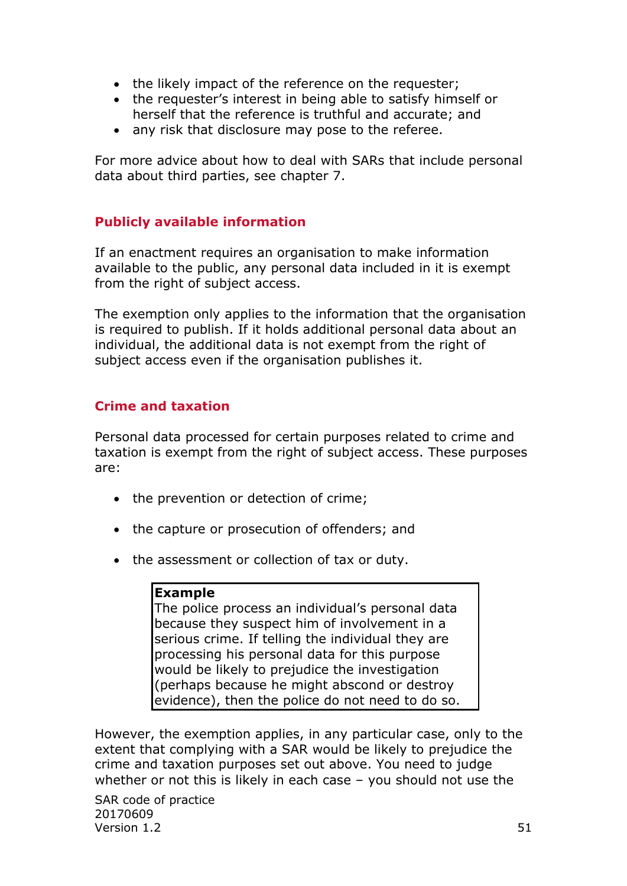- the likely impact of the reference on the requester;
- the requester's interest in being able to satisfy himself or herself that the reference is truthful and accurate; and
- any risk that disclosure may pose to the referee.

For more advice about how to deal with SARs that include personal data about third parties, see chapter 7.

## Publicly available information

If an enactment requires an organisation to make information available to the public, any personal data included in it is exempt from the right of subject access.

The exemption only applies to the information that the organisation is required to publish. If it holds additional personal data about an individual, the additional data is not exempt from the right of subject access even if the organisation publishes it.

## Crime and taxation

Personal data processed for certain purposes related to crime and taxation is exempt from the right of subject access. These purposes are:

- the prevention or detection of crime;
- the capture or prosecution of offenders; and
- the assessment or collection of tax or duty.

> **Example**
> The police process an individual's personal data because they suspect him of involvement in a serious crime. If telling the individual they are processing his personal data for this purpose would be likely to prejudice the investigation (perhaps because he might abscond or destroy evidence), then the police do not need to do so.

However, the exemption applies, in any particular case, only to the extent that complying with a SAR would be likely to prejudice the crime and taxation purposes set out above. You need to judge whether or not this is likely in each case – you should not use the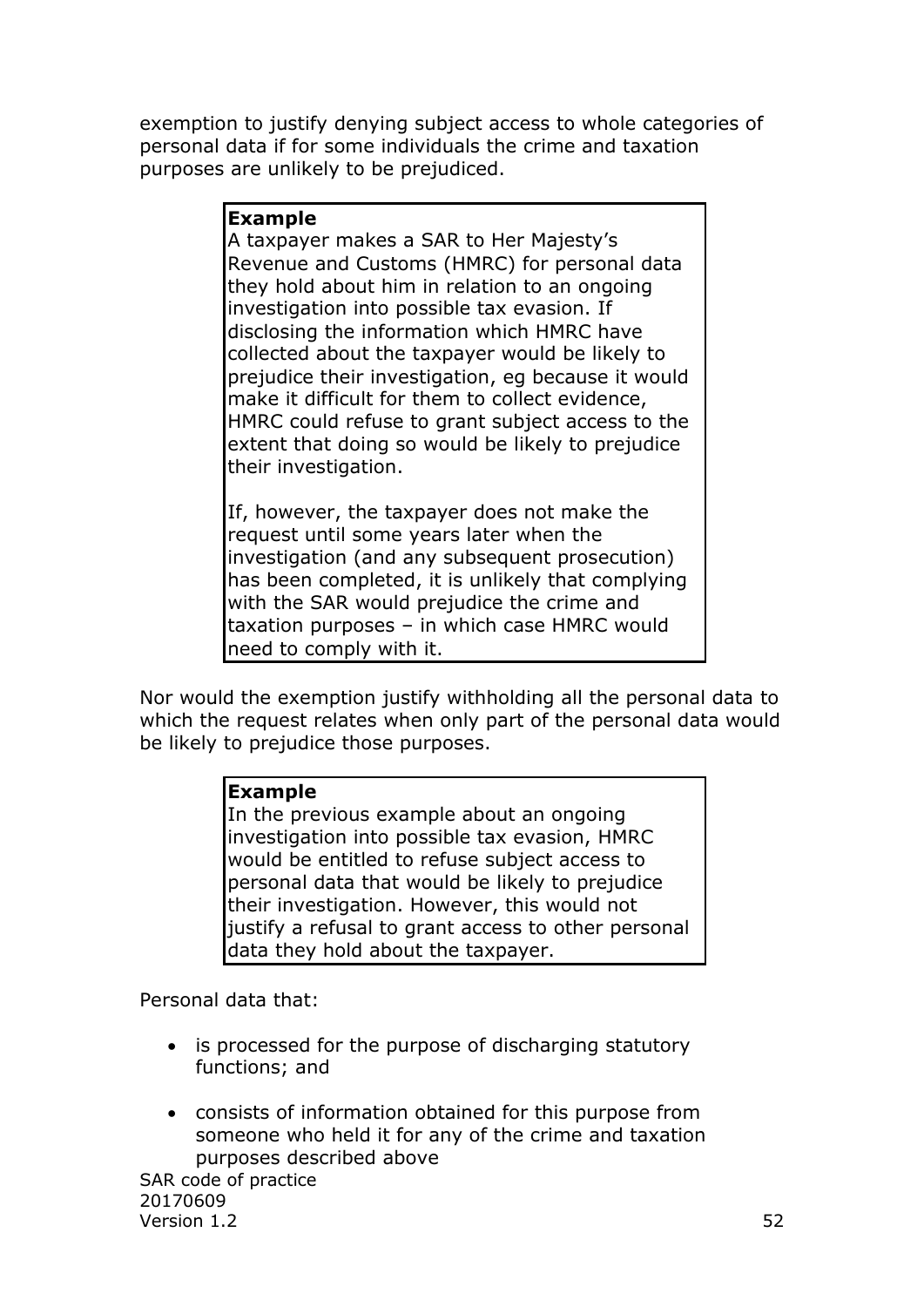exemption to justify denying subject access to whole categories of personal data if for some individuals the crime and taxation purposes are unlikely to be prejudiced.

> **Example**
>
> A taxpayer makes a SAR to Her Majesty's Revenue and Customs (HMRC) for personal data they hold about him in relation to an ongoing investigation into possible tax evasion. If disclosing the information which HMRC have collected about the taxpayer would be likely to prejudice their investigation, eg because it would make it difficult for them to collect evidence, HMRC could refuse to grant subject access to the extent that doing so would be likely to prejudice their investigation.
>
> If, however, the taxpayer does not make the request until some years later when the investigation (and any subsequent prosecution) has been completed, it is unlikely that complying with the SAR would prejudice the crime and taxation purposes – in which case HMRC would need to comply with it.

Nor would the exemption justify withholding all the personal data to which the request relates when only part of the personal data would be likely to prejudice those purposes.

> **Example**
>
> In the previous example about an ongoing investigation into possible tax evasion, HMRC would be entitled to refuse subject access to personal data that would be likely to prejudice their investigation. However, this would not justify a refusal to grant access to other personal data they hold about the taxpayer.

Personal data that:

- is processed for the purpose of discharging statutory functions; and
- consists of information obtained for this purpose from someone who held it for any of the crime and taxation purposes described above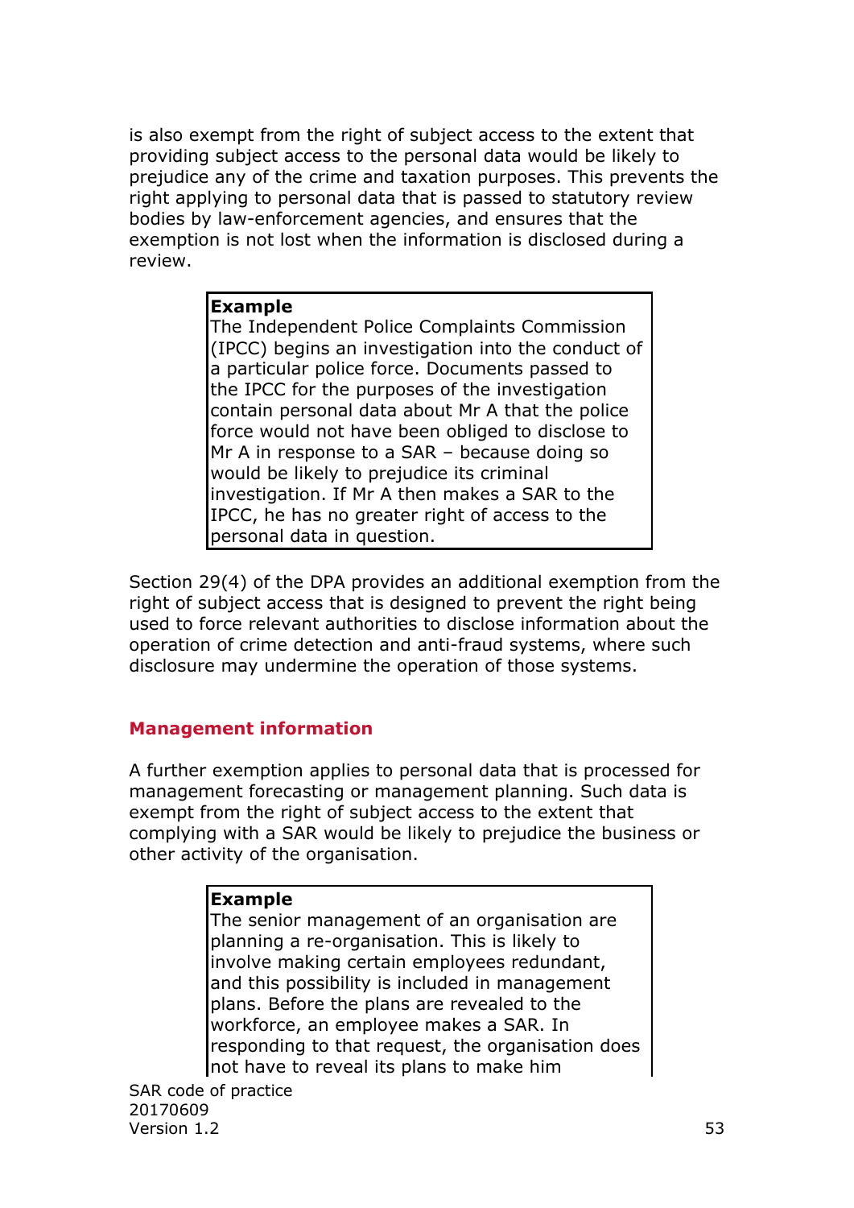is also exempt from the right of subject access to the extent that providing subject access to the personal data would be likely to prejudice any of the crime and taxation purposes. This prevents the right applying to personal data that is passed to statutory review bodies by law-enforcement agencies, and ensures that the exemption is not lost when the information is disclosed during a review.

> **Example**
> The Independent Police Complaints Commission (IPCC) begins an investigation into the conduct of a particular police force. Documents passed to the IPCC for the purposes of the investigation contain personal data about Mr A that the police force would not have been obliged to disclose to Mr A in response to a SAR – because doing so would be likely to prejudice its criminal investigation. If Mr A then makes a SAR to the IPCC, he has no greater right of access to the personal data in question.

Section 29(4) of the DPA provides an additional exemption from the right of subject access that is designed to prevent the right being used to force relevant authorities to disclose information about the operation of crime detection and anti-fraud systems, where such disclosure may undermine the operation of those systems.

### Management information

A further exemption applies to personal data that is processed for management forecasting or management planning. Such data is exempt from the right of subject access to the extent that complying with a SAR would be likely to prejudice the business or other activity of the organisation.

> **Example**
> The senior management of an organisation are planning a re-organisation. This is likely to involve making certain employees redundant, and this possibility is included in management plans. Before the plans are revealed to the workforce, an employee makes a SAR. In responding to that request, the organisation does not have to reveal its plans to make him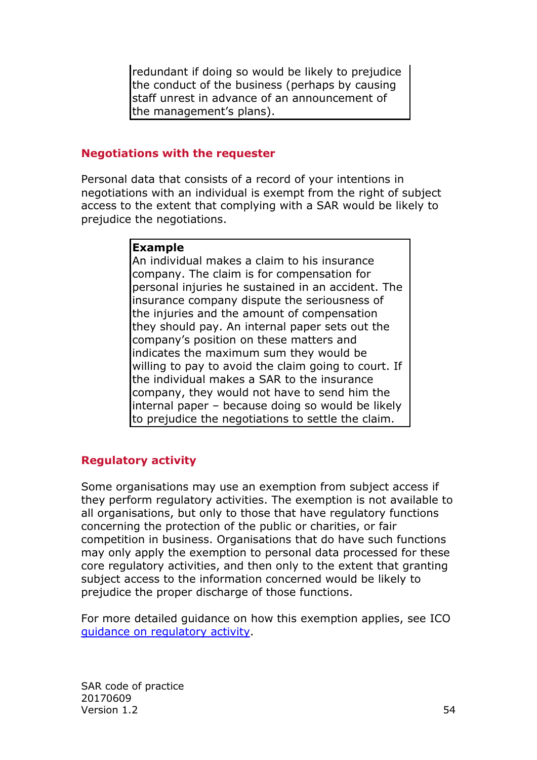redundant if doing so would be likely to prejudice the conduct of the business (perhaps by causing staff unrest in advance of an announcement of the management's plans).

### Negotiations with the requester

Personal data that consists of a record of your intentions in negotiations with an individual is exempt from the right of subject access to the extent that complying with a SAR would be likely to prejudice the negotiations.

> **Example**
> An individual makes a claim to his insurance company. The claim is for compensation for personal injuries he sustained in an accident. The insurance company dispute the seriousness of the injuries and the amount of compensation they should pay. An internal paper sets out the company's position on these matters and indicates the maximum sum they would be willing to pay to avoid the claim going to court. If the individual makes a SAR to the insurance company, they would not have to send him the internal paper – because doing so would be likely to prejudice the negotiations to settle the claim.

### Regulatory activity

Some organisations may use an exemption from subject access if they perform regulatory activities. The exemption is not available to all organisations, but only to those that have regulatory functions concerning the protection of the public or charities, or fair competition in business. Organisations that do have such functions may only apply the exemption to personal data processed for these core regulatory activities, and then only to the extent that granting subject access to the information concerned would be likely to prejudice the proper discharge of those functions.

For more detailed guidance on how this exemption applies, see ICO guidance on regulatory activity.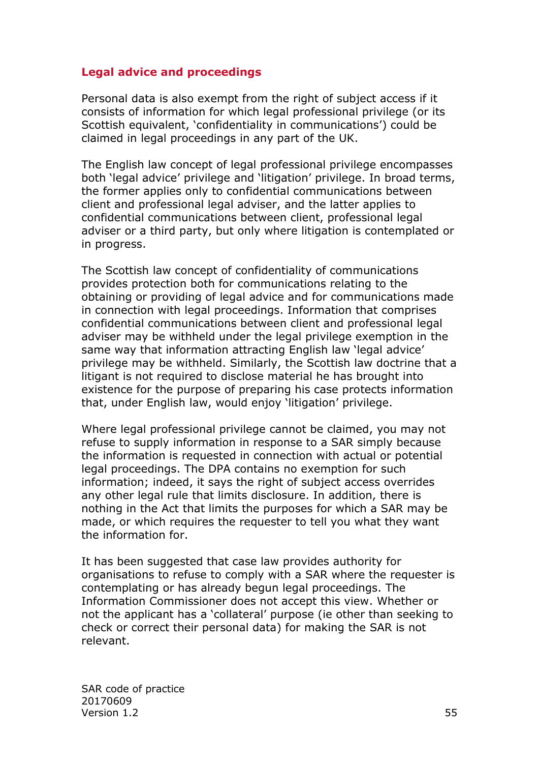## Legal advice and proceedings

Personal data is also exempt from the right of subject access if it consists of information for which legal professional privilege (or its Scottish equivalent, 'confidentiality in communications') could be claimed in legal proceedings in any part of the UK.

The English law concept of legal professional privilege encompasses both 'legal advice' privilege and 'litigation' privilege. In broad terms, the former applies only to confidential communications between client and professional legal adviser, and the latter applies to confidential communications between client, professional legal adviser or a third party, but only where litigation is contemplated or in progress.

The Scottish law concept of confidentiality of communications provides protection both for communications relating to the obtaining or providing of legal advice and for communications made in connection with legal proceedings. Information that comprises confidential communications between client and professional legal adviser may be withheld under the legal privilege exemption in the same way that information attracting English law 'legal advice' privilege may be withheld. Similarly, the Scottish law doctrine that a litigant is not required to disclose material he has brought into existence for the purpose of preparing his case protects information that, under English law, would enjoy 'litigation' privilege.

Where legal professional privilege cannot be claimed, you may not refuse to supply information in response to a SAR simply because the information is requested in connection with actual or potential legal proceedings. The DPA contains no exemption for such information; indeed, it says the right of subject access overrides any other legal rule that limits disclosure. In addition, there is nothing in the Act that limits the purposes for which a SAR may be made, or which requires the requester to tell you what they want the information for.

It has been suggested that case law provides authority for organisations to refuse to comply with a SAR where the requester is contemplating or has already begun legal proceedings. The Information Commissioner does not accept this view. Whether or not the applicant has a 'collateral' purpose (ie other than seeking to check or correct their personal data) for making the SAR is not relevant.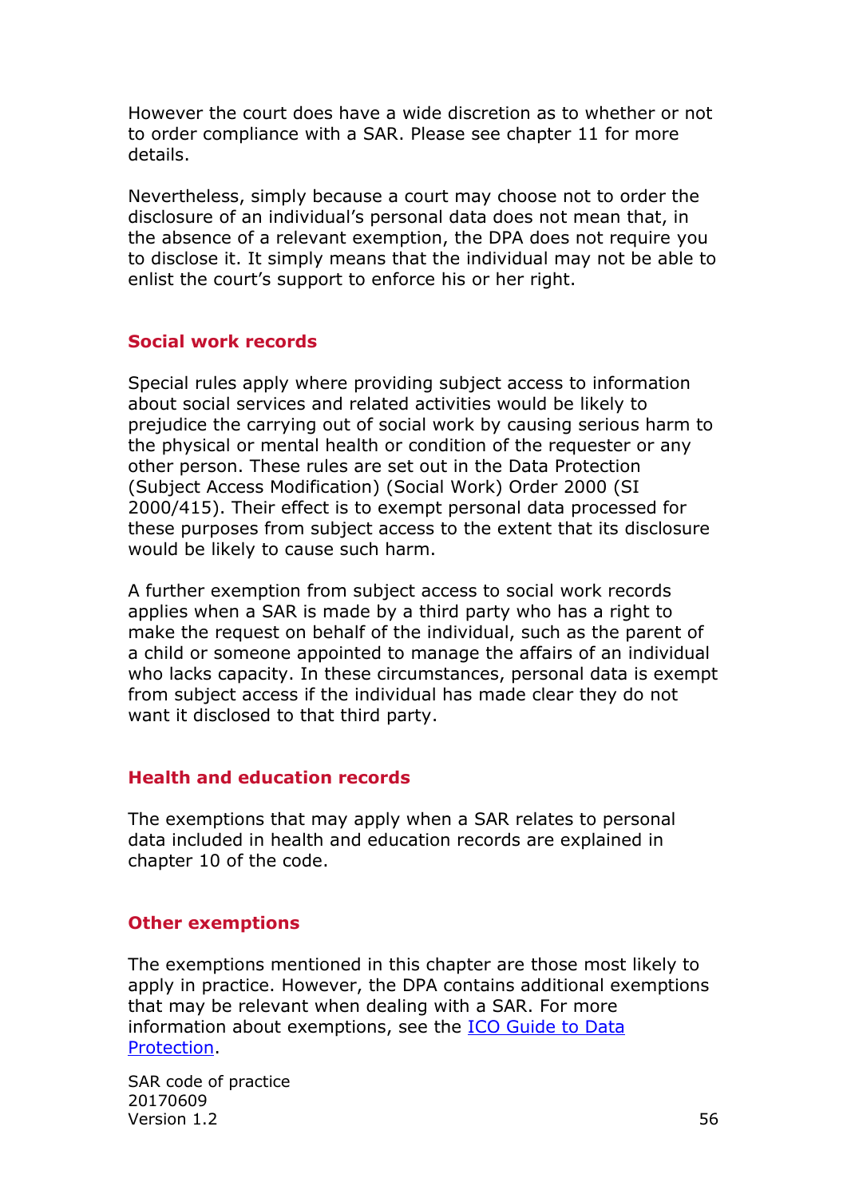However the court does have a wide discretion as to whether or not to order compliance with a SAR. Please see chapter 11 for more details.

Nevertheless, simply because a court may choose not to order the disclosure of an individual's personal data does not mean that, in the absence of a relevant exemption, the DPA does not require you to disclose it. It simply means that the individual may not be able to enlist the court's support to enforce his or her right.

### Social work records

Special rules apply where providing subject access to information about social services and related activities would be likely to prejudice the carrying out of social work by causing serious harm to the physical or mental health or condition of the requester or any other person. These rules are set out in the Data Protection (Subject Access Modification) (Social Work) Order 2000 (SI 2000/415). Their effect is to exempt personal data processed for these purposes from subject access to the extent that its disclosure would be likely to cause such harm.

A further exemption from subject access to social work records applies when a SAR is made by a third party who has a right to make the request on behalf of the individual, such as the parent of a child or someone appointed to manage the affairs of an individual who lacks capacity. In these circumstances, personal data is exempt from subject access if the individual has made clear they do not want it disclosed to that third party.

### Health and education records

The exemptions that may apply when a SAR relates to personal data included in health and education records are explained in chapter 10 of the code.

### Other exemptions

The exemptions mentioned in this chapter are those most likely to apply in practice. However, the DPA contains additional exemptions that may be relevant when dealing with a SAR. For more information about exemptions, see the ICO Guide to Data Protection.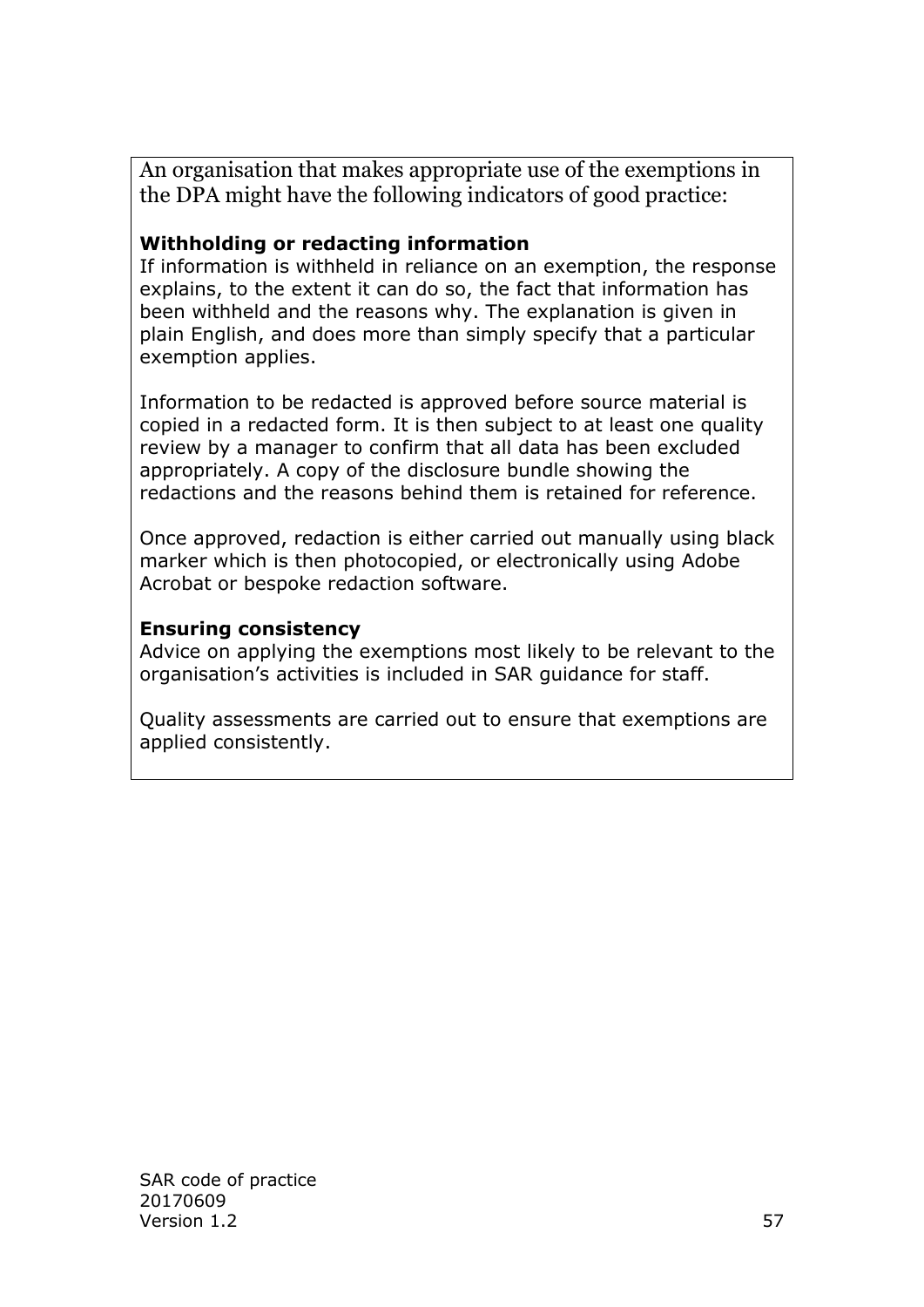An organisation that makes appropriate use of the exemptions in the DPA might have the following indicators of good practice:

**Withholding or redacting information**

If information is withheld in reliance on an exemption, the response explains, to the extent it can do so, the fact that information has been withheld and the reasons why. The explanation is given in plain English, and does more than simply specify that a particular exemption applies.

Information to be redacted is approved before source material is copied in a redacted form. It is then subject to at least one quality review by a manager to confirm that all data has been excluded appropriately. A copy of the disclosure bundle showing the redactions and the reasons behind them is retained for reference.

Once approved, redaction is either carried out manually using black marker which is then photocopied, or electronically using Adobe Acrobat or bespoke redaction software.

**Ensuring consistency**

Advice on applying the exemptions most likely to be relevant to the organisation's activities is included in SAR guidance for staff.

Quality assessments are carried out to ensure that exemptions are applied consistently.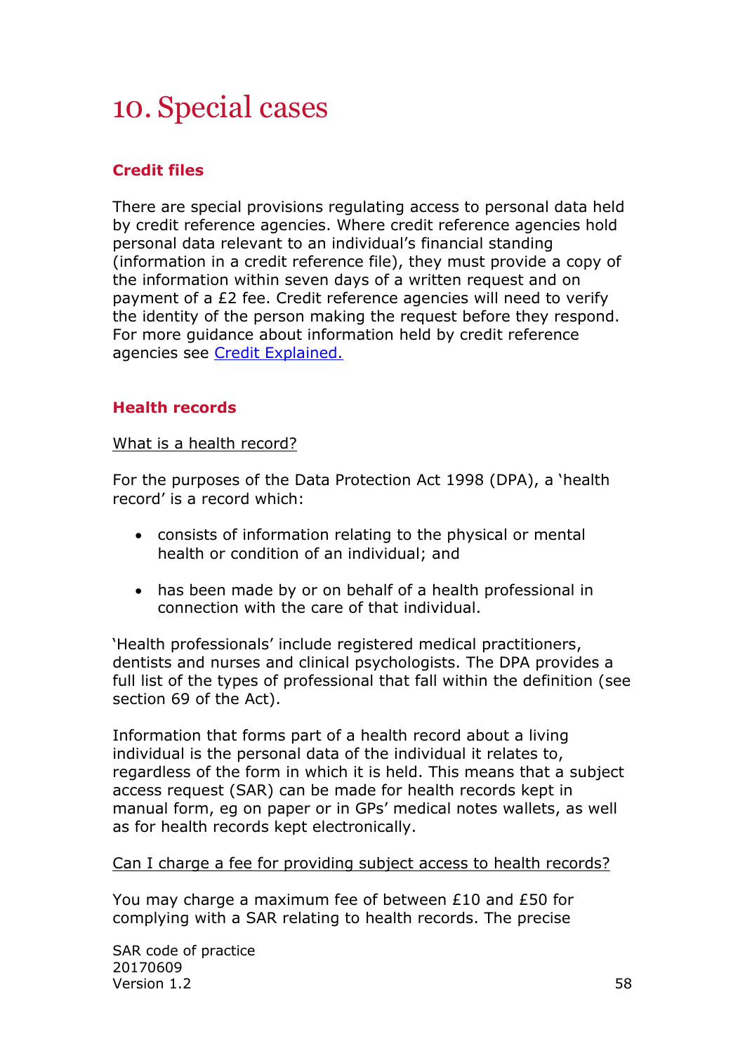# 10. Special cases

## Credit files

There are special provisions regulating access to personal data held by credit reference agencies. Where credit reference agencies hold personal data relevant to an individual's financial standing (information in a credit reference file), they must provide a copy of the information within seven days of a written request and on payment of a £2 fee. Credit reference agencies will need to verify the identity of the person making the request before they respond. For more guidance about information held by credit reference agencies see [Credit Explained.](Credit Explained.)

## Health records

What is a health record?

For the purposes of the Data Protection Act 1998 (DPA), a 'health record' is a record which:

- consists of information relating to the physical or mental health or condition of an individual; and
- has been made by or on behalf of a health professional in connection with the care of that individual.

'Health professionals' include registered medical practitioners, dentists and nurses and clinical psychologists. The DPA provides a full list of the types of professional that fall within the definition (see section 69 of the Act).

Information that forms part of a health record about a living individual is the personal data of the individual it relates to, regardless of the form in which it is held. This means that a subject access request (SAR) can be made for health records kept in manual form, eg on paper or in GPs' medical notes wallets, as well as for health records kept electronically.

Can I charge a fee for providing subject access to health records?

You may charge a maximum fee of between £10 and £50 for complying with a SAR relating to health records. The precise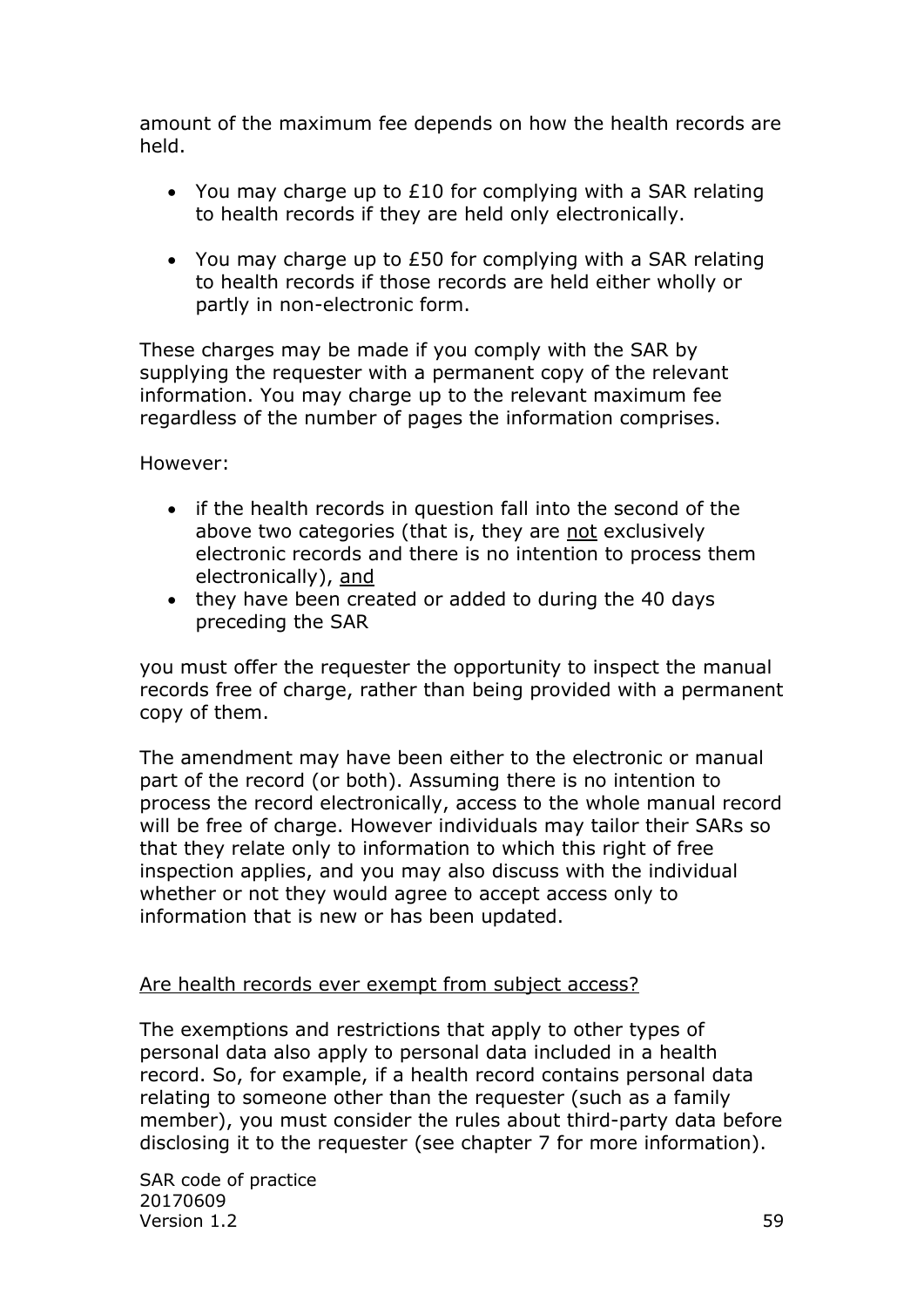amount of the maximum fee depends on how the health records are held.

- You may charge up to £10 for complying with a SAR relating to health records if they are held only electronically.
- You may charge up to £50 for complying with a SAR relating to health records if those records are held either wholly or partly in non-electronic form.

These charges may be made if you comply with the SAR by supplying the requester with a permanent copy of the relevant information. You may charge up to the relevant maximum fee regardless of the number of pages the information comprises.

However:

- if the health records in question fall into the second of the above two categories (that is, they are <u>not</u> exclusively electronic records and there is no intention to process them electronically), <u>and</u>
- they have been created or added to during the 40 days preceding the SAR

you must offer the requester the opportunity to inspect the manual records free of charge, rather than being provided with a permanent copy of them.

The amendment may have been either to the electronic or manual part of the record (or both). Assuming there is no intention to process the record electronically, access to the whole manual record will be free of charge. However individuals may tailor their SARs so that they relate only to information to which this right of free inspection applies, and you may also discuss with the individual whether or not they would agree to accept access only to information that is new or has been updated.

<u>Are health records ever exempt from subject access?</u>

The exemptions and restrictions that apply to other types of personal data also apply to personal data included in a health record. So, for example, if a health record contains personal data relating to someone other than the requester (such as a family member), you must consider the rules about third-party data before disclosing it to the requester (see chapter 7 for more information).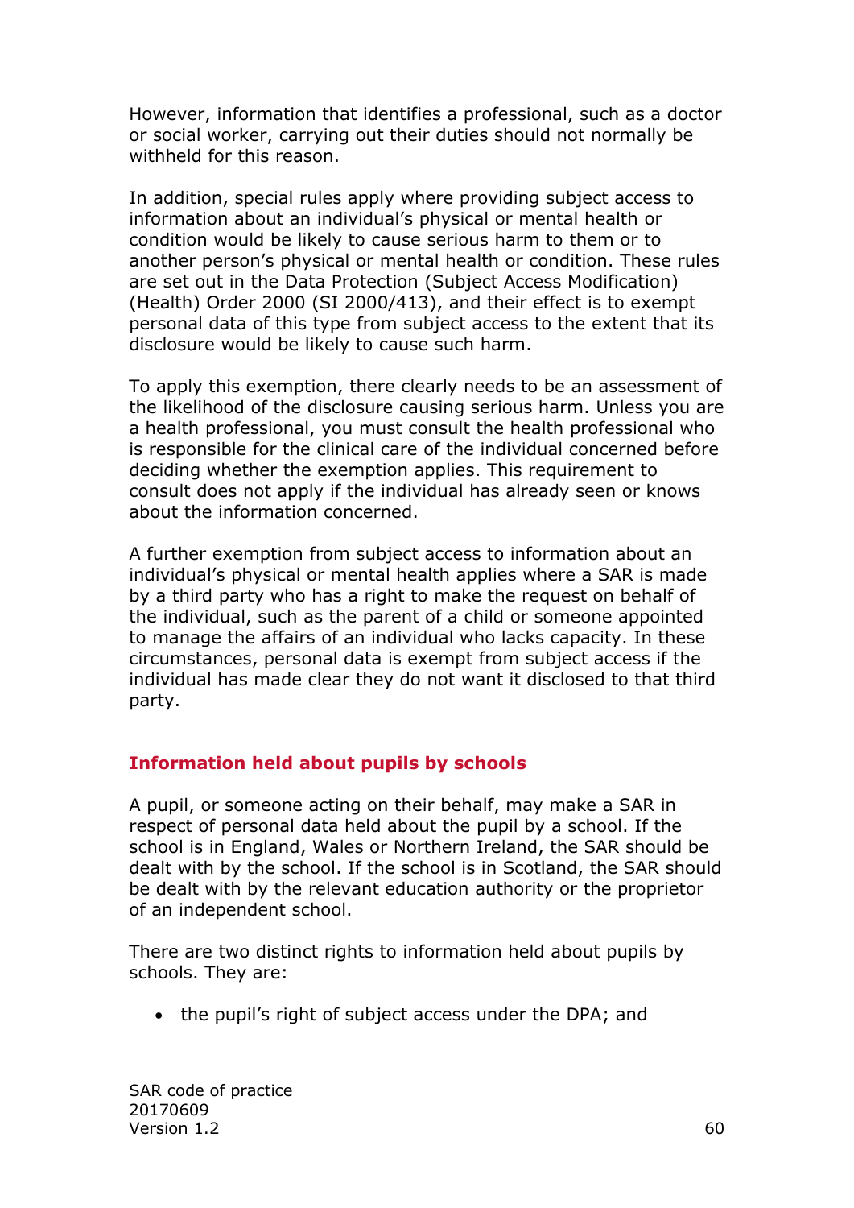However, information that identifies a professional, such as a doctor or social worker, carrying out their duties should not normally be withheld for this reason.

In addition, special rules apply where providing subject access to information about an individual's physical or mental health or condition would be likely to cause serious harm to them or to another person's physical or mental health or condition. These rules are set out in the Data Protection (Subject Access Modification) (Health) Order 2000 (SI 2000/413), and their effect is to exempt personal data of this type from subject access to the extent that its disclosure would be likely to cause such harm.

To apply this exemption, there clearly needs to be an assessment of the likelihood of the disclosure causing serious harm. Unless you are a health professional, you must consult the health professional who is responsible for the clinical care of the individual concerned before deciding whether the exemption applies. This requirement to consult does not apply if the individual has already seen or knows about the information concerned.

A further exemption from subject access to information about an individual's physical or mental health applies where a SAR is made by a third party who has a right to make the request on behalf of the individual, such as the parent of a child or someone appointed to manage the affairs of an individual who lacks capacity. In these circumstances, personal data is exempt from subject access if the individual has made clear they do not want it disclosed to that third party.

### Information held about pupils by schools

A pupil, or someone acting on their behalf, may make a SAR in respect of personal data held about the pupil by a school. If the school is in England, Wales or Northern Ireland, the SAR should be dealt with by the school. If the school is in Scotland, the SAR should be dealt with by the relevant education authority or the proprietor of an independent school.

There are two distinct rights to information held about pupils by schools. They are:

- the pupil's right of subject access under the DPA; and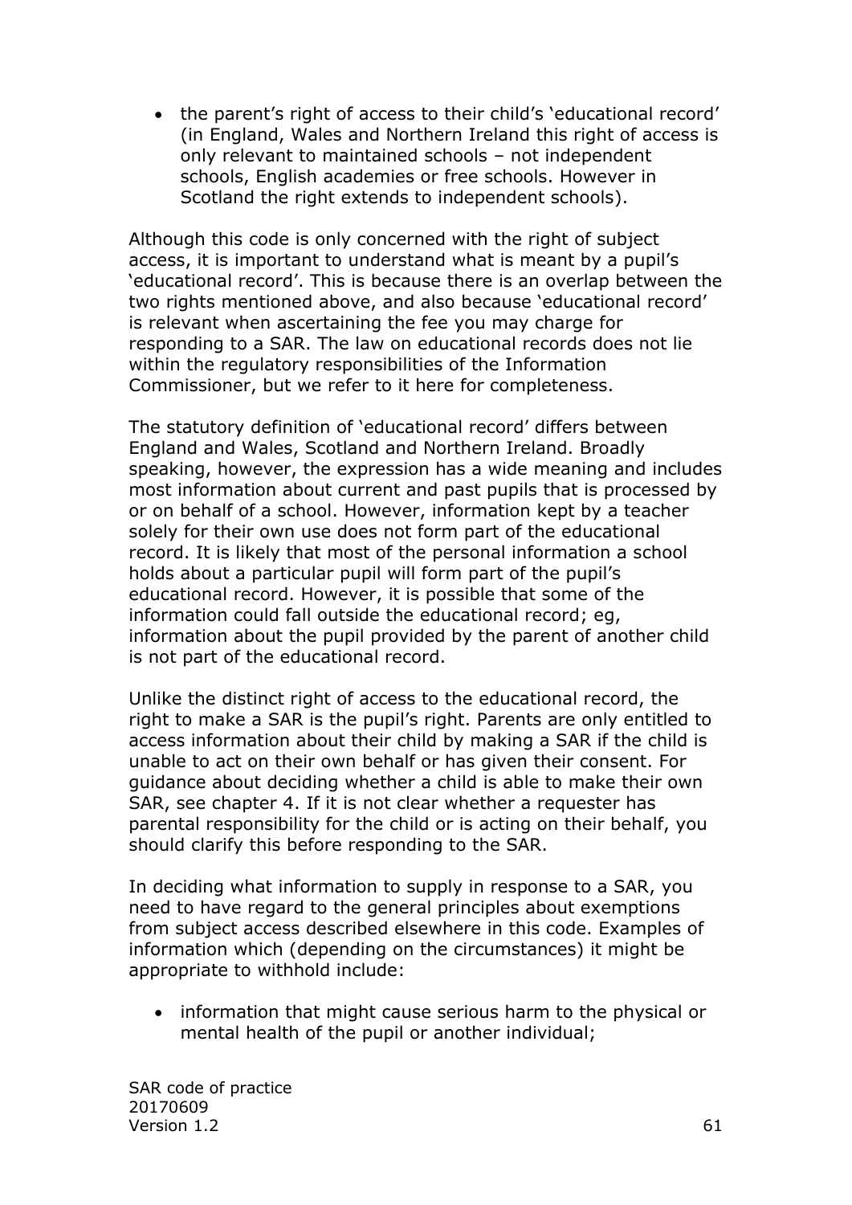- the parent's right of access to their child's 'educational record' (in England, Wales and Northern Ireland this right of access is only relevant to maintained schools – not independent schools, English academies or free schools. However in Scotland the right extends to independent schools).

Although this code is only concerned with the right of subject access, it is important to understand what is meant by a pupil's 'educational record'. This is because there is an overlap between the two rights mentioned above, and also because 'educational record' is relevant when ascertaining the fee you may charge for responding to a SAR. The law on educational records does not lie within the regulatory responsibilities of the Information Commissioner, but we refer to it here for completeness.

The statutory definition of 'educational record' differs between England and Wales, Scotland and Northern Ireland. Broadly speaking, however, the expression has a wide meaning and includes most information about current and past pupils that is processed by or on behalf of a school. However, information kept by a teacher solely for their own use does not form part of the educational record. It is likely that most of the personal information a school holds about a particular pupil will form part of the pupil's educational record. However, it is possible that some of the information could fall outside the educational record; eg, information about the pupil provided by the parent of another child is not part of the educational record.

Unlike the distinct right of access to the educational record, the right to make a SAR is the pupil's right. Parents are only entitled to access information about their child by making a SAR if the child is unable to act on their own behalf or has given their consent. For guidance about deciding whether a child is able to make their own SAR, see chapter 4. If it is not clear whether a requester has parental responsibility for the child or is acting on their behalf, you should clarify this before responding to the SAR.

In deciding what information to supply in response to a SAR, you need to have regard to the general principles about exemptions from subject access described elsewhere in this code. Examples of information which (depending on the circumstances) it might be appropriate to withhold include:

- information that might cause serious harm to the physical or mental health of the pupil or another individual;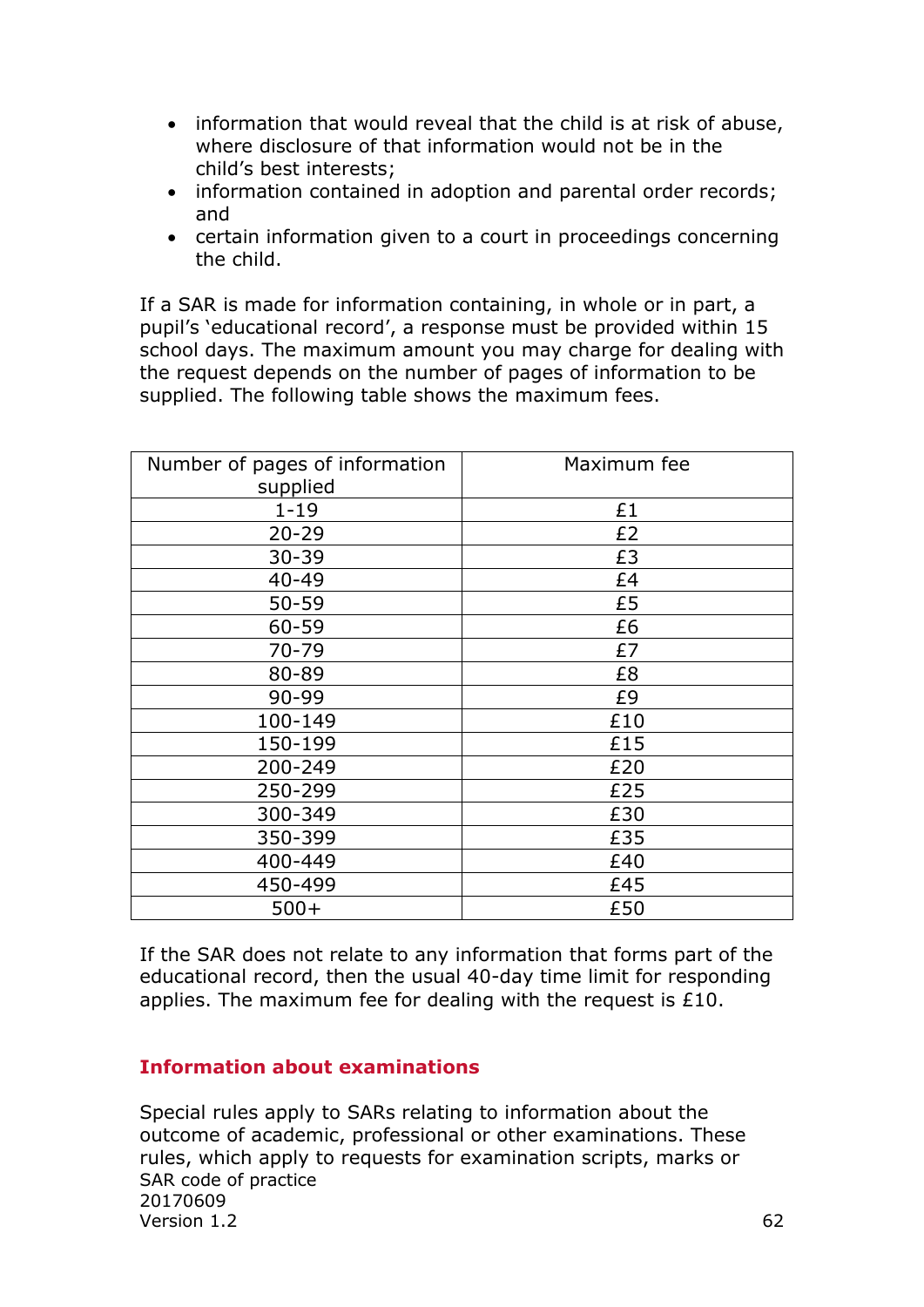- information that would reveal that the child is at risk of abuse, where disclosure of that information would not be in the child's best interests;
- information contained in adoption and parental order records; and
- certain information given to a court in proceedings concerning the child.

If a SAR is made for information containing, in whole or in part, a pupil's 'educational record', a response must be provided within 15 school days. The maximum amount you may charge for dealing with the request depends on the number of pages of information to be supplied. The following table shows the maximum fees.

| Number of pages of information supplied | Maximum fee |
| --- | --- |
| 1-19 | £1 |
| 20-29 | £2 |
| 30-39 | £3 |
| 40-49 | £4 |
| 50-59 | £5 |
| 60-59 | £6 |
| 70-79 | £7 |
| 80-89 | £8 |
| 90-99 | £9 |
| 100-149 | £10 |
| 150-199 | £15 |
| 200-249 | £20 |
| 250-299 | £25 |
| 300-349 | £30 |
| 350-399 | £35 |
| 400-449 | £40 |
| 450-499 | £45 |
| 500+ | £50 |

If the SAR does not relate to any information that forms part of the educational record, then the usual 40-day time limit for responding applies. The maximum fee for dealing with the request is £10.

### Information about examinations

Special rules apply to SARs relating to information about the outcome of academic, professional or other examinations. These rules, which apply to requests for examination scripts, marks or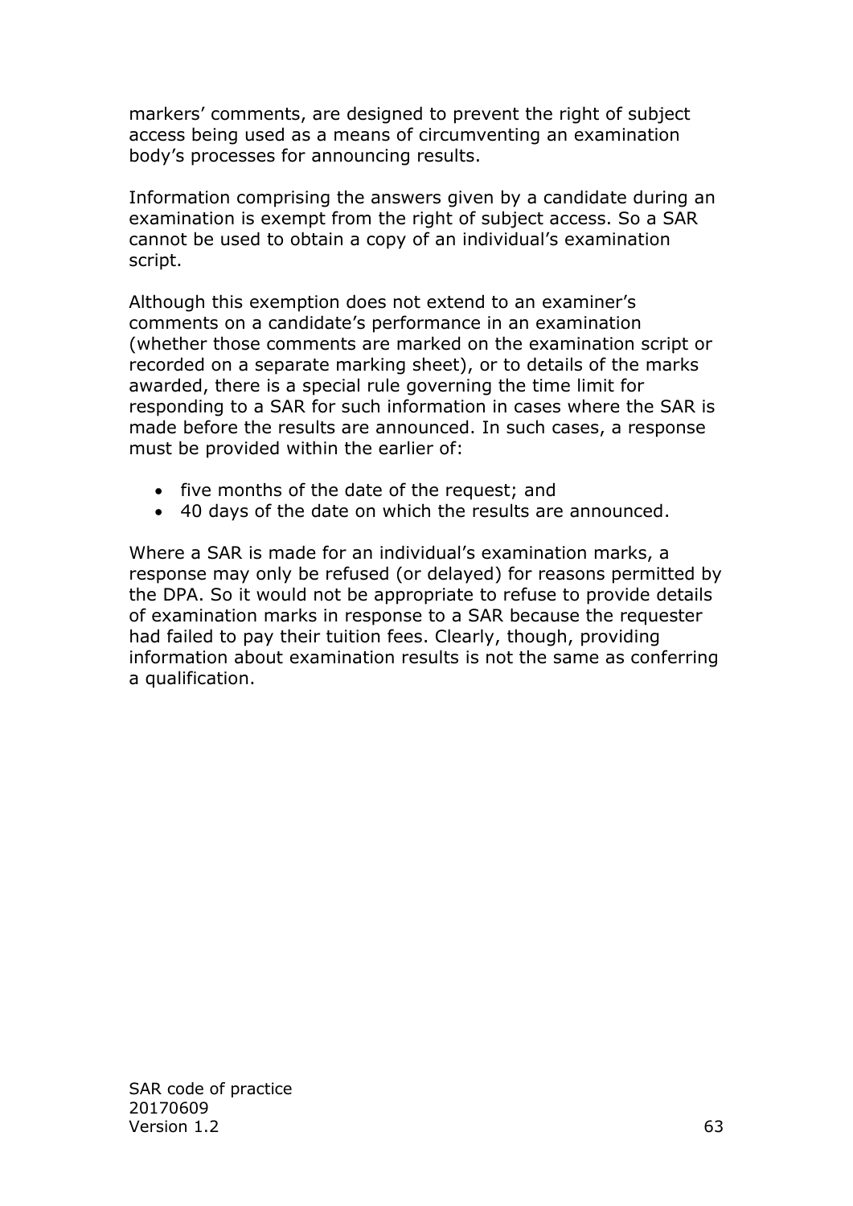markers' comments, are designed to prevent the right of subject access being used as a means of circumventing an examination body's processes for announcing results.

Information comprising the answers given by a candidate during an examination is exempt from the right of subject access. So a SAR cannot be used to obtain a copy of an individual's examination script.

Although this exemption does not extend to an examiner's comments on a candidate's performance in an examination (whether those comments are marked on the examination script or recorded on a separate marking sheet), or to details of the marks awarded, there is a special rule governing the time limit for responding to a SAR for such information in cases where the SAR is made before the results are announced. In such cases, a response must be provided within the earlier of:

- five months of the date of the request; and
- 40 days of the date on which the results are announced.

Where a SAR is made for an individual's examination marks, a response may only be refused (or delayed) for reasons permitted by the DPA. So it would not be appropriate to refuse to provide details of examination marks in response to a SAR because the requester had failed to pay their tuition fees. Clearly, though, providing information about examination results is not the same as conferring a qualification.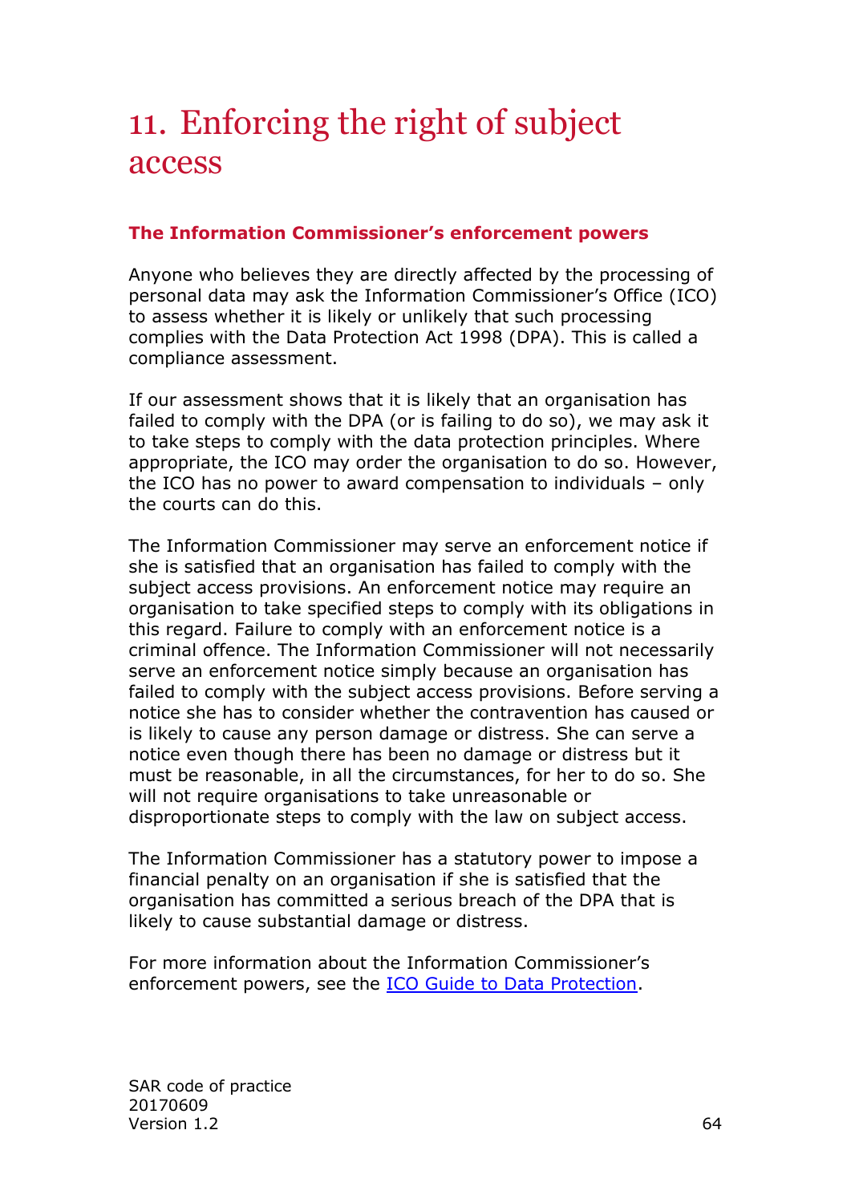# 11. Enforcing the right of subject access

### The Information Commissioner's enforcement powers

Anyone who believes they are directly affected by the processing of personal data may ask the Information Commissioner's Office (ICO) to assess whether it is likely or unlikely that such processing complies with the Data Protection Act 1998 (DPA). This is called a compliance assessment.

If our assessment shows that it is likely that an organisation has failed to comply with the DPA (or is failing to do so), we may ask it to take steps to comply with the data protection principles. Where appropriate, the ICO may order the organisation to do so. However, the ICO has no power to award compensation to individuals – only the courts can do this.

The Information Commissioner may serve an enforcement notice if she is satisfied that an organisation has failed to comply with the subject access provisions. An enforcement notice may require an organisation to take specified steps to comply with its obligations in this regard. Failure to comply with an enforcement notice is a criminal offence. The Information Commissioner will not necessarily serve an enforcement notice simply because an organisation has failed to comply with the subject access provisions. Before serving a notice she has to consider whether the contravention has caused or is likely to cause any person damage or distress. She can serve a notice even though there has been no damage or distress but it must be reasonable, in all the circumstances, for her to do so. She will not require organisations to take unreasonable or disproportionate steps to comply with the law on subject access.

The Information Commissioner has a statutory power to impose a financial penalty on an organisation if she is satisfied that the organisation has committed a serious breach of the DPA that is likely to cause substantial damage or distress.

For more information about the Information Commissioner's enforcement powers, see the [ICO Guide to Data Protection](ICO Guide to Data Protection).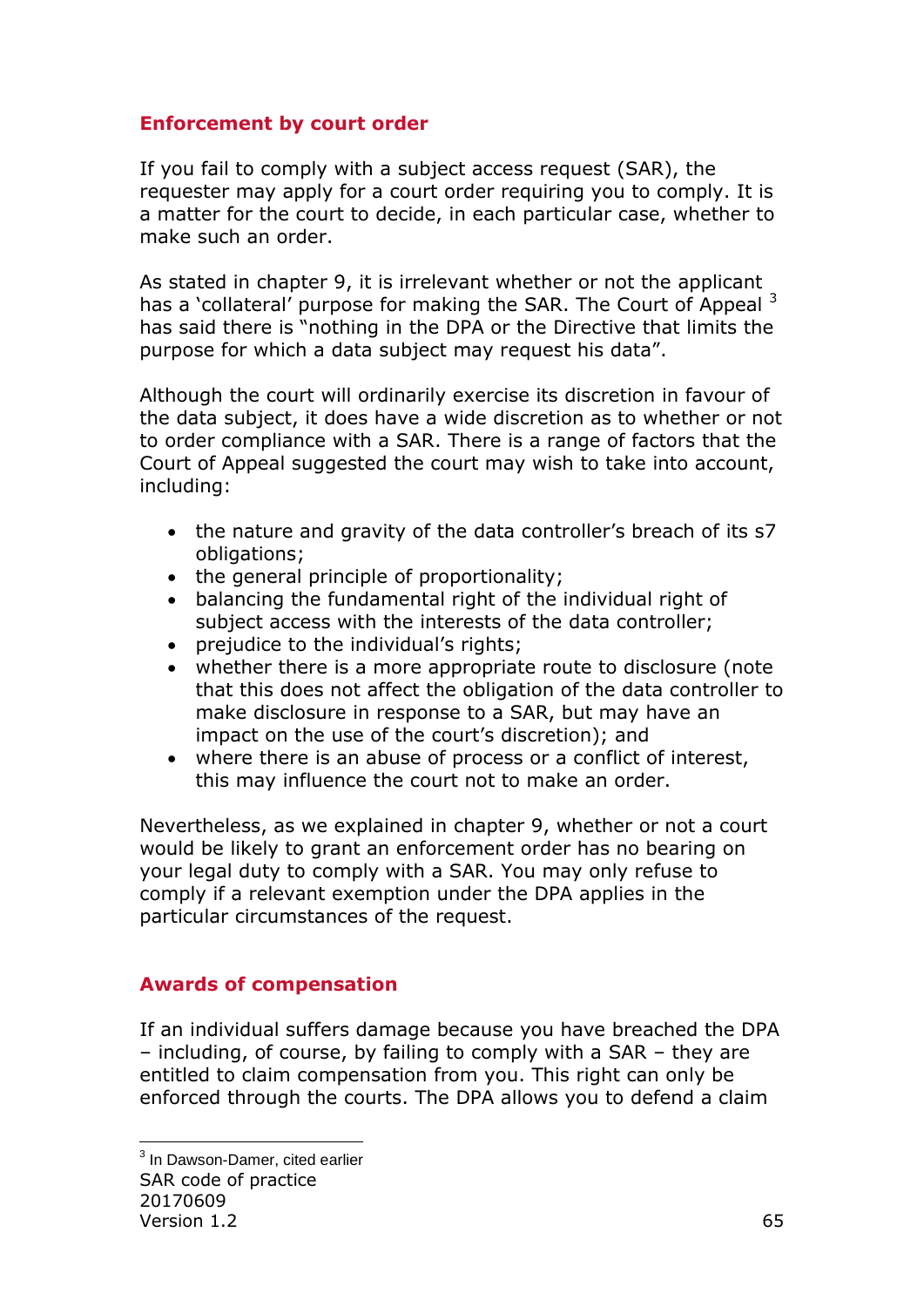## Enforcement by court order

If you fail to comply with a subject access request (SAR), the requester may apply for a court order requiring you to comply. It is a matter for the court to decide, in each particular case, whether to make such an order.

As stated in chapter 9, it is irrelevant whether or not the applicant has a 'collateral' purpose for making the SAR. The Court of Appeal [3] has said there is "nothing in the DPA or the Directive that limits the purpose for which a data subject may request his data".

Although the court will ordinarily exercise its discretion in favour of the data subject, it does have a wide discretion as to whether or not to order compliance with a SAR. There is a range of factors that the Court of Appeal suggested the court may wish to take into account, including:

- the nature and gravity of the data controller's breach of its s7 obligations;
- the general principle of proportionality;
- balancing the fundamental right of the individual right of subject access with the interests of the data controller;
- prejudice to the individual's rights;
- whether there is a more appropriate route to disclosure (note that this does not affect the obligation of the data controller to make disclosure in response to a SAR, but may have an impact on the use of the court's discretion); and
- where there is an abuse of process or a conflict of interest, this may influence the court not to make an order.

Nevertheless, as we explained in chapter 9, whether or not a court would be likely to grant an enforcement order has no bearing on your legal duty to comply with a SAR. You may only refuse to comply if a relevant exemption under the DPA applies in the particular circumstances of the request.

## Awards of compensation

If an individual suffers damage because you have breached the DPA – including, of course, by failing to comply with a SAR – they are entitled to claim compensation from you. This right can only be enforced through the courts. The DPA allows you to defend a claim

[3] In Dawson-Damer, cited earlier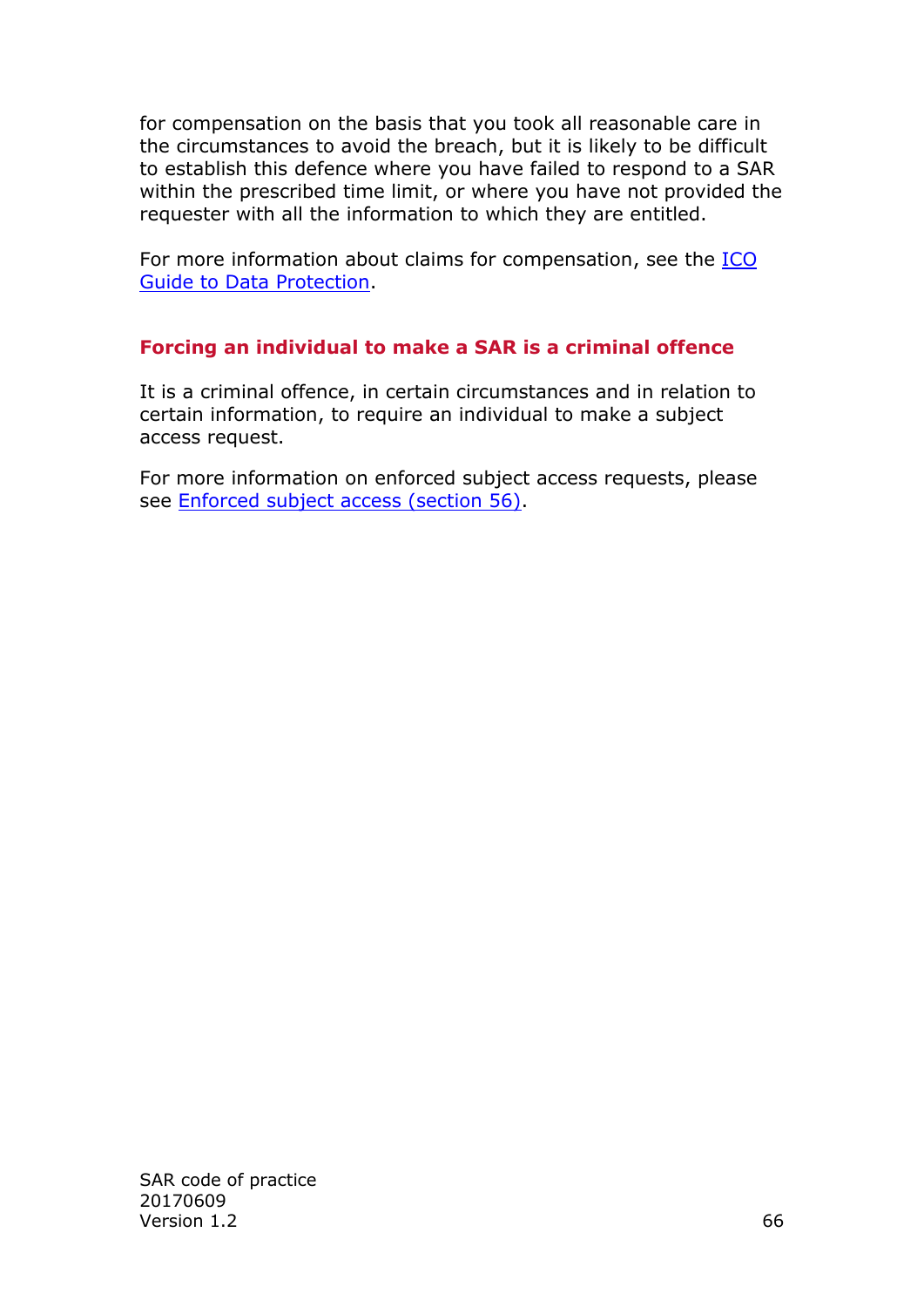for compensation on the basis that you took all reasonable care in the circumstances to avoid the breach, but it is likely to be difficult to establish this defence where you have failed to respond to a SAR within the prescribed time limit, or where you have not provided the requester with all the information to which they are entitled.

For more information about claims for compensation, see the ICO Guide to Data Protection.

### Forcing an individual to make a SAR is a criminal offence

It is a criminal offence, in certain circumstances and in relation to certain information, to require an individual to make a subject access request.

For more information on enforced subject access requests, please see Enforced subject access (section 56).